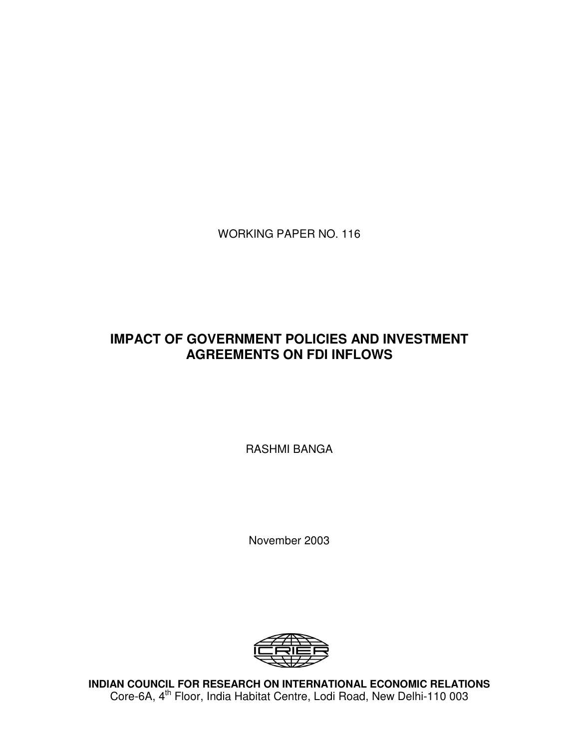WORKING PAPER NO. 116

# IMPACT OF GOVERNMENT POLICIES AND INVESTMENT AGREEMENTS ON FDI INFLOWS

RASHMI BANGA

November 2003

**INDIAN COUNCIL FOR RESEARCH ON INTERNATIONAL ECONOMIC RELATIONS**
Core-6A, 4th Floor, India Habitat Centre, Lodi Road, New Delhi-110 003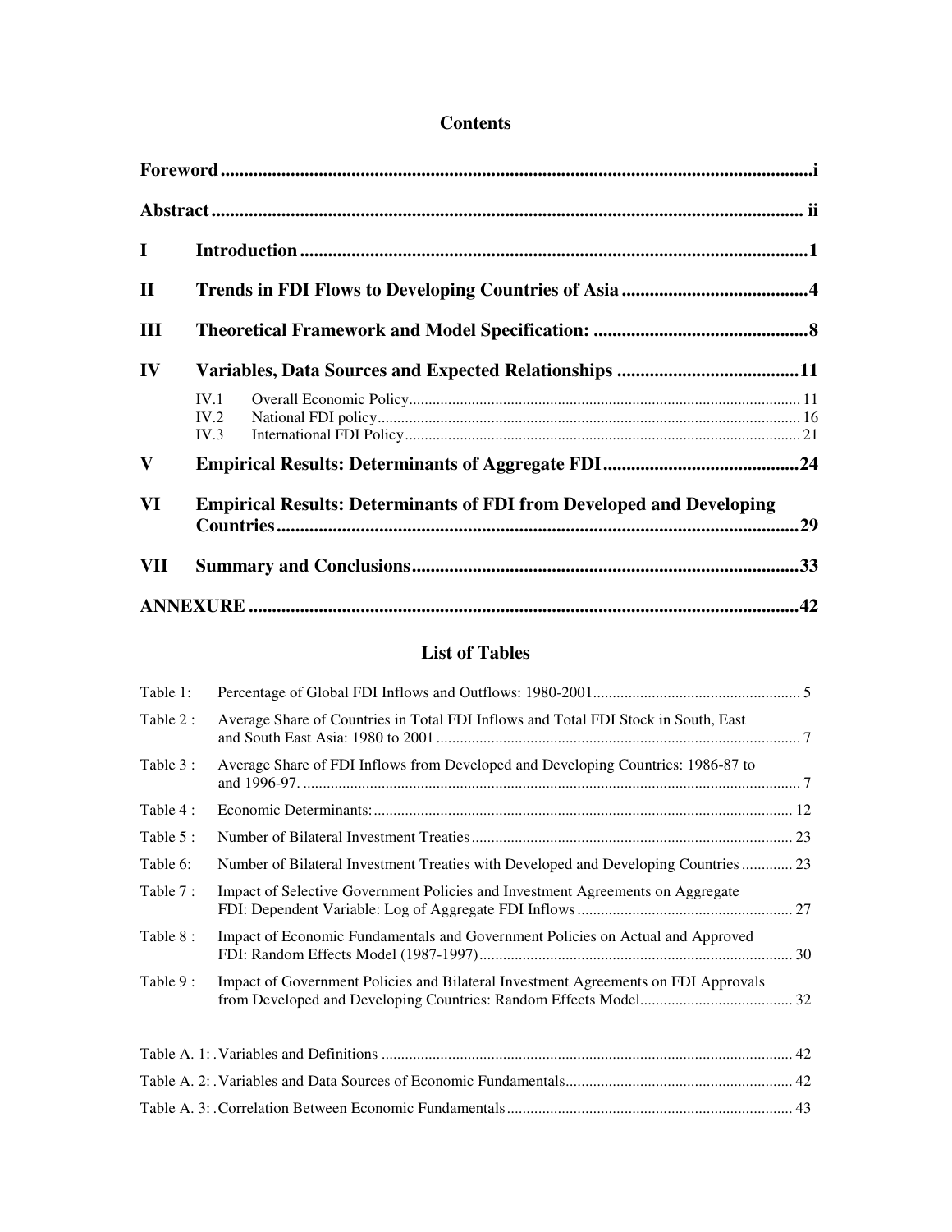## Contents

| | | |
|---|---|---|
| **Foreword** | | **i** |
| **Abstract** | | **ii** |
| **I** | **Introduction** | **1** |
| **II** | **Trends in FDI Flows to Developing Countries of Asia** | **4** |
| **III** | **Theoretical Framework and Model Specification:** | **8** |
| **IV** | **Variables, Data Sources and Expected Relationships** | **11** |
| | IV.1 Overall Economic Policy | 11 |
| | IV.2 National FDI policy | 16 |
| | IV.3 International FDI Policy | 21 |
| **V** | **Empirical Results: Determinants of Aggregate FDI** | **24** |
| **VI** | **Empirical Results: Determinants of FDI from Developed and Developing Countries** | **29** |
| **VII** | **Summary and Conclusions** | **33** |
| **ANNEXURE** | | **42** |

## List of Tables

| | | |
|---|---|---|
| Table 1: | Percentage of Global FDI Inflows and Outflows: 1980-2001 | 5 |
| Table 2 : | Average Share of Countries in Total FDI Inflows and Total FDI Stock in South, East and South East Asia: 1980 to 2001 | 7 |
| Table 3 : | Average Share of FDI Inflows from Developed and Developing Countries: 1986-87 to and 1996-97. | 7 |
| Table 4 : | Economic Determinants: | 12 |
| Table 5 : | Number of Bilateral Investment Treaties | 23 |
| Table 6: | Number of Bilateral Investment Treaties with Developed and Developing Countries | 23 |
| Table 7 : | Impact of Selective Government Policies and Investment Agreements on Aggregate FDI: Dependent Variable: Log of Aggregate FDI Inflows | 27 |
| Table 8 : | Impact of Economic Fundamentals and Government Policies on Actual and Approved FDI: Random Effects Model (1987-1997) | 30 |
| Table 9 : | Impact of Government Policies and Bilateral Investment Agreements on FDI Approvals from Developed and Developing Countries: Random Effects Model | 32 |
| Table A. 1: | Variables and Definitions | 42 |
| Table A. 2: | Variables and Data Sources of Economic Fundamentals | 42 |
| Table A. 3: | Correlation Between Economic Fundamentals | 43 |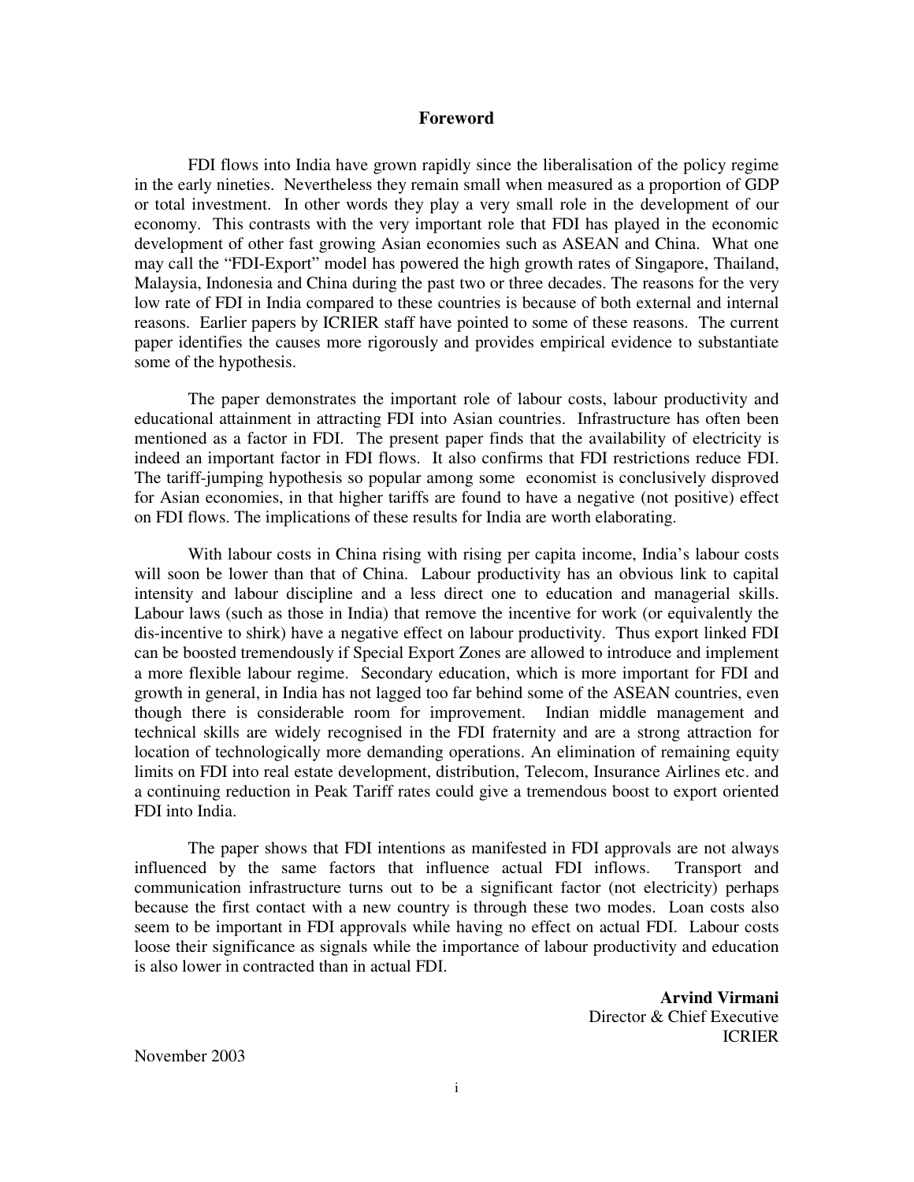## Foreword

FDI flows into India have grown rapidly since the liberalisation of the policy regime in the early nineties. Nevertheless they remain small when measured as a proportion of GDP or total investment. In other words they play a very small role in the development of our economy. This contrasts with the very important role that FDI has played in the economic development of other fast growing Asian economies such as ASEAN and China. What one may call the "FDI-Export" model has powered the high growth rates of Singapore, Thailand, Malaysia, Indonesia and China during the past two or three decades. The reasons for the very low rate of FDI in India compared to these countries is because of both external and internal reasons. Earlier papers by ICRIER staff have pointed to some of these reasons. The current paper identifies the causes more rigorously and provides empirical evidence to substantiate some of the hypothesis.

The paper demonstrates the important role of labour costs, labour productivity and educational attainment in attracting FDI into Asian countries. Infrastructure has often been mentioned as a factor in FDI. The present paper finds that the availability of electricity is indeed an important factor in FDI flows. It also confirms that FDI restrictions reduce FDI. The tariff-jumping hypothesis so popular among some economist is conclusively disproved for Asian economies, in that higher tariffs are found to have a negative (not positive) effect on FDI flows. The implications of these results for India are worth elaborating.

With labour costs in China rising with rising per capita income, India's labour costs will soon be lower than that of China. Labour productivity has an obvious link to capital intensity and labour discipline and a less direct one to education and managerial skills. Labour laws (such as those in India) that remove the incentive for work (or equivalently the dis-incentive to shirk) have a negative effect on labour productivity. Thus export linked FDI can be boosted tremendously if Special Export Zones are allowed to introduce and implement a more flexible labour regime. Secondary education, which is more important for FDI and growth in general, in India has not lagged too far behind some of the ASEAN countries, even though there is considerable room for improvement. Indian middle management and technical skills are widely recognised in the FDI fraternity and are a strong attraction for location of technologically more demanding operations. An elimination of remaining equity limits on FDI into real estate development, distribution, Telecom, Insurance Airlines etc. and a continuing reduction in Peak Tariff rates could give a tremendous boost to export oriented FDI into India.

The paper shows that FDI intentions as manifested in FDI approvals are not always influenced by the same factors that influence actual FDI inflows. Transport and communication infrastructure turns out to be a significant factor (not electricity) perhaps because the first contact with a new country is through these two modes. Loan costs also seem to be important in FDI approvals while having no effect on actual FDI. Labour costs loose their significance as signals while the importance of labour productivity and education is also lower in contracted than in actual FDI.

**Arvind Virmani**
Director & Chief Executive
ICRIER

November 2003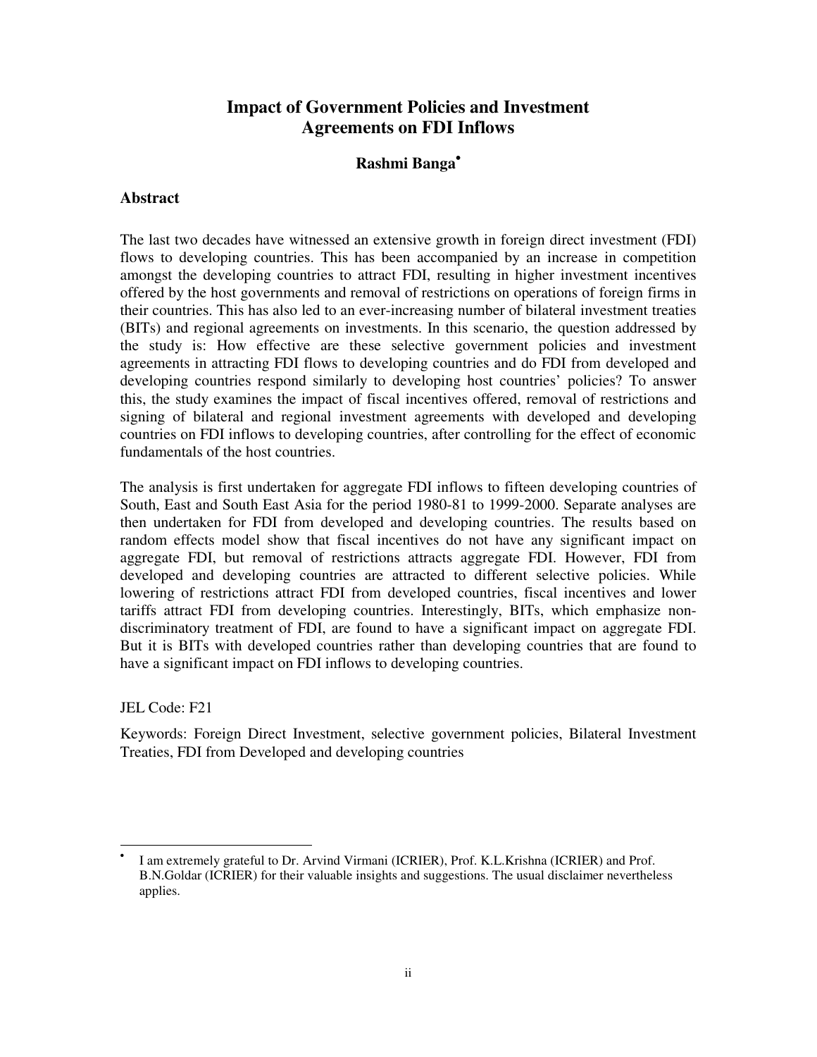# Impact of Government Policies and Investment Agreements on FDI Inflows

**Rashmi Banga**[•]

## Abstract

The last two decades have witnessed an extensive growth in foreign direct investment (FDI) flows to developing countries. This has been accompanied by an increase in competition amongst the developing countries to attract FDI, resulting in higher investment incentives offered by the host governments and removal of restrictions on operations of foreign firms in their countries. This has also led to an ever-increasing number of bilateral investment treaties (BITs) and regional agreements on investments. In this scenario, the question addressed by the study is: How effective are these selective government policies and investment agreements in attracting FDI flows to developing countries and do FDI from developed and developing countries respond similarly to developing host countries' policies? To answer this, the study examines the impact of fiscal incentives offered, removal of restrictions and signing of bilateral and regional investment agreements with developed and developing countries on FDI inflows to developing countries, after controlling for the effect of economic fundamentals of the host countries.

The analysis is first undertaken for aggregate FDI inflows to fifteen developing countries of South, East and South East Asia for the period 1980-81 to 1999-2000. Separate analyses are then undertaken for FDI from developed and developing countries. The results based on random effects model show that fiscal incentives do not have any significant impact on aggregate FDI, but removal of restrictions attracts aggregate FDI. However, FDI from developed and developing countries are attracted to different selective policies. While lowering of restrictions attract FDI from developed countries, fiscal incentives and lower tariffs attract FDI from developing countries. Interestingly, BITs, which emphasize non-discriminatory treatment of FDI, are found to have a significant impact on aggregate FDI. But it is BITs with developed countries rather than developing countries that are found to have a significant impact on FDI inflows to developing countries.

JEL Code: F21

Keywords: Foreign Direct Investment, selective government policies, Bilateral Investment Treaties, FDI from Developed and developing countries

---

[•] I am extremely grateful to Dr. Arvind Virmani (ICRIER), Prof. K.L.Krishna (ICRIER) and Prof. B.N.Goldar (ICRIER) for their valuable insights and suggestions. The usual disclaimer nevertheless applies.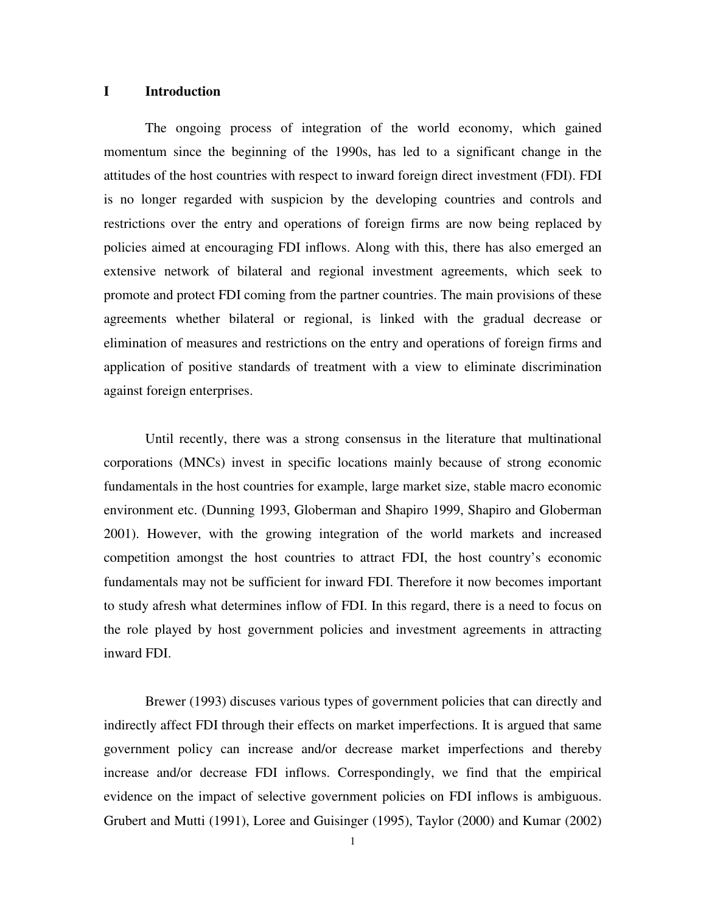# I Introduction

The ongoing process of integration of the world economy, which gained momentum since the beginning of the 1990s, has led to a significant change in the attitudes of the host countries with respect to inward foreign direct investment (FDI). FDI is no longer regarded with suspicion by the developing countries and controls and restrictions over the entry and operations of foreign firms are now being replaced by policies aimed at encouraging FDI inflows. Along with this, there has also emerged an extensive network of bilateral and regional investment agreements, which seek to promote and protect FDI coming from the partner countries. The main provisions of these agreements whether bilateral or regional, is linked with the gradual decrease or elimination of measures and restrictions on the entry and operations of foreign firms and application of positive standards of treatment with a view to eliminate discrimination against foreign enterprises.

Until recently, there was a strong consensus in the literature that multinational corporations (MNCs) invest in specific locations mainly because of strong economic fundamentals in the host countries for example, large market size, stable macro economic environment etc. (Dunning 1993, Globerman and Shapiro 1999, Shapiro and Globerman 2001). However, with the growing integration of the world markets and increased competition amongst the host countries to attract FDI, the host country's economic fundamentals may not be sufficient for inward FDI. Therefore it now becomes important to study afresh what determines inflow of FDI. In this regard, there is a need to focus on the role played by host government policies and investment agreements in attracting inward FDI.

Brewer (1993) discuses various types of government policies that can directly and indirectly affect FDI through their effects on market imperfections. It is argued that same government policy can increase and/or decrease market imperfections and thereby increase and/or decrease FDI inflows. Correspondingly, we find that the empirical evidence on the impact of selective government policies on FDI inflows is ambiguous. Grubert and Mutti (1991), Loree and Guisinger (1995), Taylor (2000) and Kumar (2002)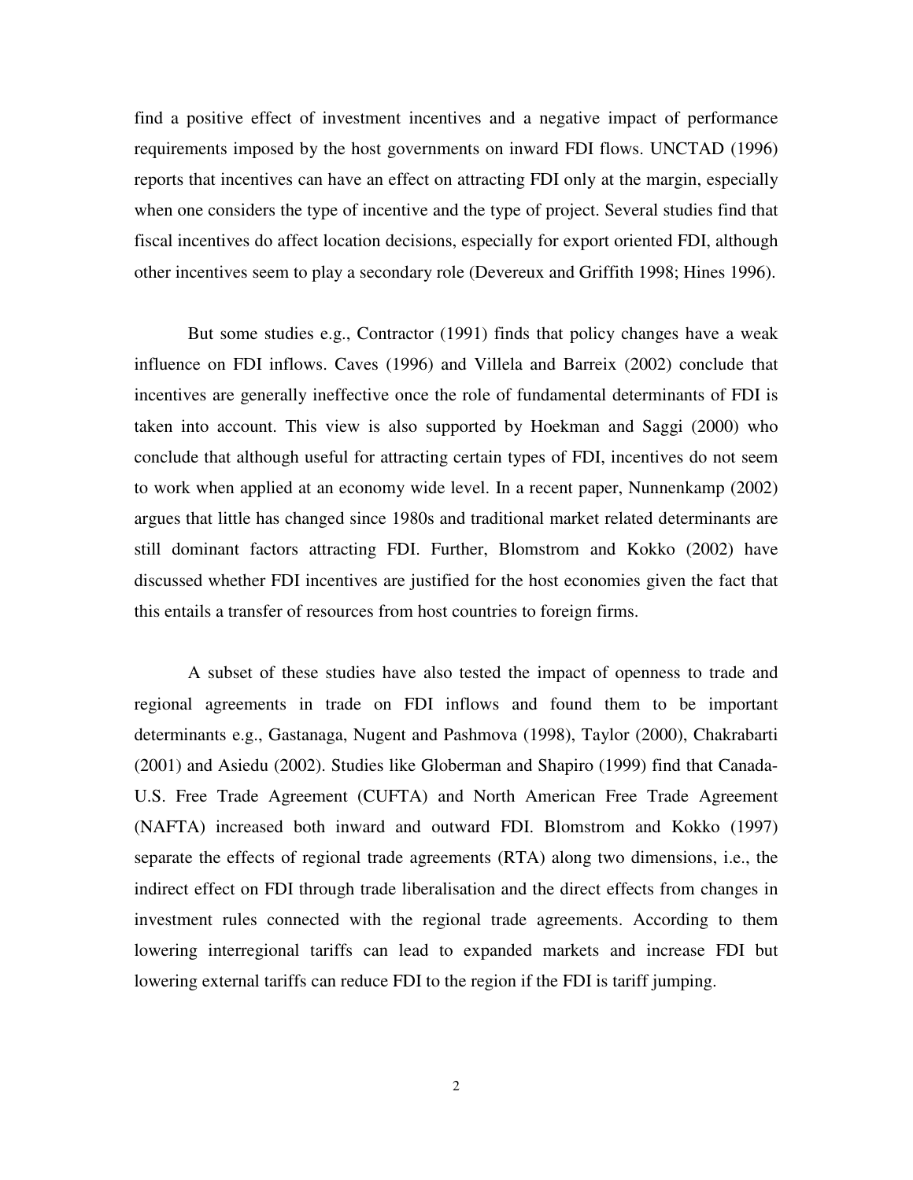find a positive effect of investment incentives and a negative impact of performance requirements imposed by the host governments on inward FDI flows. UNCTAD (1996) reports that incentives can have an effect on attracting FDI only at the margin, especially when one considers the type of incentive and the type of project. Several studies find that fiscal incentives do affect location decisions, especially for export oriented FDI, although other incentives seem to play a secondary role (Devereux and Griffith 1998; Hines 1996).

But some studies e.g., Contractor (1991) finds that policy changes have a weak influence on FDI inflows. Caves (1996) and Villela and Barreix (2002) conclude that incentives are generally ineffective once the role of fundamental determinants of FDI is taken into account. This view is also supported by Hoekman and Saggi (2000) who conclude that although useful for attracting certain types of FDI, incentives do not seem to work when applied at an economy wide level. In a recent paper, Nunnenkamp (2002) argues that little has changed since 1980s and traditional market related determinants are still dominant factors attracting FDI. Further, Blomstrom and Kokko (2002) have discussed whether FDI incentives are justified for the host economies given the fact that this entails a transfer of resources from host countries to foreign firms.

A subset of these studies have also tested the impact of openness to trade and regional agreements in trade on FDI inflows and found them to be important determinants e.g., Gastanaga, Nugent and Pashmova (1998), Taylor (2000), Chakrabarti (2001) and Asiedu (2002). Studies like Globerman and Shapiro (1999) find that Canada-U.S. Free Trade Agreement (CUFTA) and North American Free Trade Agreement (NAFTA) increased both inward and outward FDI. Blomstrom and Kokko (1997) separate the effects of regional trade agreements (RTA) along two dimensions, i.e., the indirect effect on FDI through trade liberalisation and the direct effects from changes in investment rules connected with the regional trade agreements. According to them lowering interregional tariffs can lead to expanded markets and increase FDI but lowering external tariffs can reduce FDI to the region if the FDI is tariff jumping.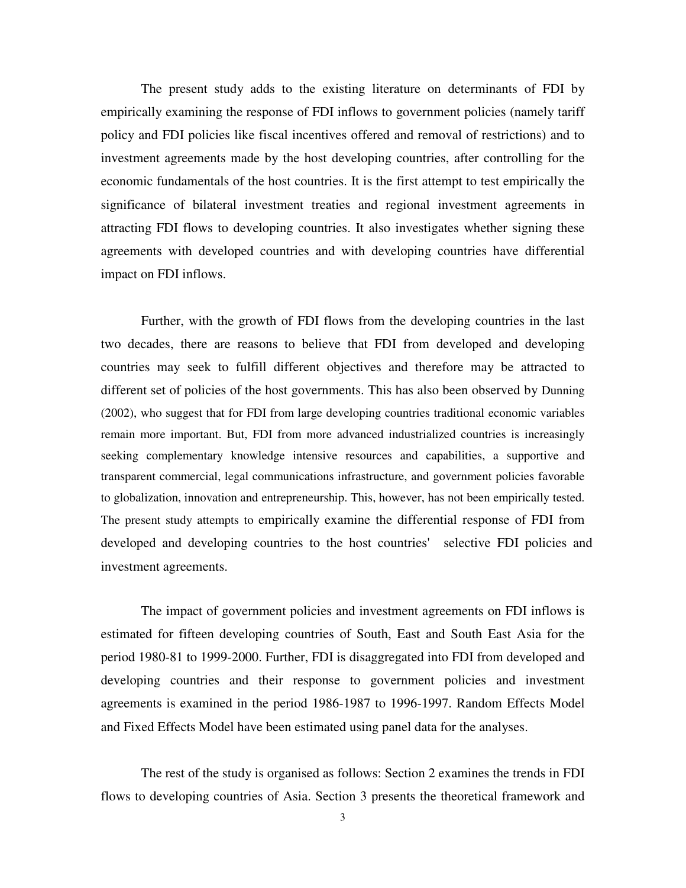The present study adds to the existing literature on determinants of FDI by empirically examining the response of FDI inflows to government policies (namely tariff policy and FDI policies like fiscal incentives offered and removal of restrictions) and to investment agreements made by the host developing countries, after controlling for the economic fundamentals of the host countries. It is the first attempt to test empirically the significance of bilateral investment treaties and regional investment agreements in attracting FDI flows to developing countries. It also investigates whether signing these agreements with developed countries and with developing countries have differential impact on FDI inflows.

Further, with the growth of FDI flows from the developing countries in the last two decades, there are reasons to believe that FDI from developed and developing countries may seek to fulfill different objectives and therefore may be attracted to different set of policies of the host governments. This has also been observed by Dunning (2002), who suggest that for FDI from large developing countries traditional economic variables remain more important. But, FDI from more advanced industrialized countries is increasingly seeking complementary knowledge intensive resources and capabilities, a supportive and transparent commercial, legal communications infrastructure, and government policies favorable to globalization, innovation and entrepreneurship. This, however, has not been empirically tested. The present study attempts to empirically examine the differential response of FDI from developed and developing countries to the host countries' selective FDI policies and investment agreements.

The impact of government policies and investment agreements on FDI inflows is estimated for fifteen developing countries of South, East and South East Asia for the period 1980-81 to 1999-2000. Further, FDI is disaggregated into FDI from developed and developing countries and their response to government policies and investment agreements is examined in the period 1986-1987 to 1996-1997. Random Effects Model and Fixed Effects Model have been estimated using panel data for the analyses.

The rest of the study is organised as follows: Section 2 examines the trends in FDI flows to developing countries of Asia. Section 3 presents the theoretical framework and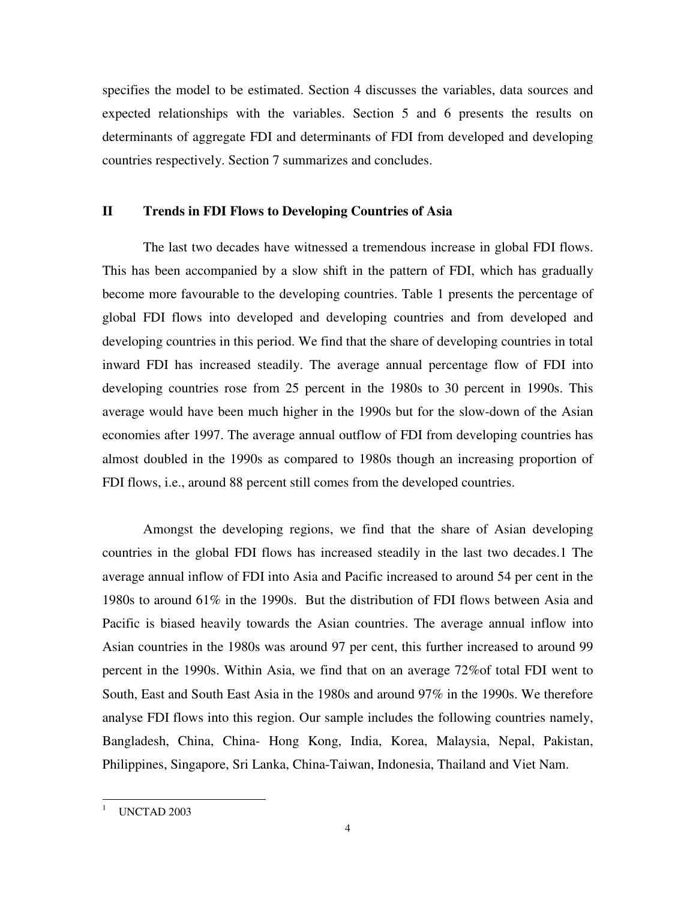specifies the model to be estimated. Section 4 discusses the variables, data sources and expected relationships with the variables. Section 5 and 6 presents the results on determinants of aggregate FDI and determinants of FDI from developed and developing countries respectively. Section 7 summarizes and concludes.

## II Trends in FDI Flows to Developing Countries of Asia

The last two decades have witnessed a tremendous increase in global FDI flows. This has been accompanied by a slow shift in the pattern of FDI, which has gradually become more favourable to the developing countries. Table 1 presents the percentage of global FDI flows into developed and developing countries and from developed and developing countries in this period. We find that the share of developing countries in total inward FDI has increased steadily. The average annual percentage flow of FDI into developing countries rose from 25 percent in the 1980s to 30 percent in 1990s. This average would have been much higher in the 1990s but for the slow-down of the Asian economies after 1997. The average annual outflow of FDI from developing countries has almost doubled in the 1990s as compared to 1980s though an increasing proportion of FDI flows, i.e., around 88 percent still comes from the developed countries.

Amongst the developing regions, we find that the share of Asian developing countries in the global FDI flows has increased steadily in the last two decades.[1] The average annual inflow of FDI into Asia and Pacific increased to around 54 per cent in the 1980s to around 61% in the 1990s. But the distribution of FDI flows between Asia and Pacific is biased heavily towards the Asian countries. The average annual inflow into Asian countries in the 1980s was around 97 per cent, this further increased to around 99 percent in the 1990s. Within Asia, we find that on an average 72%of total FDI went to South, East and South East Asia in the 1980s and around 97% in the 1990s. We therefore analyse FDI flows into this region. Our sample includes the following countries namely, Bangladesh, China, China- Hong Kong, India, Korea, Malaysia, Nepal, Pakistan, Philippines, Singapore, Sri Lanka, China-Taiwan, Indonesia, Thailand and Viet Nam.

[1] UNCTAD 2003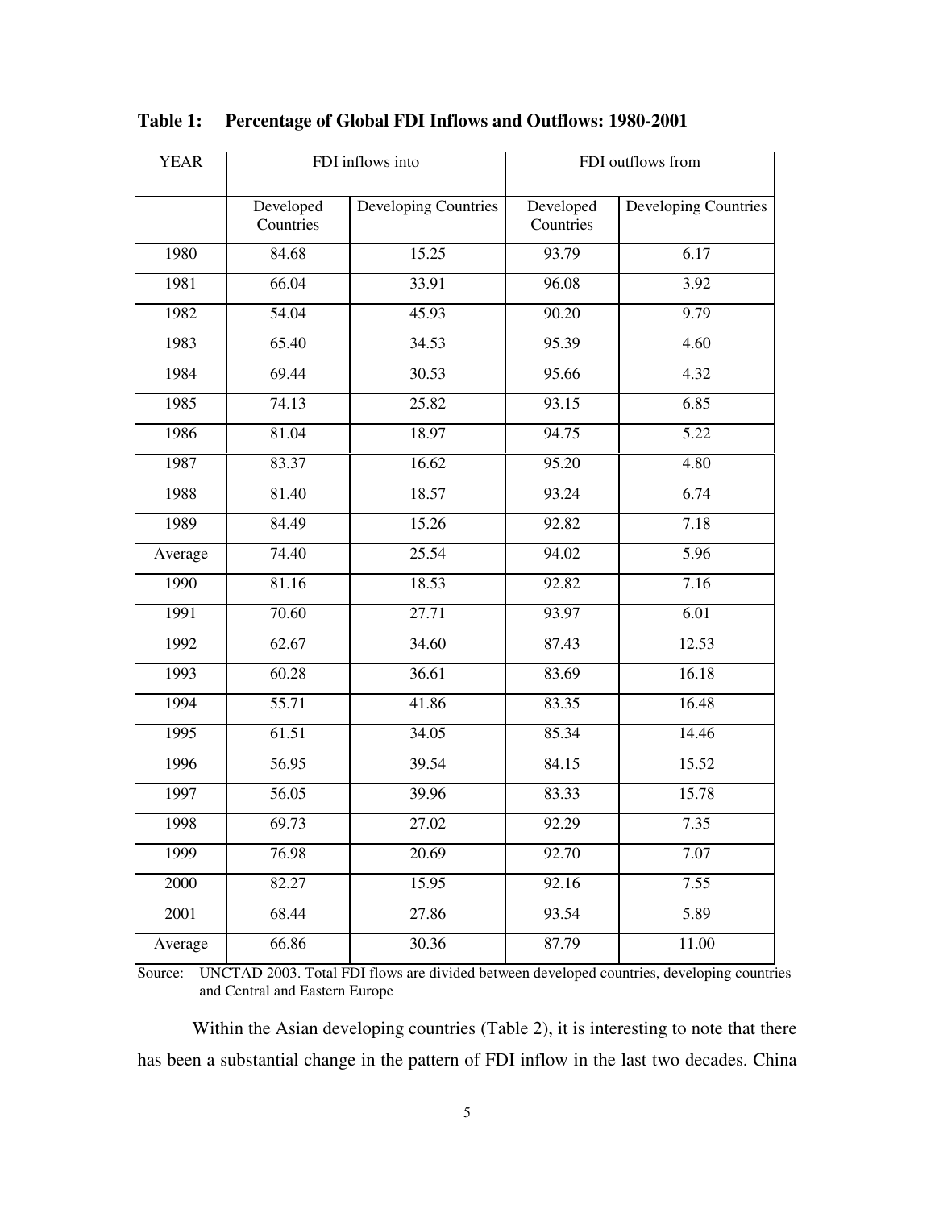**Table 1: Percentage of Global FDI Inflows and Outflows: 1980-2001**

| YEAR | FDI inflows into | | FDI outflows from | |
|---|---|---|---|---|
| | Developed Countries | Developing Countries | Developed Countries | Developing Countries |
| 1980 | 84.68 | 15.25 | 93.79 | 6.17 |
| 1981 | 66.04 | 33.91 | 96.08 | 3.92 |
| 1982 | 54.04 | 45.93 | 90.20 | 9.79 |
| 1983 | 65.40 | 34.53 | 95.39 | 4.60 |
| 1984 | 69.44 | 30.53 | 95.66 | 4.32 |
| 1985 | 74.13 | 25.82 | 93.15 | 6.85 |
| 1986 | 81.04 | 18.97 | 94.75 | 5.22 |
| 1987 | 83.37 | 16.62 | 95.20 | 4.80 |
| 1988 | 81.40 | 18.57 | 93.24 | 6.74 |
| 1989 | 84.49 | 15.26 | 92.82 | 7.18 |
| Average | 74.40 | 25.54 | 94.02 | 5.96 |
| 1990 | 81.16 | 18.53 | 92.82 | 7.16 |
| 1991 | 70.60 | 27.71 | 93.97 | 6.01 |
| 1992 | 62.67 | 34.60 | 87.43 | 12.53 |
| 1993 | 60.28 | 36.61 | 83.69 | 16.18 |
| 1994 | 55.71 | 41.86 | 83.35 | 16.48 |
| 1995 | 61.51 | 34.05 | 85.34 | 14.46 |
| 1996 | 56.95 | 39.54 | 84.15 | 15.52 |
| 1997 | 56.05 | 39.96 | 83.33 | 15.78 |
| 1998 | 69.73 | 27.02 | 92.29 | 7.35 |
| 1999 | 76.98 | 20.69 | 92.70 | 7.07 |
| 2000 | 82.27 | 15.95 | 92.16 | 7.55 |
| 2001 | 68.44 | 27.86 | 93.54 | 5.89 |
| Average | 66.86 | 30.36 | 87.79 | 11.00 |

Source: UNCTAD 2003. Total FDI flows are divided between developed countries, developing countries and Central and Eastern Europe

Within the Asian developing countries (Table 2), it is interesting to note that there has been a substantial change in the pattern of FDI inflow in the last two decades. China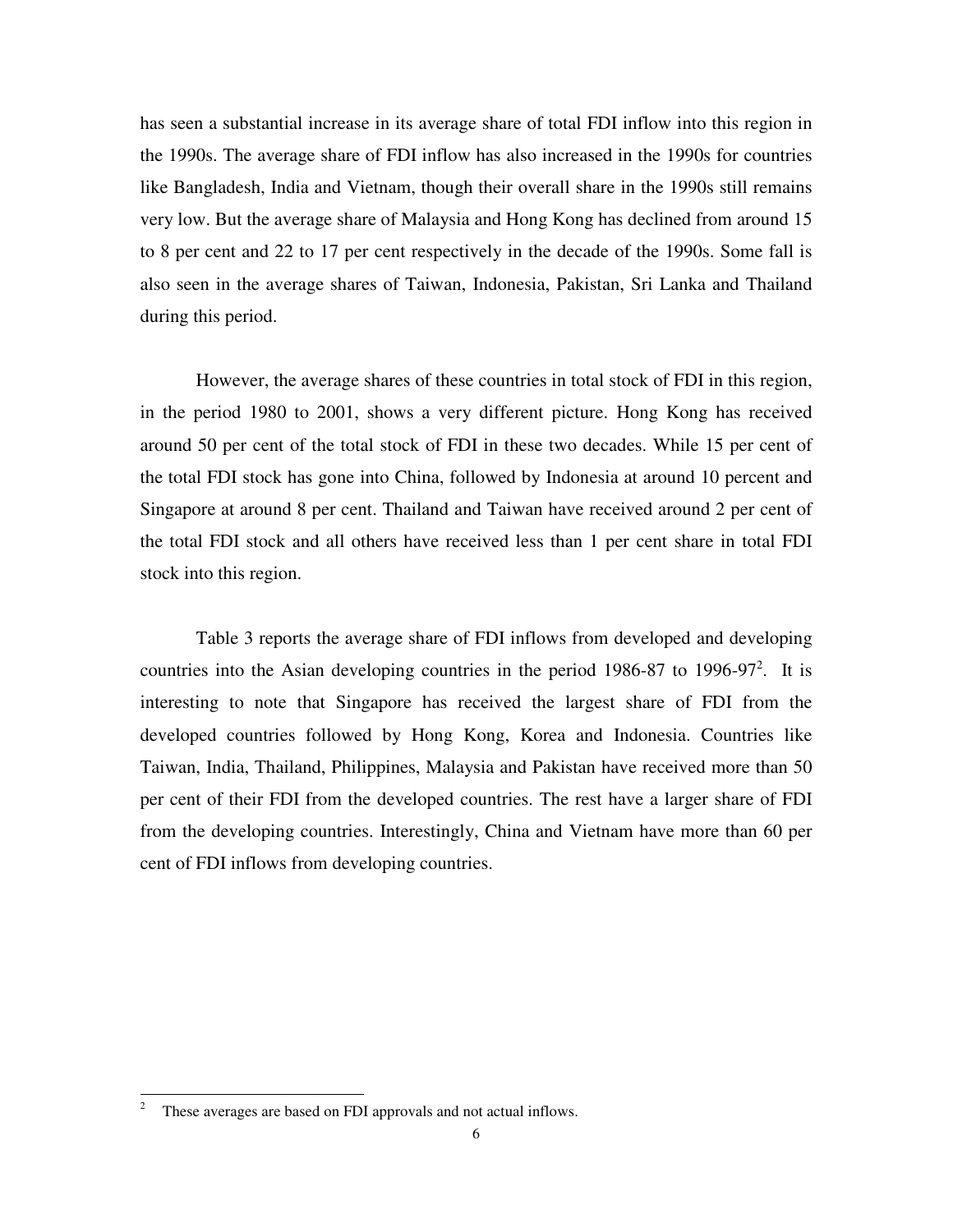has seen a substantial increase in its average share of total FDI inflow into this region in the 1990s. The average share of FDI inflow has also increased in the 1990s for countries like Bangladesh, India and Vietnam, though their overall share in the 1990s still remains very low. But the average share of Malaysia and Hong Kong has declined from around 15 to 8 per cent and 22 to 17 per cent respectively in the decade of the 1990s. Some fall is also seen in the average shares of Taiwan, Indonesia, Pakistan, Sri Lanka and Thailand during this period.

However, the average shares of these countries in total stock of FDI in this region, in the period 1980 to 2001, shows a very different picture. Hong Kong has received around 50 per cent of the total stock of FDI in these two decades. While 15 per cent of the total FDI stock has gone into China, followed by Indonesia at around 10 percent and Singapore at around 8 per cent. Thailand and Taiwan have received around 2 per cent of the total FDI stock and all others have received less than 1 per cent share in total FDI stock into this region.

Table 3 reports the average share of FDI inflows from developed and developing countries into the Asian developing countries in the period 1986-87 to 1996-97[2]. It is interesting to note that Singapore has received the largest share of FDI from the developed countries followed by Hong Kong, Korea and Indonesia. Countries like Taiwan, India, Thailand, Philippines, Malaysia and Pakistan have received more than 50 per cent of their FDI from the developed countries. The rest have a larger share of FDI from the developing countries. Interestingly, China and Vietnam have more than 60 per cent of FDI inflows from developing countries.

---

[2] These averages are based on FDI approvals and not actual inflows.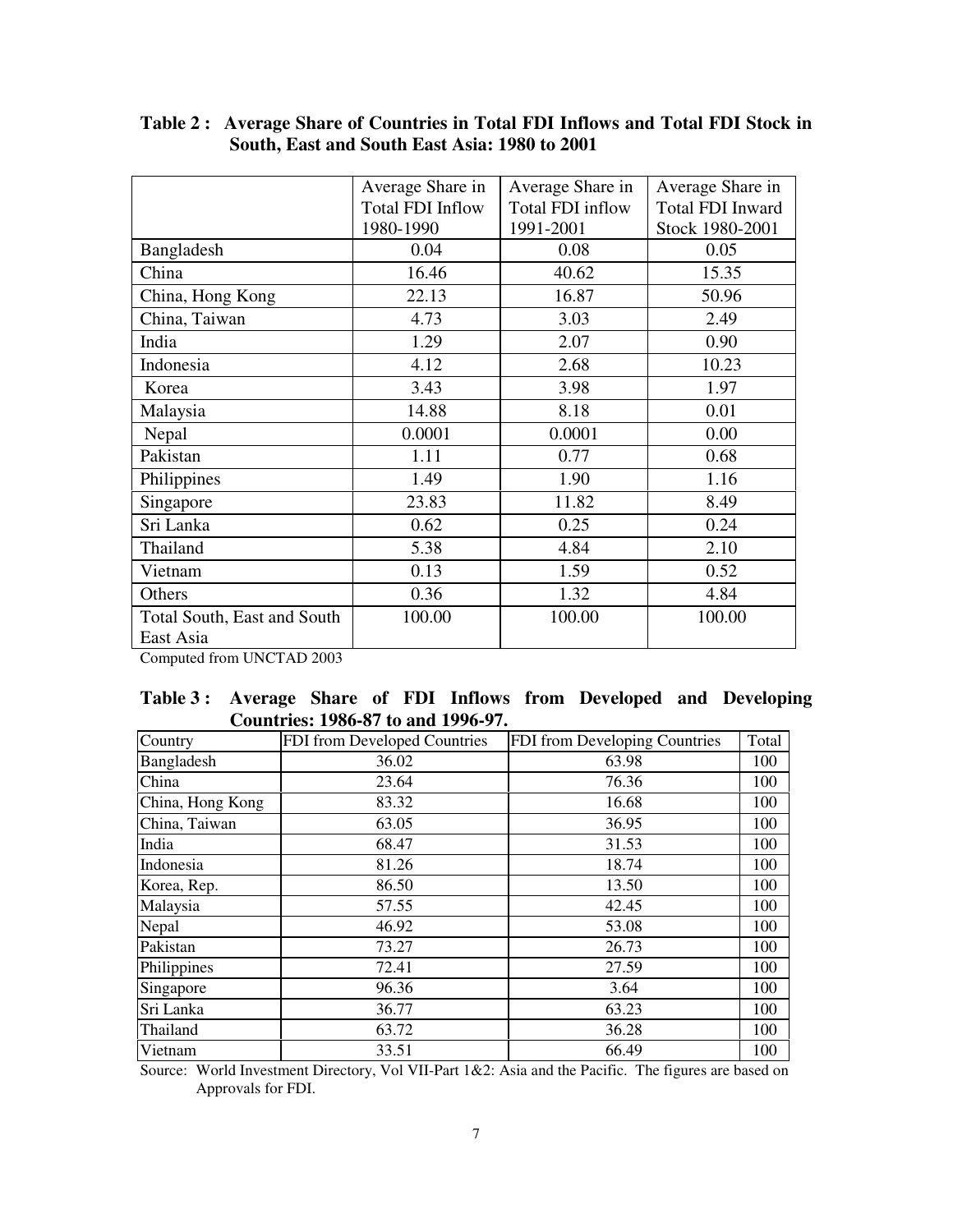**Table 2 : Average Share of Countries in Total FDI Inflows and Total FDI Stock in South, East and South East Asia: 1980 to 2001**

| | Average Share in Total FDI Inflow 1980-1990 | Average Share in Total FDI inflow 1991-2001 | Average Share in Total FDI Inward Stock 1980-2001 |
|---|---|---|---|
| Bangladesh | 0.04 | 0.08 | 0.05 |
| China | 16.46 | 40.62 | 15.35 |
| China, Hong Kong | 22.13 | 16.87 | 50.96 |
| China, Taiwan | 4.73 | 3.03 | 2.49 |
| India | 1.29 | 2.07 | 0.90 |
| Indonesia | 4.12 | 2.68 | 10.23 |
| Korea | 3.43 | 3.98 | 1.97 |
| Malaysia | 14.88 | 8.18 | 0.01 |
| Nepal | 0.0001 | 0.0001 | 0.00 |
| Pakistan | 1.11 | 0.77 | 0.68 |
| Philippines | 1.49 | 1.90 | 1.16 |
| Singapore | 23.83 | 11.82 | 8.49 |
| Sri Lanka | 0.62 | 0.25 | 0.24 |
| Thailand | 5.38 | 4.84 | 2.10 |
| Vietnam | 0.13 | 1.59 | 0.52 |
| Others | 0.36 | 1.32 | 4.84 |
| Total South, East and South East Asia | 100.00 | 100.00 | 100.00 |

Computed from UNCTAD 2003

**Table 3 : Average Share of FDI Inflows from Developed and Developing Countries: 1986-87 to and 1996-97.**

| Country | FDI from Developed Countries | FDI from Developing Countries | Total |
|---|---|---|---|
| Bangladesh | 36.02 | 63.98 | 100 |
| China | 23.64 | 76.36 | 100 |
| China, Hong Kong | 83.32 | 16.68 | 100 |
| China, Taiwan | 63.05 | 36.95 | 100 |
| India | 68.47 | 31.53 | 100 |
| Indonesia | 81.26 | 18.74 | 100 |
| Korea, Rep. | 86.50 | 13.50 | 100 |
| Malaysia | 57.55 | 42.45 | 100 |
| Nepal | 46.92 | 53.08 | 100 |
| Pakistan | 73.27 | 26.73 | 100 |
| Philippines | 72.41 | 27.59 | 100 |
| Singapore | 96.36 | 3.64 | 100 |
| Sri Lanka | 36.77 | 63.23 | 100 |
| Thailand | 63.72 | 36.28 | 100 |
| Vietnam | 33.51 | 66.49 | 100 |

Source: World Investment Directory, Vol VII-Part 1&2: Asia and the Pacific. The figures are based on Approvals for FDI.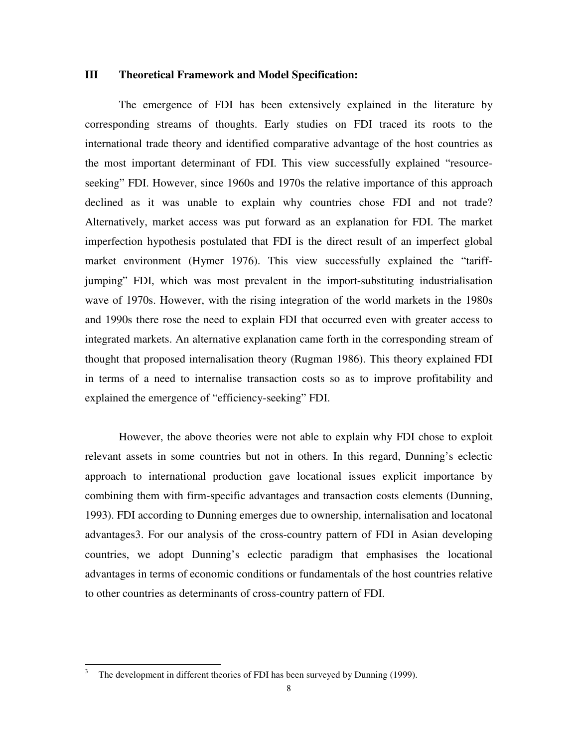## III Theoretical Framework and Model Specification:

The emergence of FDI has been extensively explained in the literature by corresponding streams of thoughts. Early studies on FDI traced its roots to the international trade theory and identified comparative advantage of the host countries as the most important determinant of FDI. This view successfully explained "resource-seeking" FDI. However, since 1960s and 1970s the relative importance of this approach declined as it was unable to explain why countries chose FDI and not trade? Alternatively, market access was put forward as an explanation for FDI. The market imperfection hypothesis postulated that FDI is the direct result of an imperfect global market environment (Hymer 1976). This view successfully explained the "tariff-jumping" FDI, which was most prevalent in the import-substituting industrialisation wave of 1970s. However, with the rising integration of the world markets in the 1980s and 1990s there rose the need to explain FDI that occurred even with greater access to integrated markets. An alternative explanation came forth in the corresponding stream of thought that proposed internalisation theory (Rugman 1986). This theory explained FDI in terms of a need to internalise transaction costs so as to improve profitability and explained the emergence of "efficiency-seeking" FDI.

However, the above theories were not able to explain why FDI chose to exploit relevant assets in some countries but not in others. In this regard, Dunning's eclectic approach to international production gave locational issues explicit importance by combining them with firm-specific advantages and transaction costs elements (Dunning, 1993). FDI according to Dunning emerges due to ownership, internalisation and locatonal advantages[3]. For our analysis of the cross-country pattern of FDI in Asian developing countries, we adopt Dunning's eclectic paradigm that emphasises the locational advantages in terms of economic conditions or fundamentals of the host countries relative to other countries as determinants of cross-country pattern of FDI.

[3] The development in different theories of FDI has been surveyed by Dunning (1999).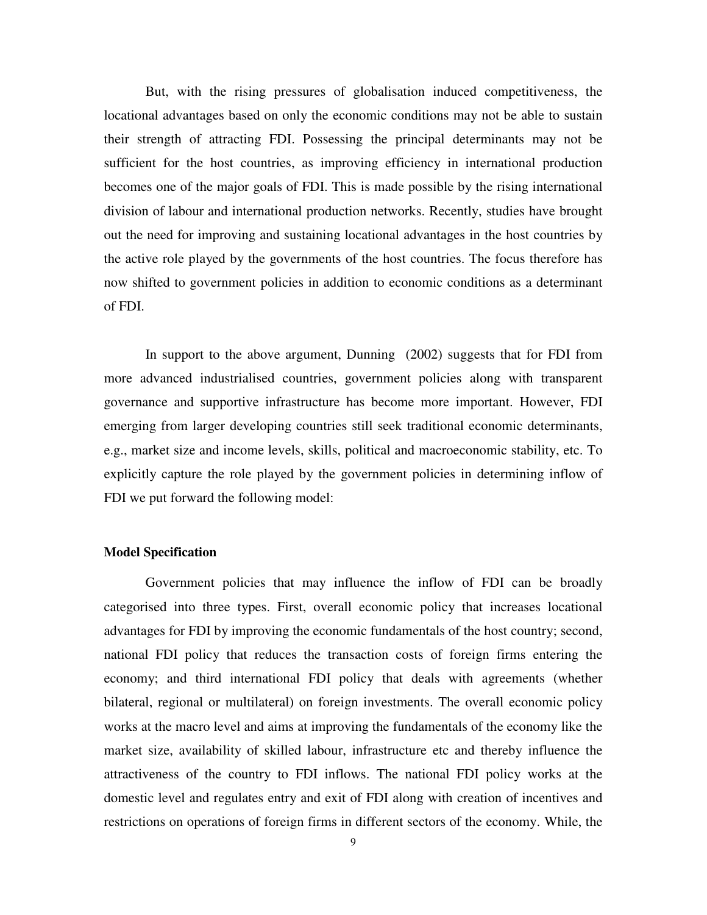But, with the rising pressures of globalisation induced competitiveness, the locational advantages based on only the economic conditions may not be able to sustain their strength of attracting FDI. Possessing the principal determinants may not be sufficient for the host countries, as improving efficiency in international production becomes one of the major goals of FDI. This is made possible by the rising international division of labour and international production networks. Recently, studies have brought out the need for improving and sustaining locational advantages in the host countries by the active role played by the governments of the host countries. The focus therefore has now shifted to government policies in addition to economic conditions as a determinant of FDI.

In support to the above argument, Dunning (2002) suggests that for FDI from more advanced industrialised countries, government policies along with transparent governance and supportive infrastructure has become more important. However, FDI emerging from larger developing countries still seek traditional economic determinants, e.g., market size and income levels, skills, political and macroeconomic stability, etc. To explicitly capture the role played by the government policies in determining inflow of FDI we put forward the following model:

**Model Specification**

Government policies that may influence the inflow of FDI can be broadly categorised into three types. First, overall economic policy that increases locational advantages for FDI by improving the economic fundamentals of the host country; second, national FDI policy that reduces the transaction costs of foreign firms entering the economy; and third international FDI policy that deals with agreements (whether bilateral, regional or multilateral) on foreign investments. The overall economic policy works at the macro level and aims at improving the fundamentals of the economy like the market size, availability of skilled labour, infrastructure etc and thereby influence the attractiveness of the country to FDI inflows. The national FDI policy works at the domestic level and regulates entry and exit of FDI along with creation of incentives and restrictions on operations of foreign firms in different sectors of the economy. While, the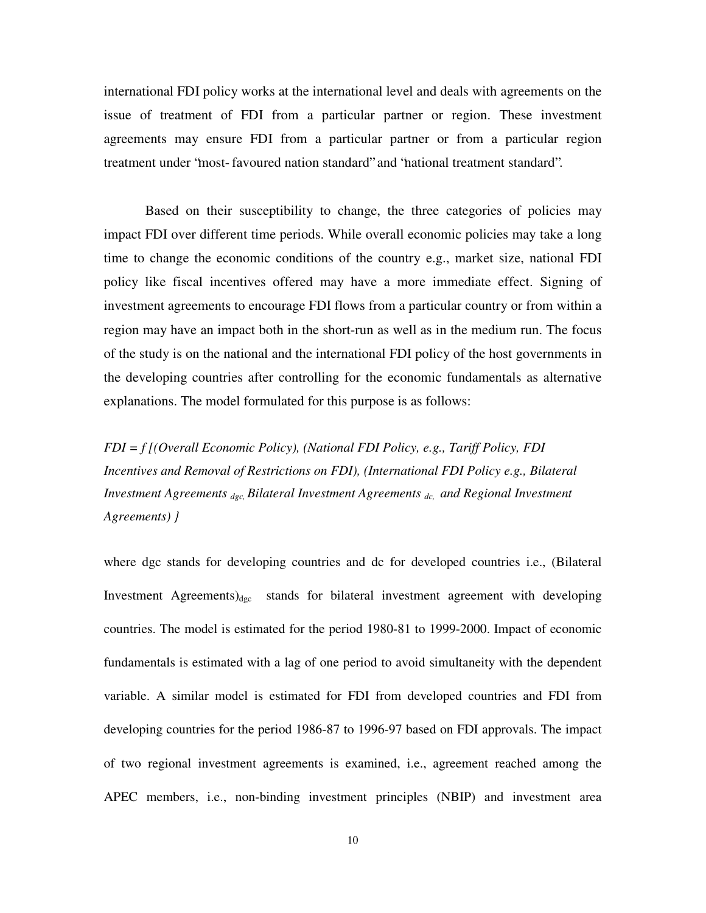international FDI policy works at the international level and deals with agreements on the issue of treatment of FDI from a particular partner or region. These investment agreements may ensure FDI from a particular partner or from a particular region treatment under "most- favoured nation standard" and "national treatment standard".

Based on their susceptibility to change, the three categories of policies may impact FDI over different time periods. While overall economic policies may take a long time to change the economic conditions of the country e.g., market size, national FDI policy like fiscal incentives offered may have a more immediate effect. Signing of investment agreements to encourage FDI flows from a particular country or from within a region may have an impact both in the short-run as well as in the medium run. The focus of the study is on the national and the international FDI policy of the host governments in the developing countries after controlling for the economic fundamentals as alternative explanations. The model formulated for this purpose is as follows:

*FDI = f [(Overall Economic Policy), (National FDI Policy, e.g., Tariff Policy, FDI Incentives and Removal of Restrictions on FDI), (International FDI Policy e.g., Bilateral Investment Agreements* $_{dgc,}$ *Bilateral Investment Agreements* $_{dc,}$ *and Regional Investment Agreements) }*

where dgc stands for developing countries and dc for developed countries i.e., (Bilateral Investment Agreements)$_{dgc}$ stands for bilateral investment agreement with developing countries. The model is estimated for the period 1980-81 to 1999-2000. Impact of economic fundamentals is estimated with a lag of one period to avoid simultaneity with the dependent variable. A similar model is estimated for FDI from developed countries and FDI from developing countries for the period 1986-87 to 1996-97 based on FDI approvals. The impact of two regional investment agreements is examined, i.e., agreement reached among the APEC members, i.e., non-binding investment principles (NBIP) and investment area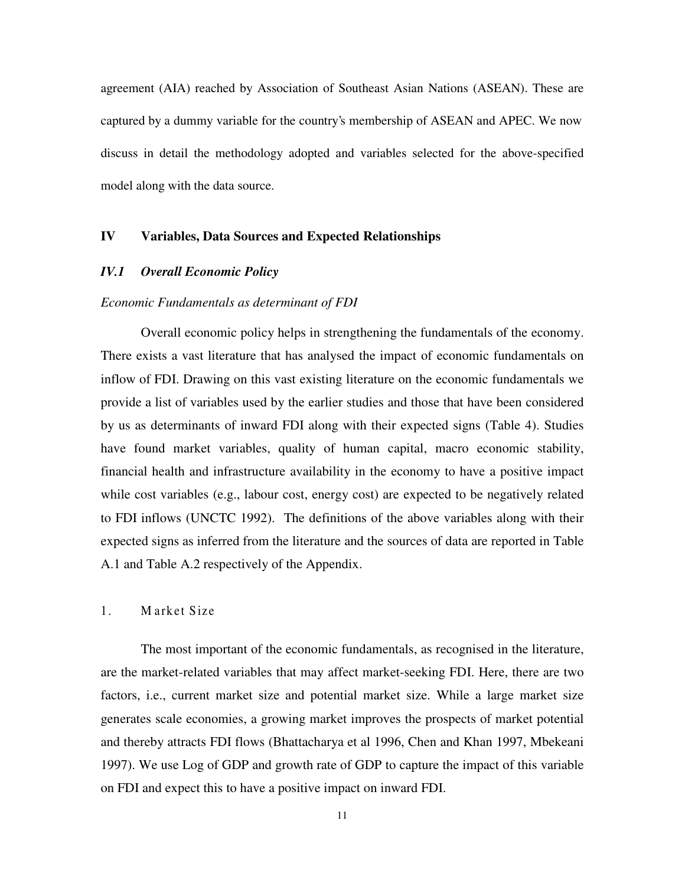agreement (AIA) reached by Association of Southeast Asian Nations (ASEAN). These are captured by a dummy variable for the country's membership of ASEAN and APEC. We now discuss in detail the methodology adopted and variables selected for the above-specified model along with the data source.

## IV Variables, Data Sources and Expected Relationships

### *IV.1 Overall Economic Policy*

*Economic Fundamentals as determinant of FDI*

Overall economic policy helps in strengthening the fundamentals of the economy. There exists a vast literature that has analysed the impact of economic fundamentals on inflow of FDI. Drawing on this vast existing literature on the economic fundamentals we provide a list of variables used by the earlier studies and those that have been considered by us as determinants of inward FDI along with their expected signs (Table 4). Studies have found market variables, quality of human capital, macro economic stability, financial health and infrastructure availability in the economy to have a positive impact while cost variables (e.g., labour cost, energy cost) are expected to be negatively related to FDI inflows (UNCTC 1992). The definitions of the above variables along with their expected signs as inferred from the literature and the sources of data are reported in Table A.1 and Table A.2 respectively of the Appendix.

1. Market Size

The most important of the economic fundamentals, as recognised in the literature, are the market-related variables that may affect market-seeking FDI. Here, there are two factors, i.e., current market size and potential market size. While a large market size generates scale economies, a growing market improves the prospects of market potential and thereby attracts FDI flows (Bhattacharya et al 1996, Chen and Khan 1997, Mbekeani 1997). We use Log of GDP and growth rate of GDP to capture the impact of this variable on FDI and expect this to have a positive impact on inward FDI.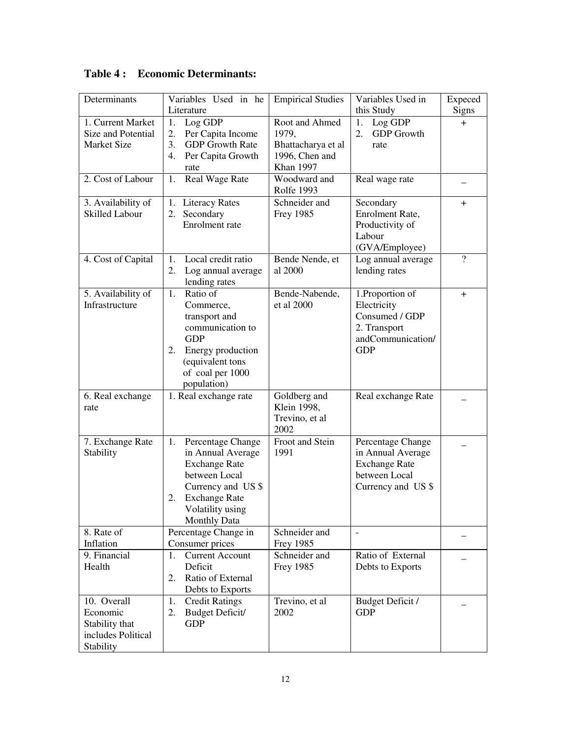**Table 4 : Economic Determinants:**

| Determinants | Variables Used in he Literature | Empirical Studies | Variables Used in this Study | Expeced Signs |
|---|---|---|---|---|
| 1. Current Market Size and Potential Market Size | 1. Log GDP<br>2. Per Capita Income<br>3. GDP Growth Rate<br>4. Per Capita Growth rate | Root and Ahmed 1979, Bhattacharya et al 1996, Chen and Khan 1997 | 1. Log GDP<br>2. GDP Growth rate | + |
| 2. Cost of Labour | 1. Real Wage Rate | Woodward and Rolfe 1993 | Real wage rate | – |
| 3. Availability of Skilled Labour | 1. Literacy Rates<br>2. Secondary Enrolment rate | Schneider and Frey 1985 | Secondary Enrolment Rate, Productivity of Labour (GVA/Employee) | + |
| 4. Cost of Capital | 1. Local credit ratio<br>2. Log annual average lending rates | Bende Nende, et al 2000 | Log annual average lending rates | ? |
| 5. Availability of Infrastructure | 1. Ratio of Commerce, transport and communication to GDP<br>2. Energy production (equivalent tons of coal per 1000 population) | Bende-Nabende, et al 2000 | 1.Proportion of Electricity Consumed / GDP<br>2. Transport andCommunication/ GDP | + |
| 6. Real exchange rate | 1. Real exchange rate | Goldberg and Klein 1998, Trevino, et al 2002 | Real exchange Rate | – |
| 7. Exchange Rate Stability | 1. Percentage Change in Annual Average Exchange Rate between Local Currency and US $<br>2. Exchange Rate Volatility using Monthly Data | Froot and Stein 1991 | Percentage Change in Annual Average Exchange Rate between Local Currency and US $ | – |
| 8. Rate of Inflation | Percentage Change in Consumer prices | Schneider and Frey 1985 | - | – |
| 9. Financial Health | 1. Current Account Deficit<br>2. Ratio of External Debts to Exports | Schneider and Frey 1985 | Ratio of External Debts to Exports | – |
| 10. Overall Economic Stability that includes Political Stability | 1. Credit Ratings<br>2. Budget Deficit/ GDP | Trevino, et al 2002 | Budget Deficit / GDP | – |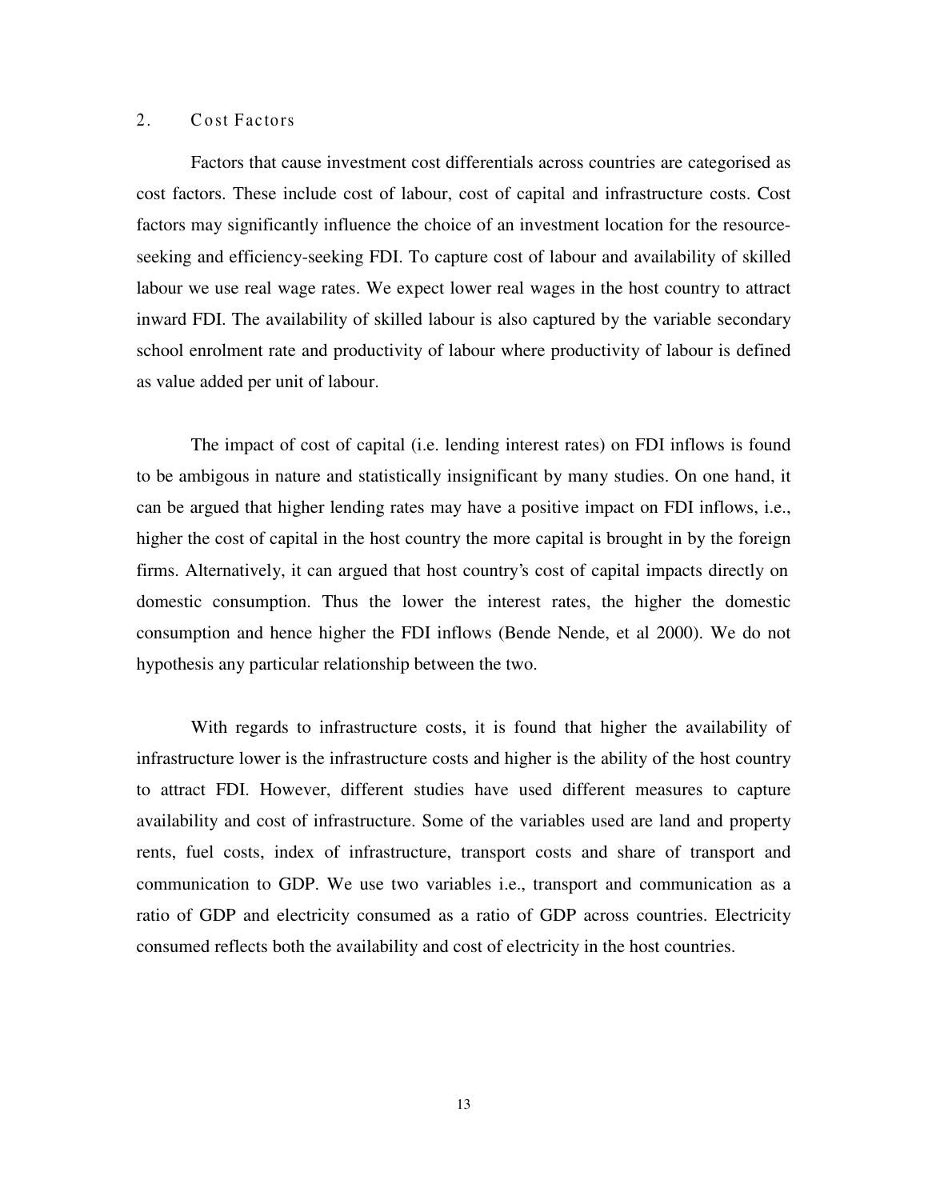## 2. Cost Factors

Factors that cause investment cost differentials across countries are categorised as cost factors. These include cost of labour, cost of capital and infrastructure costs. Cost factors may significantly influence the choice of an investment location for the resource-seeking and efficiency-seeking FDI. To capture cost of labour and availability of skilled labour we use real wage rates. We expect lower real wages in the host country to attract inward FDI. The availability of skilled labour is also captured by the variable secondary school enrolment rate and productivity of labour where productivity of labour is defined as value added per unit of labour.

The impact of cost of capital (i.e. lending interest rates) on FDI inflows is found to be ambigous in nature and statistically insignificant by many studies. On one hand, it can be argued that higher lending rates may have a positive impact on FDI inflows, i.e., higher the cost of capital in the host country the more capital is brought in by the foreign firms. Alternatively, it can argued that host country's cost of capital impacts directly on domestic consumption. Thus the lower the interest rates, the higher the domestic consumption and hence higher the FDI inflows (Bende Nende, et al 2000). We do not hypothesis any particular relationship between the two.

With regards to infrastructure costs, it is found that higher the availability of infrastructure lower is the infrastructure costs and higher is the ability of the host country to attract FDI. However, different studies have used different measures to capture availability and cost of infrastructure. Some of the variables used are land and property rents, fuel costs, index of infrastructure, transport costs and share of transport and communication to GDP. We use two variables i.e., transport and communication as a ratio of GDP and electricity consumed as a ratio of GDP across countries. Electricity consumed reflects both the availability and cost of electricity in the host countries.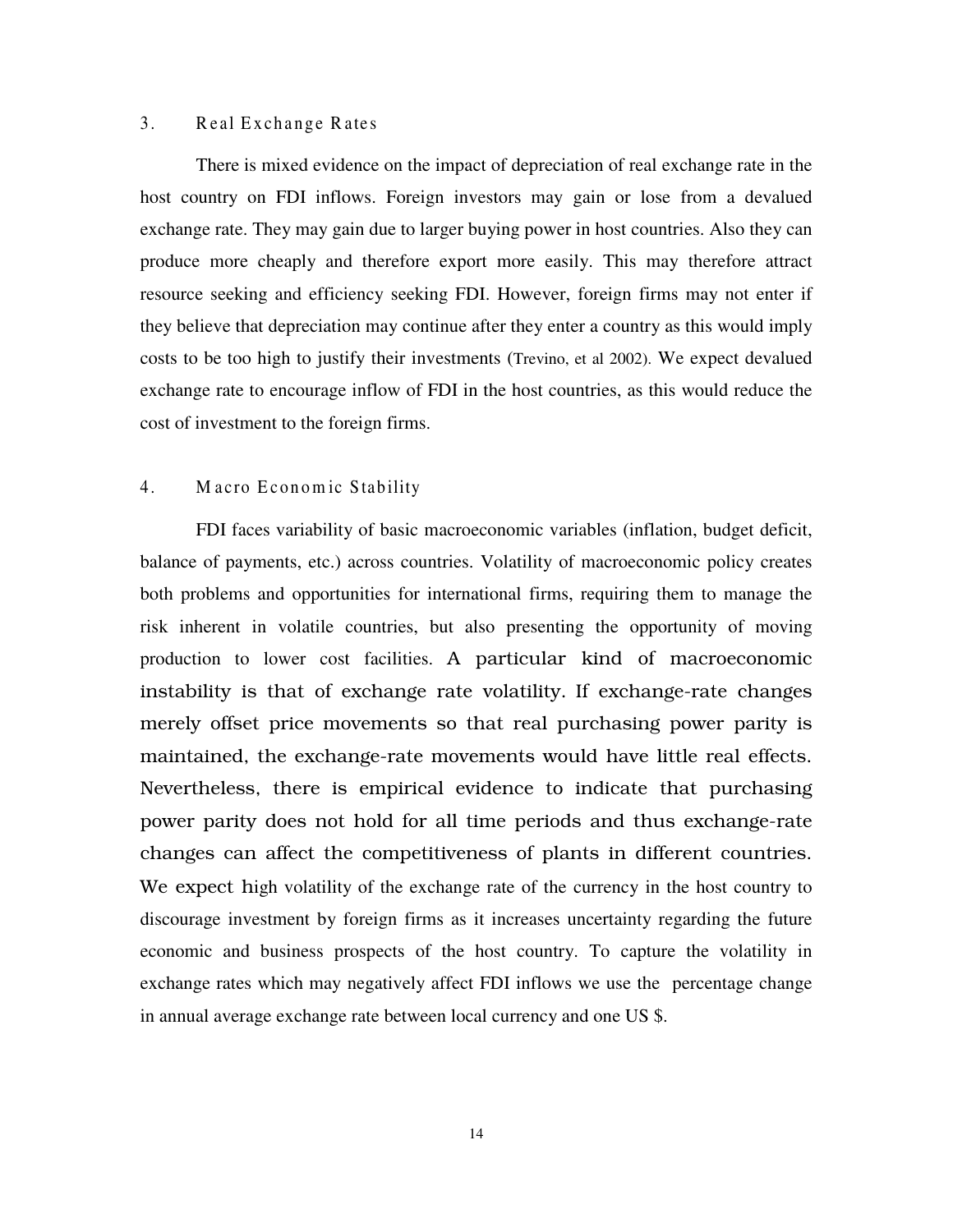### 3. Real Exchange Rates

There is mixed evidence on the impact of depreciation of real exchange rate in the host country on FDI inflows. Foreign investors may gain or lose from a devalued exchange rate. They may gain due to larger buying power in host countries. Also they can produce more cheaply and therefore export more easily. This may therefore attract resource seeking and efficiency seeking FDI. However, foreign firms may not enter if they believe that depreciation may continue after they enter a country as this would imply costs to be too high to justify their investments (Trevino, et al 2002). We expect devalued exchange rate to encourage inflow of FDI in the host countries, as this would reduce the cost of investment to the foreign firms.

### 4. Macro Economic Stability

FDI faces variability of basic macroeconomic variables (inflation, budget deficit, balance of payments, etc.) across countries. Volatility of macroeconomic policy creates both problems and opportunities for international firms, requiring them to manage the risk inherent in volatile countries, but also presenting the opportunity of moving production to lower cost facilities. A particular kind of macroeconomic instability is that of exchange rate volatility. If exchange-rate changes merely offset price movements so that real purchasing power parity is maintained, the exchange-rate movements would have little real effects. Nevertheless, there is empirical evidence to indicate that purchasing power parity does not hold for all time periods and thus exchange-rate changes can affect the competitiveness of plants in different countries. We expect high volatility of the exchange rate of the currency in the host country to discourage investment by foreign firms as it increases uncertainty regarding the future economic and business prospects of the host country. To capture the volatility in exchange rates which may negatively affect FDI inflows we use the percentage change in annual average exchange rate between local currency and one US $.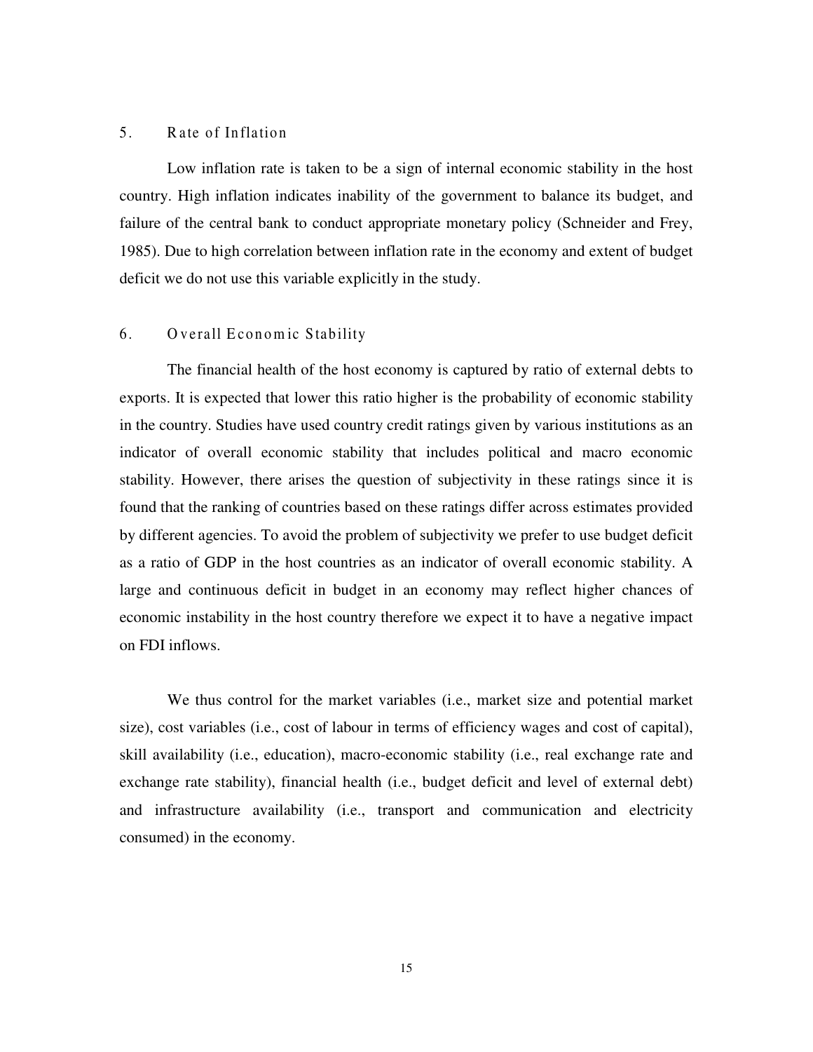### 5. Rate of Inflation

Low inflation rate is taken to be a sign of internal economic stability in the host country. High inflation indicates inability of the government to balance its budget, and failure of the central bank to conduct appropriate monetary policy (Schneider and Frey, 1985). Due to high correlation between inflation rate in the economy and extent of budget deficit we do not use this variable explicitly in the study.

### 6. Overall Economic Stability

The financial health of the host economy is captured by ratio of external debts to exports. It is expected that lower this ratio higher is the probability of economic stability in the country. Studies have used country credit ratings given by various institutions as an indicator of overall economic stability that includes political and macro economic stability. However, there arises the question of subjectivity in these ratings since it is found that the ranking of countries based on these ratings differ across estimates provided by different agencies. To avoid the problem of subjectivity we prefer to use budget deficit as a ratio of GDP in the host countries as an indicator of overall economic stability. A large and continuous deficit in budget in an economy may reflect higher chances of economic instability in the host country therefore we expect it to have a negative impact on FDI inflows.

We thus control for the market variables (i.e., market size and potential market size), cost variables (i.e., cost of labour in terms of efficiency wages and cost of capital), skill availability (i.e., education), macro-economic stability (i.e., real exchange rate and exchange rate stability), financial health (i.e., budget deficit and level of external debt) and infrastructure availability (i.e., transport and communication and electricity consumed) in the economy.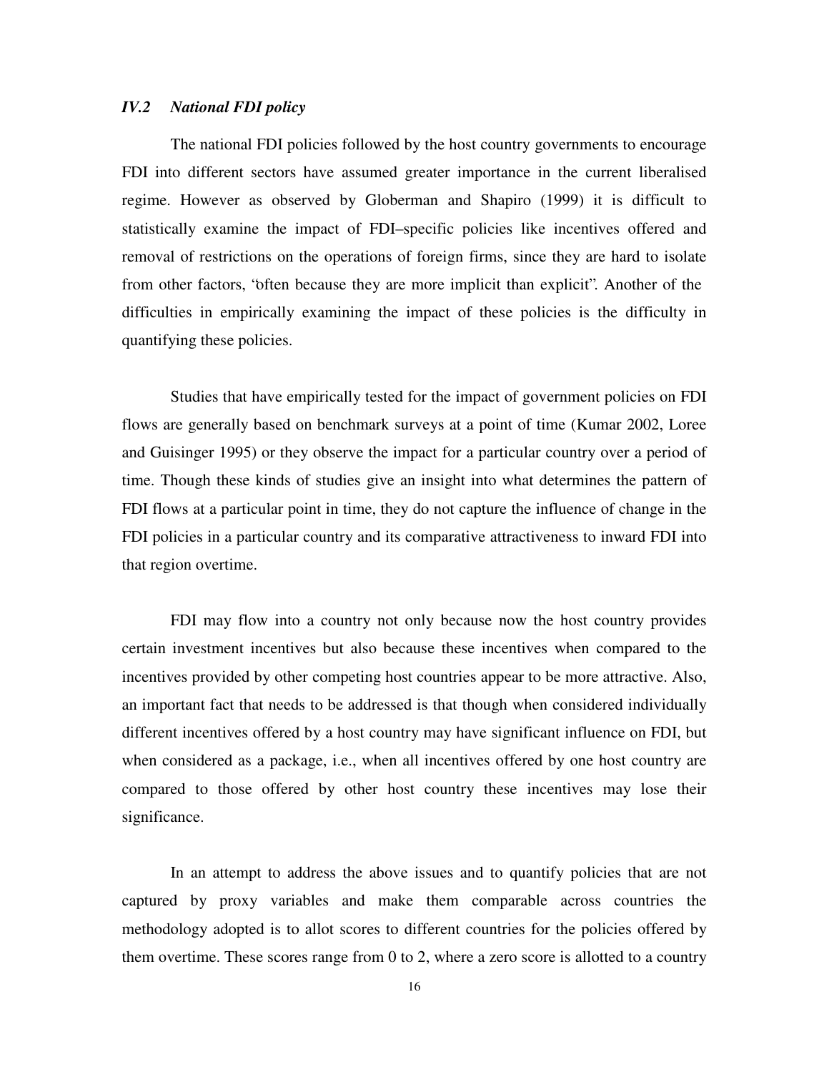### *IV.2 National FDI policy*

The national FDI policies followed by the host country governments to encourage FDI into different sectors have assumed greater importance in the current liberalised regime. However as observed by Globerman and Shapiro (1999) it is difficult to statistically examine the impact of FDI–specific policies like incentives offered and removal of restrictions on the operations of foreign firms, since they are hard to isolate from other factors, "often because they are more implicit than explicit". Another of the difficulties in empirically examining the impact of these policies is the difficulty in quantifying these policies.

Studies that have empirically tested for the impact of government policies on FDI flows are generally based on benchmark surveys at a point of time (Kumar 2002, Loree and Guisinger 1995) or they observe the impact for a particular country over a period of time. Though these kinds of studies give an insight into what determines the pattern of FDI flows at a particular point in time, they do not capture the influence of change in the FDI policies in a particular country and its comparative attractiveness to inward FDI into that region overtime.

FDI may flow into a country not only because now the host country provides certain investment incentives but also because these incentives when compared to the incentives provided by other competing host countries appear to be more attractive. Also, an important fact that needs to be addressed is that though when considered individually different incentives offered by a host country may have significant influence on FDI, but when considered as a package, i.e., when all incentives offered by one host country are compared to those offered by other host country these incentives may lose their significance.

In an attempt to address the above issues and to quantify policies that are not captured by proxy variables and make them comparable across countries the methodology adopted is to allot scores to different countries for the policies offered by them overtime. These scores range from 0 to 2, where a zero score is allotted to a country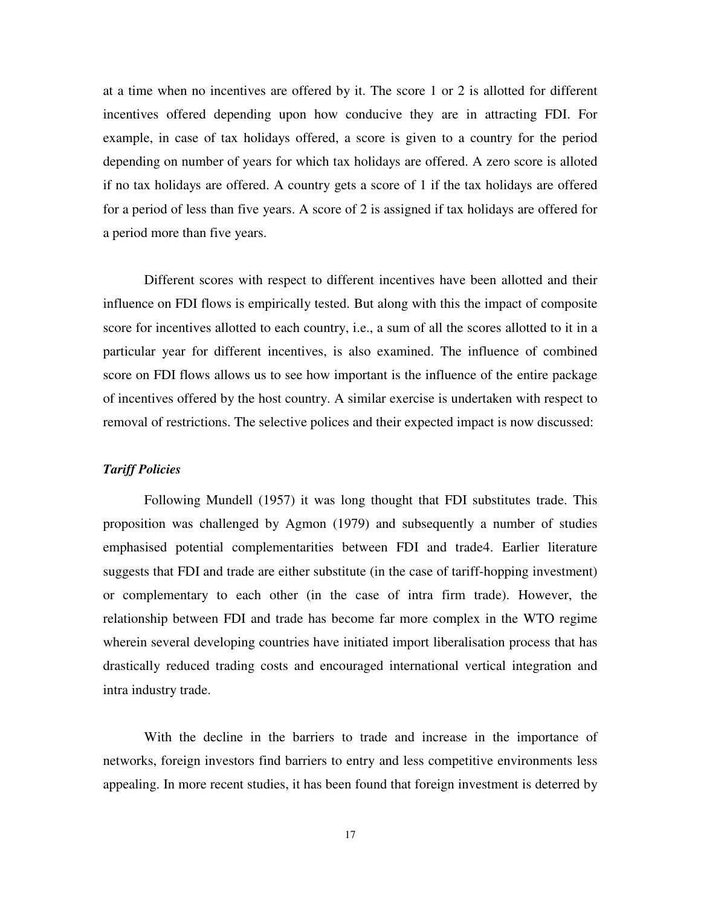at a time when no incentives are offered by it. The score 1 or 2 is allotted for different incentives offered depending upon how conducive they are in attracting FDI. For example, in case of tax holidays offered, a score is given to a country for the period depending on number of years for which tax holidays are offered. A zero score is alloted if no tax holidays are offered. A country gets a score of 1 if the tax holidays are offered for a period of less than five years. A score of 2 is assigned if tax holidays are offered for a period more than five years.

Different scores with respect to different incentives have been allotted and their influence on FDI flows is empirically tested. But along with this the impact of composite score for incentives allotted to each country, i.e., a sum of all the scores allotted to it in a particular year for different incentives, is also examined. The influence of combined score on FDI flows allows us to see how important is the influence of the entire package of incentives offered by the host country. A similar exercise is undertaken with respect to removal of restrictions. The selective polices and their expected impact is now discussed:

***Tariff Policies***

Following Mundell (1957) it was long thought that FDI substitutes trade. This proposition was challenged by Agmon (1979) and subsequently a number of studies emphasised potential complementarities between FDI and trade[4]. Earlier literature suggests that FDI and trade are either substitute (in the case of tariff-hopping investment) or complementary to each other (in the case of intra firm trade). However, the relationship between FDI and trade has become far more complex in the WTO regime wherein several developing countries have initiated import liberalisation process that has drastically reduced trading costs and encouraged international vertical integration and intra industry trade.

With the decline in the barriers to trade and increase in the importance of networks, foreign investors find barriers to entry and less competitive environments less appealing. In more recent studies, it has been found that foreign investment is deterred by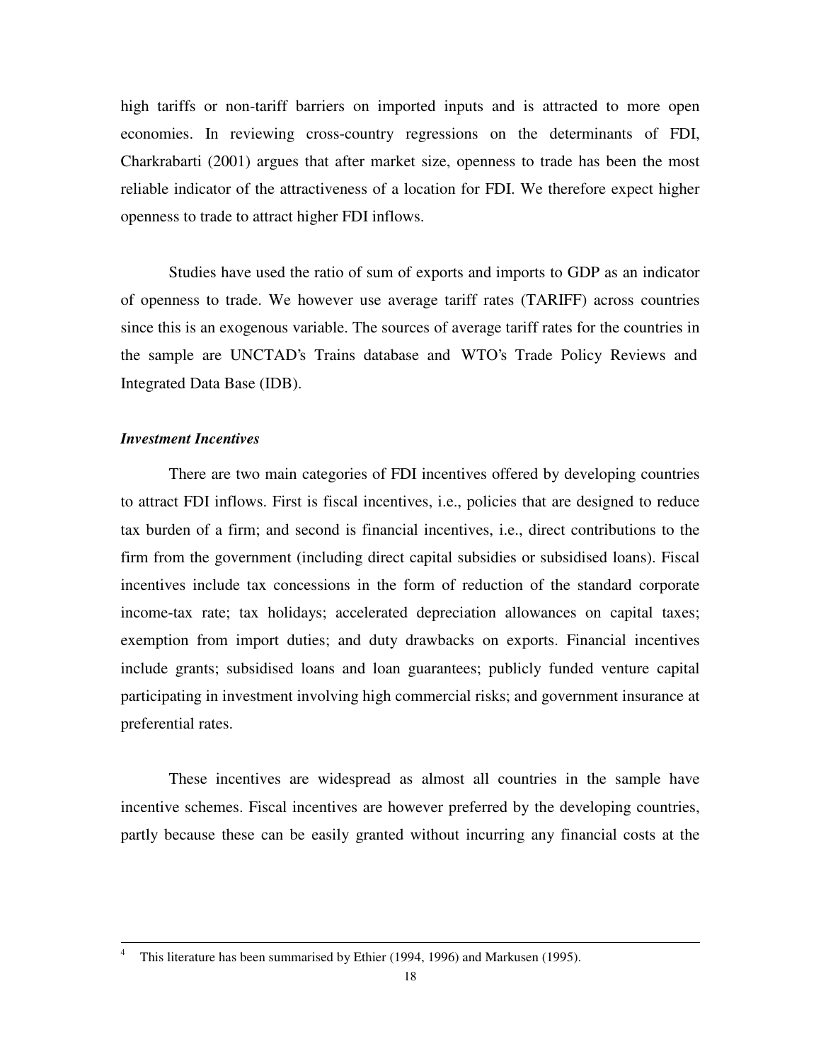high tariffs or non-tariff barriers on imported inputs and is attracted to more open economies. In reviewing cross-country regressions on the determinants of FDI, Charkrabarti (2001) argues that after market size, openness to trade has been the most reliable indicator of the attractiveness of a location for FDI. We therefore expect higher openness to trade to attract higher FDI inflows.

Studies have used the ratio of sum of exports and imports to GDP as an indicator of openness to trade. We however use average tariff rates (TARIFF) across countries since this is an exogenous variable. The sources of average tariff rates for the countries in the sample are UNCTAD's Trains database and WTO's Trade Policy Reviews and Integrated Data Base (IDB).

***Investment Incentives***

There are two main categories of FDI incentives offered by developing countries to attract FDI inflows. First is fiscal incentives, i.e., policies that are designed to reduce tax burden of a firm; and second is financial incentives, i.e., direct contributions to the firm from the government (including direct capital subsidies or subsidised loans). Fiscal incentives include tax concessions in the form of reduction of the standard corporate income-tax rate; tax holidays; accelerated depreciation allowances on capital taxes; exemption from import duties; and duty drawbacks on exports. Financial incentives include grants; subsidised loans and loan guarantees; publicly funded venture capital participating in investment involving high commercial risks; and government insurance at preferential rates.

These incentives are widespread as almost all countries in the sample have incentive schemes. Fiscal incentives are however preferred by the developing countries, partly because these can be easily granted without incurring any financial costs at the

---

[4] This literature has been summarised by Ethier (1994, 1996) and Markusen (1995).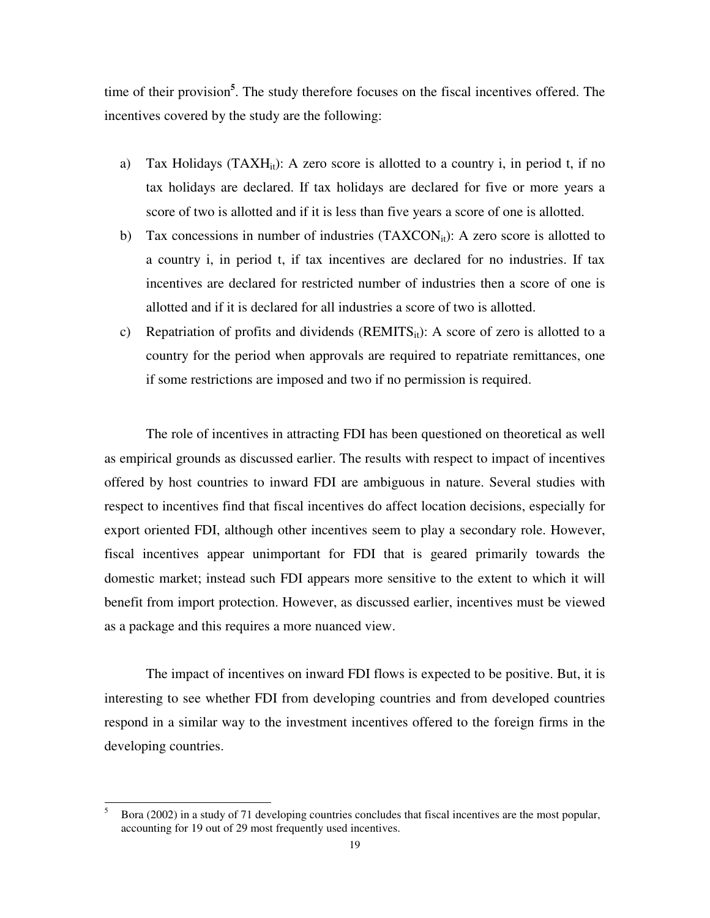time of their provision[5]. The study therefore focuses on the fiscal incentives offered. The incentives covered by the study are the following:

a) Tax Holidays ($TAXH_{it}$): A zero score is allotted to a country i, in period t, if no tax holidays are declared. If tax holidays are declared for five or more years a score of two is allotted and if it is less than five years a score of one is allotted.
b) Tax concessions in number of industries ($TAXCON_{it}$): A zero score is allotted to a country i, in period t, if tax incentives are declared for no industries. If tax incentives are declared for restricted number of industries then a score of one is allotted and if it is declared for all industries a score of two is allotted.
c) Repatriation of profits and dividends ($REMITS_{it}$): A score of zero is allotted to a country for the period when approvals are required to repatriate remittances, one if some restrictions are imposed and two if no permission is required.

The role of incentives in attracting FDI has been questioned on theoretical as well as empirical grounds as discussed earlier. The results with respect to impact of incentives offered by host countries to inward FDI are ambiguous in nature. Several studies with respect to incentives find that fiscal incentives do affect location decisions, especially for export oriented FDI, although other incentives seem to play a secondary role. However, fiscal incentives appear unimportant for FDI that is geared primarily towards the domestic market; instead such FDI appears more sensitive to the extent to which it will benefit from import protection. However, as discussed earlier, incentives must be viewed as a package and this requires a more nuanced view.

The impact of incentives on inward FDI flows is expected to be positive. But, it is interesting to see whether FDI from developing countries and from developed countries respond in a similar way to the investment incentives offered to the foreign firms in the developing countries.

[5] Bora (2002) in a study of 71 developing countries concludes that fiscal incentives are the most popular, accounting for 19 out of 29 most frequently used incentives.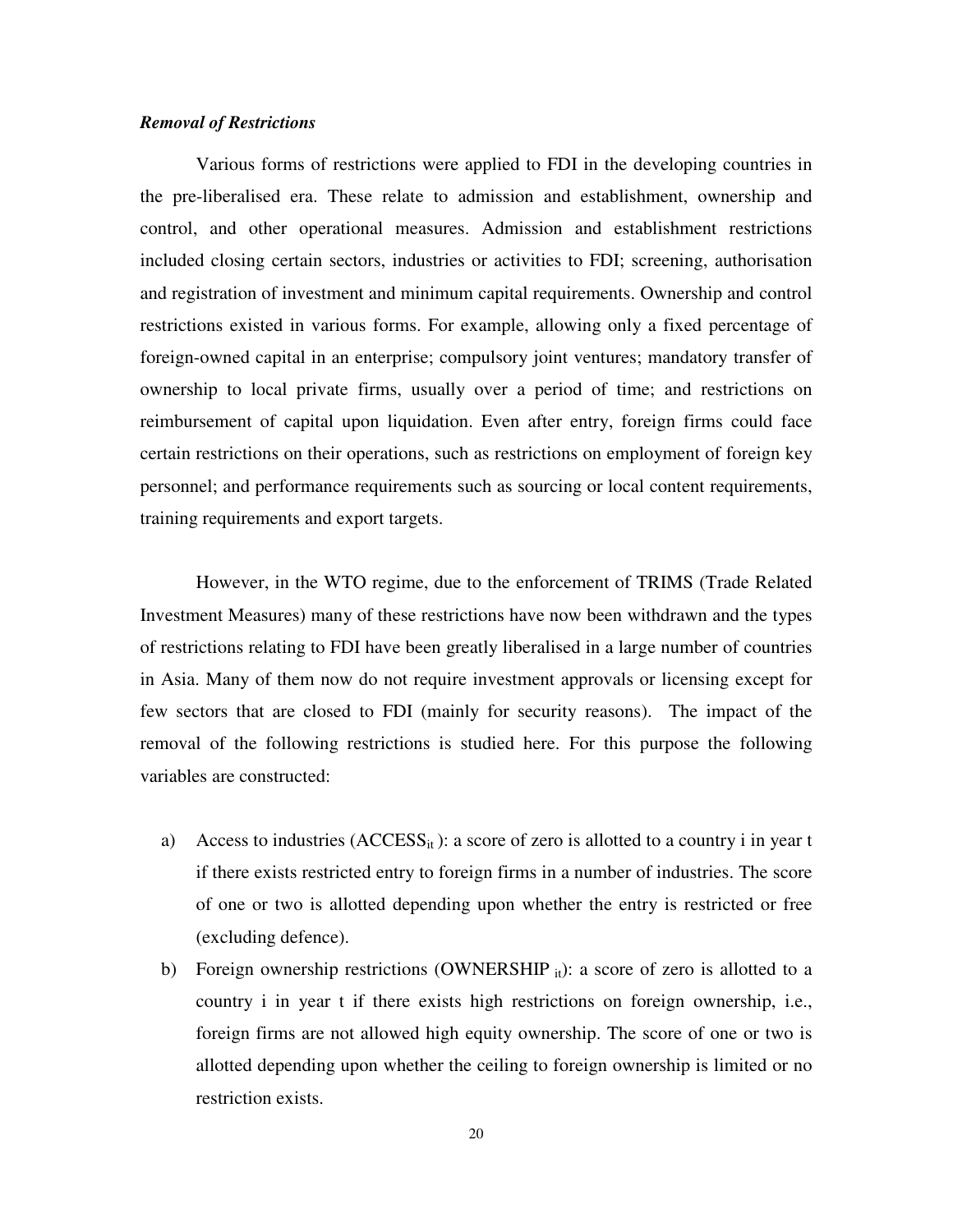***Removal of Restrictions***

Various forms of restrictions were applied to FDI in the developing countries in the pre-liberalised era. These relate to admission and establishment, ownership and control, and other operational measures. Admission and establishment restrictions included closing certain sectors, industries or activities to FDI; screening, authorisation and registration of investment and minimum capital requirements. Ownership and control restrictions existed in various forms. For example, allowing only a fixed percentage of foreign-owned capital in an enterprise; compulsory joint ventures; mandatory transfer of ownership to local private firms, usually over a period of time; and restrictions on reimbursement of capital upon liquidation. Even after entry, foreign firms could face certain restrictions on their operations, such as restrictions on employment of foreign key personnel; and performance requirements such as sourcing or local content requirements, training requirements and export targets.

However, in the WTO regime, due to the enforcement of TRIMS (Trade Related Investment Measures) many of these restrictions have now been withdrawn and the types of restrictions relating to FDI have been greatly liberalised in a large number of countries in Asia. Many of them now do not require investment approvals or licensing except for few sectors that are closed to FDI (mainly for security reasons). The impact of the removal of the following restrictions is studied here. For this purpose the following variables are constructed:

a) Access to industries ($ACCESS_{it}$): a score of zero is allotted to a country i in year t if there exists restricted entry to foreign firms in a number of industries. The score of one or two is allotted depending upon whether the entry is restricted or free (excluding defence).

b) Foreign ownership restrictions ($OWNERSHIP_{it}$): a score of zero is allotted to a country i in year t if there exists high restrictions on foreign ownership, i.e., foreign firms are not allowed high equity ownership. The score of one or two is allotted depending upon whether the ceiling to foreign ownership is limited or no restriction exists.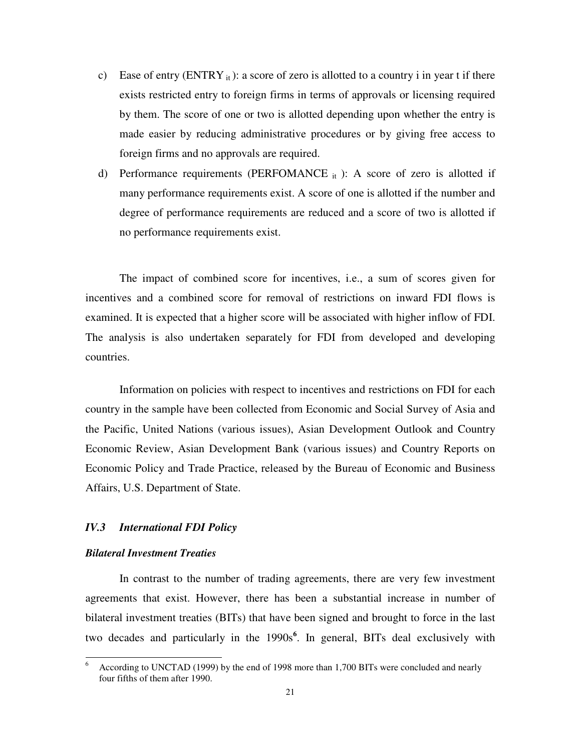c) Ease of entry ($ENTRY_{it}$): a score of zero is allotted to a country i in year t if there exists restricted entry to foreign firms in terms of approvals or licensing required by them. The score of one or two is allotted depending upon whether the entry is made easier by reducing administrative procedures or by giving free access to foreign firms and no approvals are required.

d) Performance requirements ($PERFOMANCE_{it}$): A score of zero is allotted if many performance requirements exist. A score of one is allotted if the number and degree of performance requirements are reduced and a score of two is allotted if no performance requirements exist.

The impact of combined score for incentives, i.e., a sum of scores given for incentives and a combined score for removal of restrictions on inward FDI flows is examined. It is expected that a higher score will be associated with higher inflow of FDI. The analysis is also undertaken separately for FDI from developed and developing countries.

Information on policies with respect to incentives and restrictions on FDI for each country in the sample have been collected from Economic and Social Survey of Asia and the Pacific, United Nations (various issues), Asian Development Outlook and Country Economic Review, Asian Development Bank (various issues) and Country Reports on Economic Policy and Trade Practice, released by the Bureau of Economic and Business Affairs, U.S. Department of State.

### *IV.3 International FDI Policy*

***Bilateral Investment Treaties***

In contrast to the number of trading agreements, there are very few investment agreements that exist. However, there has been a substantial increase in number of bilateral investment treaties (BITs) that have been signed and brought to force in the last two decades and particularly in the 1990s[6]. In general, BITs deal exclusively with

---

[6] According to UNCTAD (1999) by the end of 1998 more than 1,700 BITs were concluded and nearly four fifths of them after 1990.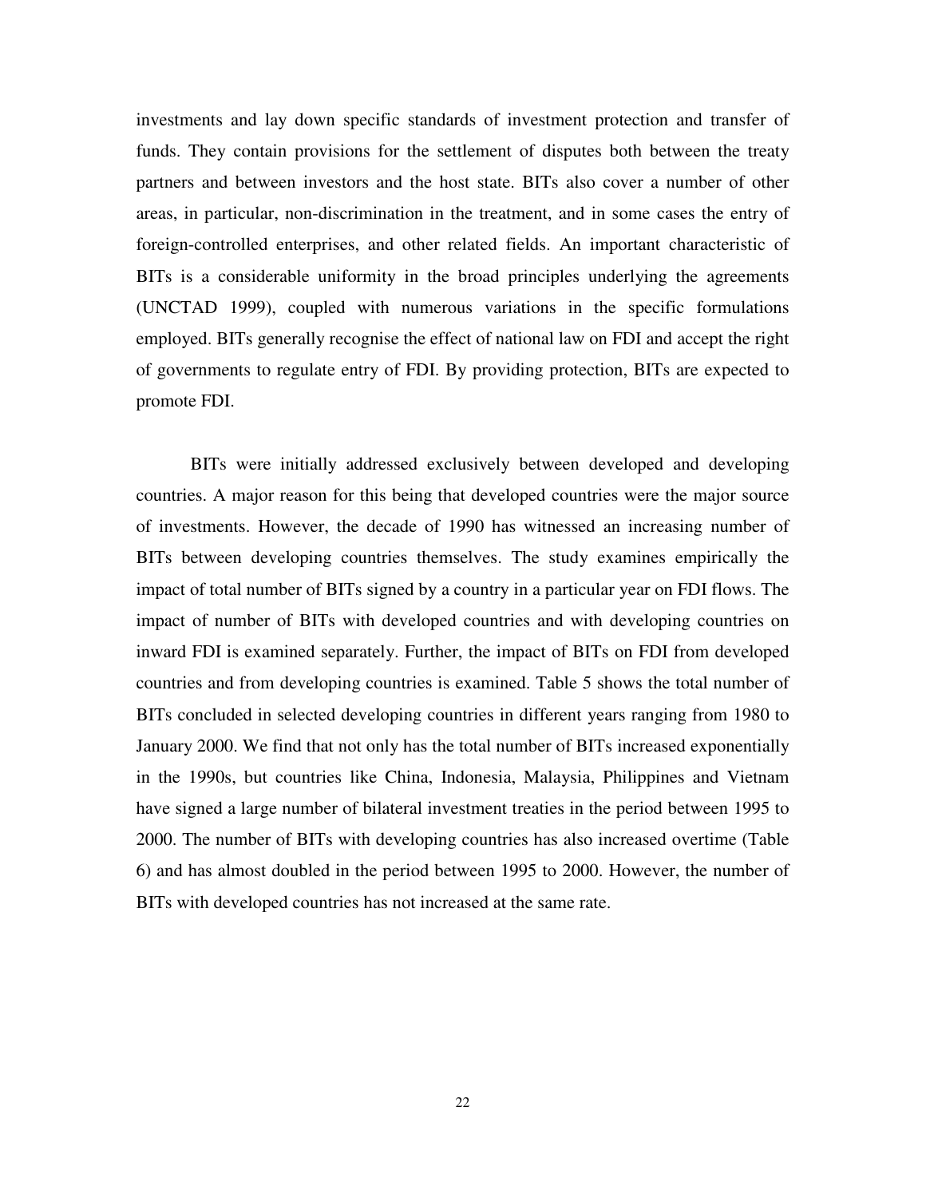investments and lay down specific standards of investment protection and transfer of funds. They contain provisions for the settlement of disputes both between the treaty partners and between investors and the host state. BITs also cover a number of other areas, in particular, non-discrimination in the treatment, and in some cases the entry of foreign-controlled enterprises, and other related fields. An important characteristic of BITs is a considerable uniformity in the broad principles underlying the agreements (UNCTAD 1999), coupled with numerous variations in the specific formulations employed. BITs generally recognise the effect of national law on FDI and accept the right of governments to regulate entry of FDI. By providing protection, BITs are expected to promote FDI.

BITs were initially addressed exclusively between developed and developing countries. A major reason for this being that developed countries were the major source of investments. However, the decade of 1990 has witnessed an increasing number of BITs between developing countries themselves. The study examines empirically the impact of total number of BITs signed by a country in a particular year on FDI flows. The impact of number of BITs with developed countries and with developing countries on inward FDI is examined separately. Further, the impact of BITs on FDI from developed countries and from developing countries is examined. Table 5 shows the total number of BITs concluded in selected developing countries in different years ranging from 1980 to January 2000. We find that not only has the total number of BITs increased exponentially in the 1990s, but countries like China, Indonesia, Malaysia, Philippines and Vietnam have signed a large number of bilateral investment treaties in the period between 1995 to 2000. The number of BITs with developing countries has also increased overtime (Table 6) and has almost doubled in the period between 1995 to 2000. However, the number of BITs with developed countries has not increased at the same rate.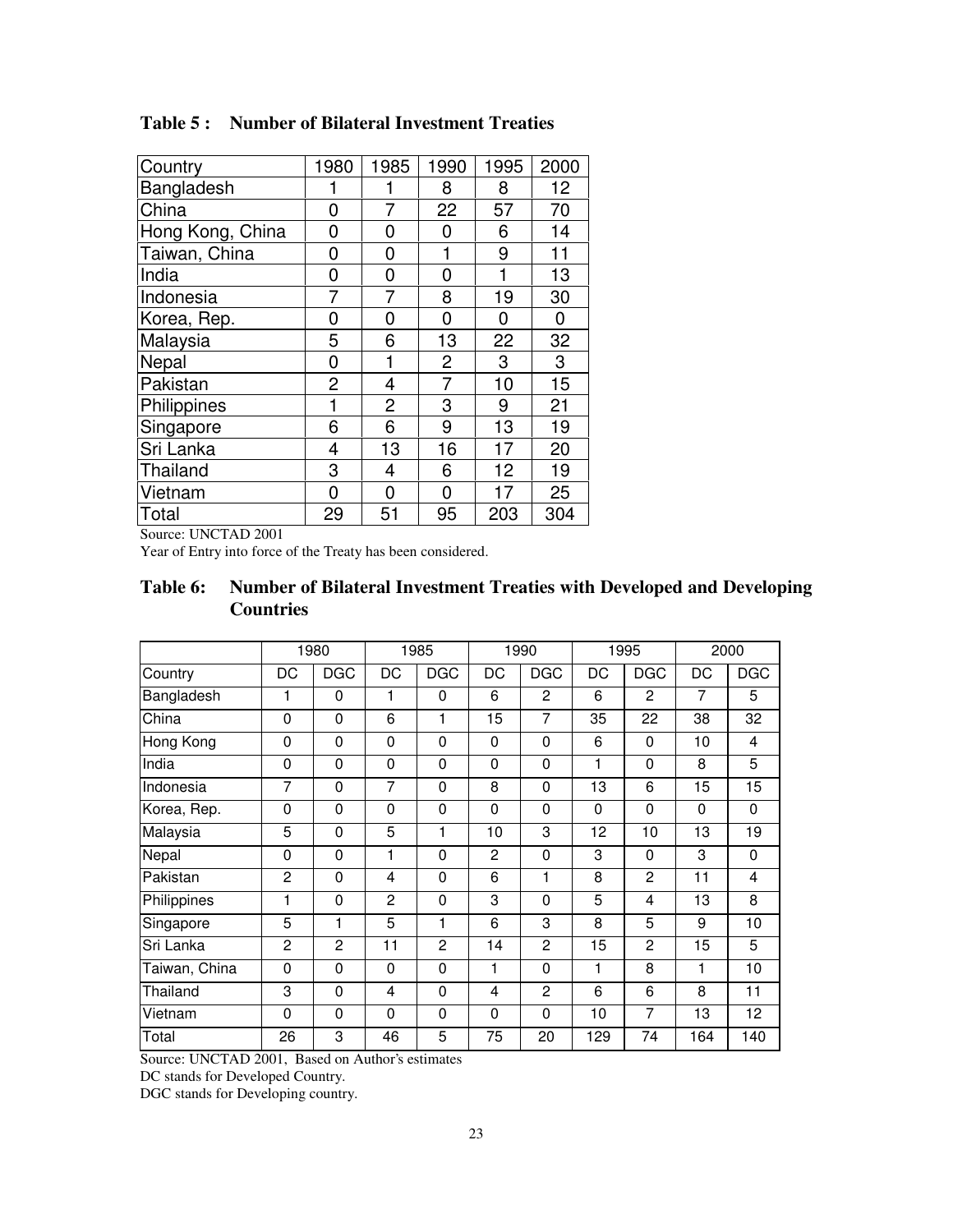**Table 5 : Number of Bilateral Investment Treaties**

| Country | 1980 | 1985 | 1990 | 1995 | 2000 |
|---|---|---|---|---|---|
| Bangladesh | 1 | 1 | 8 | 8 | 12 |
| China | 0 | 7 | 22 | 57 | 70 |
| Hong Kong, China | 0 | 0 | 0 | 6 | 14 |
| Taiwan, China | 0 | 0 | 1 | 9 | 11 |
| India | 0 | 0 | 0 | 1 | 13 |
| Indonesia | 7 | 7 | 8 | 19 | 30 |
| Korea, Rep. | 0 | 0 | 0 | 0 | 0 |
| Malaysia | 5 | 6 | 13 | 22 | 32 |
| Nepal | 0 | 1 | 2 | 3 | 3 |
| Pakistan | 2 | 4 | 7 | 10 | 15 |
| Philippines | 1 | 2 | 3 | 9 | 21 |
| Singapore | 6 | 6 | 9 | 13 | 19 |
| Sri Lanka | 4 | 13 | 16 | 17 | 20 |
| Thailand | 3 | 4 | 6 | 12 | 19 |
| Vietnam | 0 | 0 | 0 | 17 | 25 |
| Total | 29 | 51 | 95 | 203 | 304 |

Source: UNCTAD 2001

Year of Entry into force of the Treaty has been considered.

**Table 6: Number of Bilateral Investment Treaties with Developed and Developing Countries**

| | 1980 | | 1985 | | 1990 | | 1995 | | 2000 | |
|---|---|---|---|---|---|---|---|---|---|---|
| Country | DC | DGC | DC | DGC | DC | DGC | DC | DGC | DC | DGC |
| Bangladesh | 1 | 0 | 1 | 0 | 6 | 2 | 6 | 2 | 7 | 5 |
| China | 0 | 0 | 6 | 1 | 15 | 7 | 35 | 22 | 38 | 32 |
| Hong Kong | 0 | 0 | 0 | 0 | 0 | 0 | 6 | 0 | 10 | 4 |
| India | 0 | 0 | 0 | 0 | 0 | 0 | 1 | 0 | 8 | 5 |
| Indonesia | 7 | 0 | 7 | 0 | 8 | 0 | 13 | 6 | 15 | 15 |
| Korea, Rep. | 0 | 0 | 0 | 0 | 0 | 0 | 0 | 0 | 0 | 0 |
| Malaysia | 5 | 0 | 5 | 1 | 10 | 3 | 12 | 10 | 13 | 19 |
| Nepal | 0 | 0 | 1 | 0 | 2 | 0 | 3 | 0 | 3 | 0 |
| Pakistan | 2 | 0 | 4 | 0 | 6 | 1 | 8 | 2 | 11 | 4 |
| Philippines | 1 | 0 | 2 | 0 | 3 | 0 | 5 | 4 | 13 | 8 |
| Singapore | 5 | 1 | 5 | 1 | 6 | 3 | 8 | 5 | 9 | 10 |
| Sri Lanka | 2 | 2 | 11 | 2 | 14 | 2 | 15 | 2 | 15 | 5 |
| Taiwan, China | 0 | 0 | 0 | 0 | 1 | 0 | 1 | 8 | 1 | 10 |
| Thailand | 3 | 0 | 4 | 0 | 4 | 2 | 6 | 6 | 8 | 11 |
| Vietnam | 0 | 0 | 0 | 0 | 0 | 0 | 10 | 7 | 13 | 12 |
| Total | 26 | 3 | 46 | 5 | 75 | 20 | 129 | 74 | 164 | 140 |

Source: UNCTAD 2001, Based on Author's estimates

DC stands for Developed Country.

DGC stands for Developing country.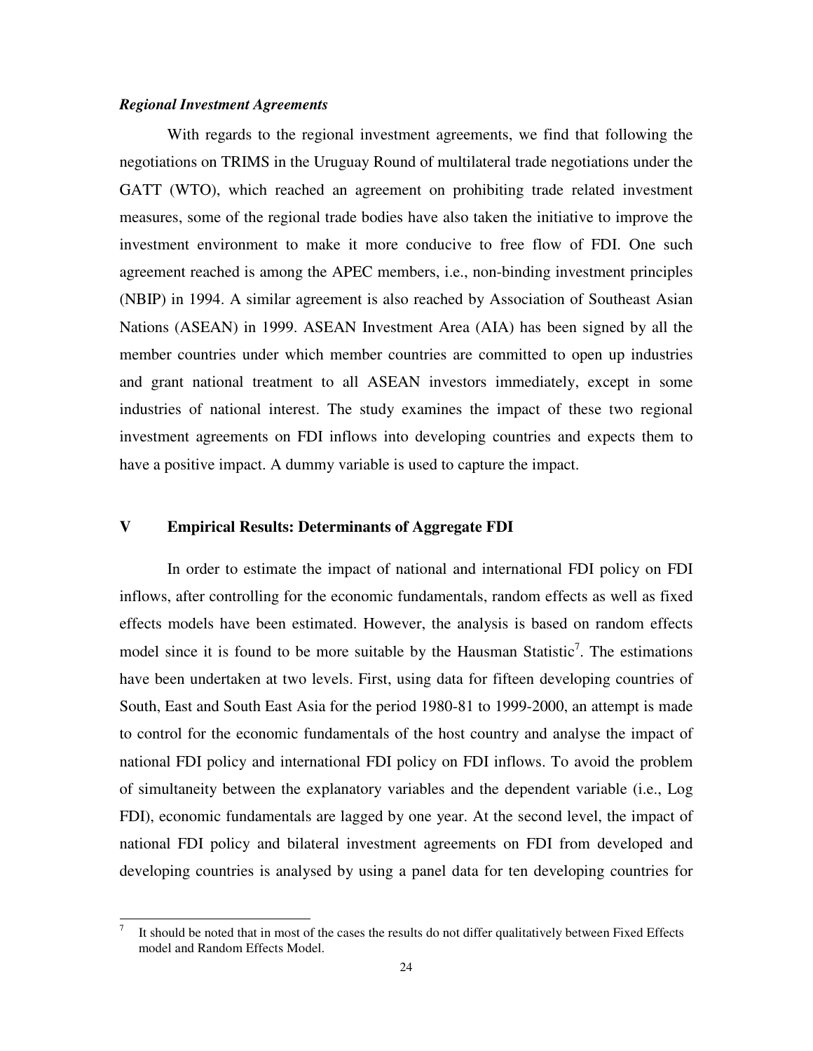### *Regional Investment Agreements*

With regards to the regional investment agreements, we find that following the negotiations on TRIMS in the Uruguay Round of multilateral trade negotiations under the GATT (WTO), which reached an agreement on prohibiting trade related investment measures, some of the regional trade bodies have also taken the initiative to improve the investment environment to make it more conducive to free flow of FDI. One such agreement reached is among the APEC members, i.e., non-binding investment principles (NBIP) in 1994. A similar agreement is also reached by Association of Southeast Asian Nations (ASEAN) in 1999. ASEAN Investment Area (AIA) has been signed by all the member countries under which member countries are committed to open up industries and grant national treatment to all ASEAN investors immediately, except in some industries of national interest. The study examines the impact of these two regional investment agreements on FDI inflows into developing countries and expects them to have a positive impact. A dummy variable is used to capture the impact.

## V Empirical Results: Determinants of Aggregate FDI

In order to estimate the impact of national and international FDI policy on FDI inflows, after controlling for the economic fundamentals, random effects as well as fixed effects models have been estimated. However, the analysis is based on random effects model since it is found to be more suitable by the Hausman Statistic[7]. The estimations have been undertaken at two levels. First, using data for fifteen developing countries of South, East and South East Asia for the period 1980-81 to 1999-2000, an attempt is made to control for the economic fundamentals of the host country and analyse the impact of national FDI policy and international FDI policy on FDI inflows. To avoid the problem of simultaneity between the explanatory variables and the dependent variable (i.e., Log FDI), economic fundamentals are lagged by one year. At the second level, the impact of national FDI policy and bilateral investment agreements on FDI from developed and developing countries is analysed by using a panel data for ten developing countries for

---

[7] It should be noted that in most of the cases the results do not differ qualitatively between Fixed Effects model and Random Effects Model.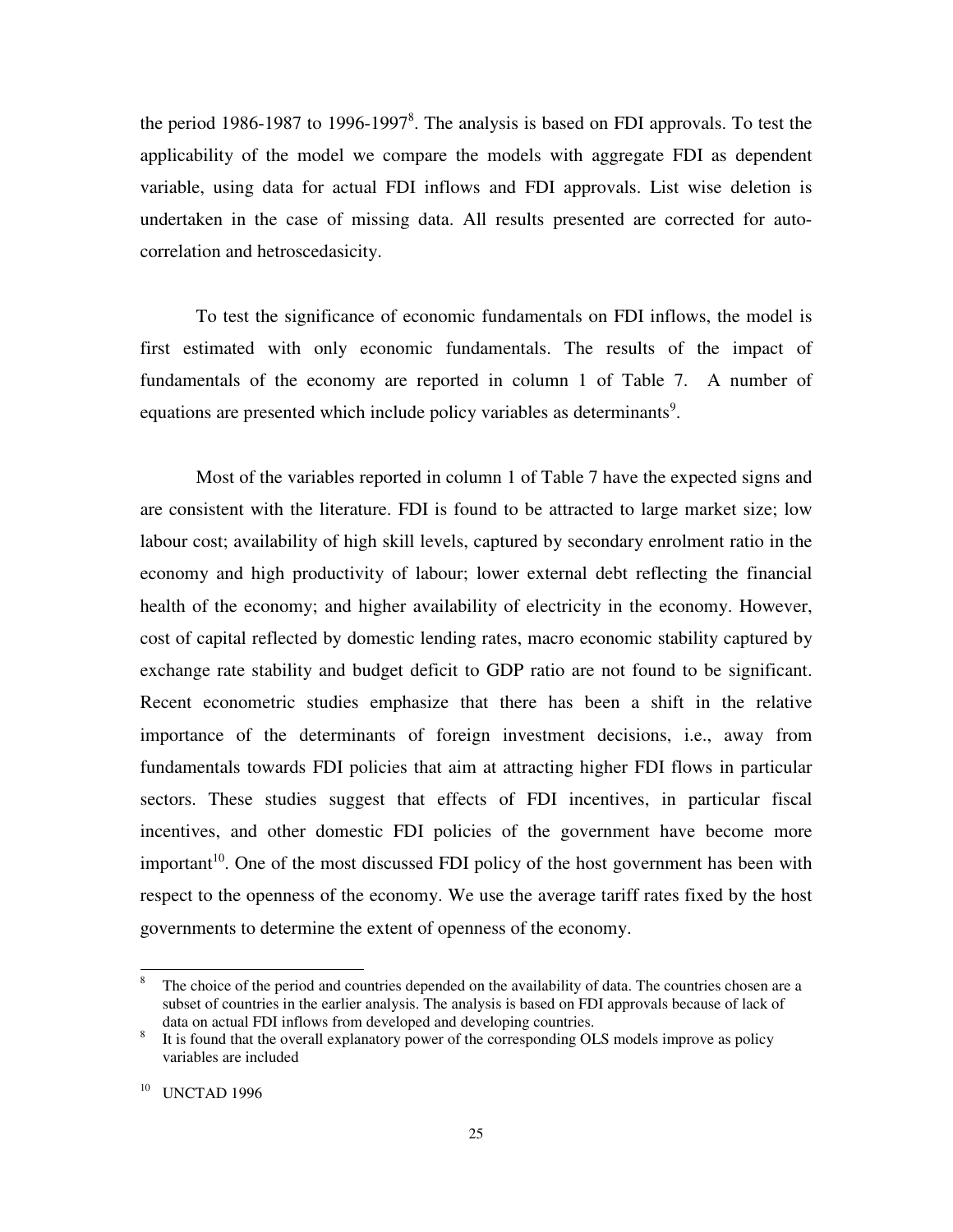the period 1986-1987 to 1996-1997[8]. The analysis is based on FDI approvals. To test the applicability of the model we compare the models with aggregate FDI as dependent variable, using data for actual FDI inflows and FDI approvals. List wise deletion is undertaken in the case of missing data. All results presented are corrected for auto-correlation and hetroscedasicity.

To test the significance of economic fundamentals on FDI inflows, the model is first estimated with only economic fundamentals. The results of the impact of fundamentals of the economy are reported in column 1 of Table 7. A number of equations are presented which include policy variables as determinants[9].

Most of the variables reported in column 1 of Table 7 have the expected signs and are consistent with the literature. FDI is found to be attracted to large market size; low labour cost; availability of high skill levels, captured by secondary enrolment ratio in the economy and high productivity of labour; lower external debt reflecting the financial health of the economy; and higher availability of electricity in the economy. However, cost of capital reflected by domestic lending rates, macro economic stability captured by exchange rate stability and budget deficit to GDP ratio are not found to be significant. Recent econometric studies emphasize that there has been a shift in the relative importance of the determinants of foreign investment decisions, i.e., away from fundamentals towards FDI policies that aim at attracting higher FDI flows in particular sectors. These studies suggest that effects of FDI incentives, in particular fiscal incentives, and other domestic FDI policies of the government have become more important[10]. One of the most discussed FDI policy of the host government has been with respect to the openness of the economy. We use the average tariff rates fixed by the host governments to determine the extent of openness of the economy.

---

[8] The choice of the period and countries depended on the availability of data. The countries chosen are a subset of countries in the earlier analysis. The analysis is based on FDI approvals because of lack of data on actual FDI inflows from developed and developing countries.

[8] It is found that the overall explanatory power of the corresponding OLS models improve as policy variables are included

[10] UNCTAD 1996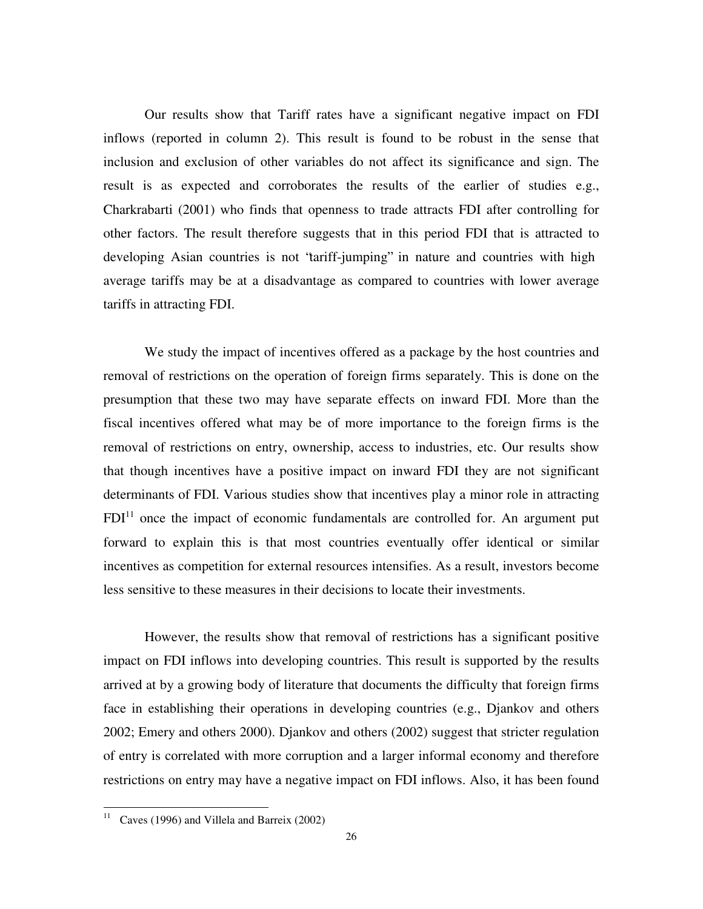Our results show that Tariff rates have a significant negative impact on FDI inflows (reported in column 2). This result is found to be robust in the sense that inclusion and exclusion of other variables do not affect its significance and sign. The result is as expected and corroborates the results of the earlier of studies e.g., Charkrabarti (2001) who finds that openness to trade attracts FDI after controlling for other factors. The result therefore suggests that in this period FDI that is attracted to developing Asian countries is not 'tariff-jumping" in nature and countries with high average tariffs may be at a disadvantage as compared to countries with lower average tariffs in attracting FDI.

We study the impact of incentives offered as a package by the host countries and removal of restrictions on the operation of foreign firms separately. This is done on the presumption that these two may have separate effects on inward FDI. More than the fiscal incentives offered what may be of more importance to the foreign firms is the removal of restrictions on entry, ownership, access to industries, etc. Our results show that though incentives have a positive impact on inward FDI they are not significant determinants of FDI. Various studies show that incentives play a minor role in attracting FDI[11] once the impact of economic fundamentals are controlled for. An argument put forward to explain this is that most countries eventually offer identical or similar incentives as competition for external resources intensifies. As a result, investors become less sensitive to these measures in their decisions to locate their investments.

However, the results show that removal of restrictions has a significant positive impact on FDI inflows into developing countries. This result is supported by the results arrived at by a growing body of literature that documents the difficulty that foreign firms face in establishing their operations in developing countries (e.g., Djankov and others 2002; Emery and others 2000). Djankov and others (2002) suggest that stricter regulation of entry is correlated with more corruption and a larger informal economy and therefore restrictions on entry may have a negative impact on FDI inflows. Also, it has been found

[11] Caves (1996) and Villela and Barreix (2002)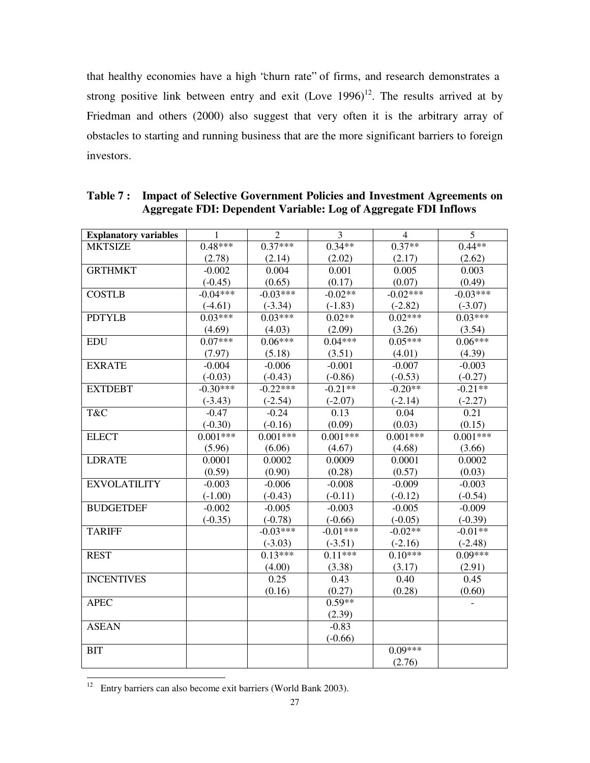that healthy economies have a high "churn rate" of firms, and research demonstrates a strong positive link between entry and exit (Love 1996)[12]. The results arrived at by Friedman and others (2000) also suggest that very often it is the arbitrary array of obstacles to starting and running business that are the more significant barriers to foreign investors.

**Table 7 : Impact of Selective Government Policies and Investment Agreements on Aggregate FDI: Dependent Variable: Log of Aggregate FDI Inflows**

| Explanatory variables | 1 | 2 | 3 | 4 | 5 |
|---|---|---|---|---|---|
| MKTSIZE | 0.48***<br>(2.78) | 0.37***<br>(2.14) | 0.34**<br>(2.02) | 0.37**<br>(2.17) | 0.44**<br>(2.62) |
| GRTHMKT | -0.002<br>(-0.45) | 0.004<br>(0.65) | 0.001<br>(0.17) | 0.005<br>(0.07) | 0.003<br>(0.49) |
| COSTLB | -0.04***<br>(-4.61) | -0.03***<br>(-3.34) | -0.02**<br>(-1.83) | -0.02***<br>(-2.82) | -0.03***<br>(-3.07) |
| PDTYLB | 0.03***<br>(4.69) | 0.03***<br>(4.03) | 0.02**<br>(2.09) | 0.02***<br>(3.26) | 0.03***<br>(3.54) |
| EDU | 0.07***<br>(7.97) | 0.06***<br>(5.18) | 0.04***<br>(3.51) | 0.05***<br>(4.01) | 0.06***<br>(4.39) |
| EXRATE | -0.004<br>(-0.03) | -0.006<br>(-0.43) | -0.001<br>(-0.86) | -0.007<br>(-0.53) | -0.003<br>(-0.27) |
| EXTDEBT | -0.30***<br>(-3.43) | -0.22***<br>(-2.54) | -0.21**<br>(-2.07) | -0.20**<br>(-2.14) | -0.21**<br>(-2.27) |
| T&C | -0.47<br>(-0.30) | -0.24<br>(-0.16) | 0.13<br>(0.09) | 0.04<br>(0.03) | 0.21<br>(0.15) |
| ELECT | 0.001***<br>(5.96) | 0.001***<br>(6.06) | 0.001***<br>(4.67) | 0.001***<br>(4.68) | 0.001***<br>(3.66) |
| LDRATE | 0.0001<br>(0.59) | 0.0002<br>(0.90) | 0.0009<br>(0.28) | 0.0001<br>(0.57) | 0.0002<br>(0.03) |
| EXVOLATILITY | -0.003<br>(-1.00) | -0.006<br>(-0.43) | -0.008<br>(-0.11) | -0.009<br>(-0.12) | -0.003<br>(-0.54) |
| BUDGETDEF | -0.002<br>(-0.35) | -0.005<br>(-0.78) | -0.003<br>(-0.66) | -0.005<br>(-0.05) | -0.009<br>(-0.39) |
| TARIFF | | -0.03***<br>(-3.03) | -0.01***<br>(-3.51) | -0.02**<br>(-2.16) | -0.01**<br>(-2.48) |
| REST | | 0.13***<br>(4.00) | 0.11***<br>(3.38) | 0.10***<br>(3.17) | 0.09***<br>(2.91) |
| INCENTIVES | | 0.25<br>(0.16) | 0.43<br>(0.27) | 0.40<br>(0.28) | 0.45<br>(0.60) |
| APEC | | | 0.59**<br>(2.39) | | - |
| ASEAN | | | -0.83<br>(-0.66) | | |
| BIT | | | | 0.09***<br>(2.76) | |

[12] Entry barriers can also become exit barriers (World Bank 2003).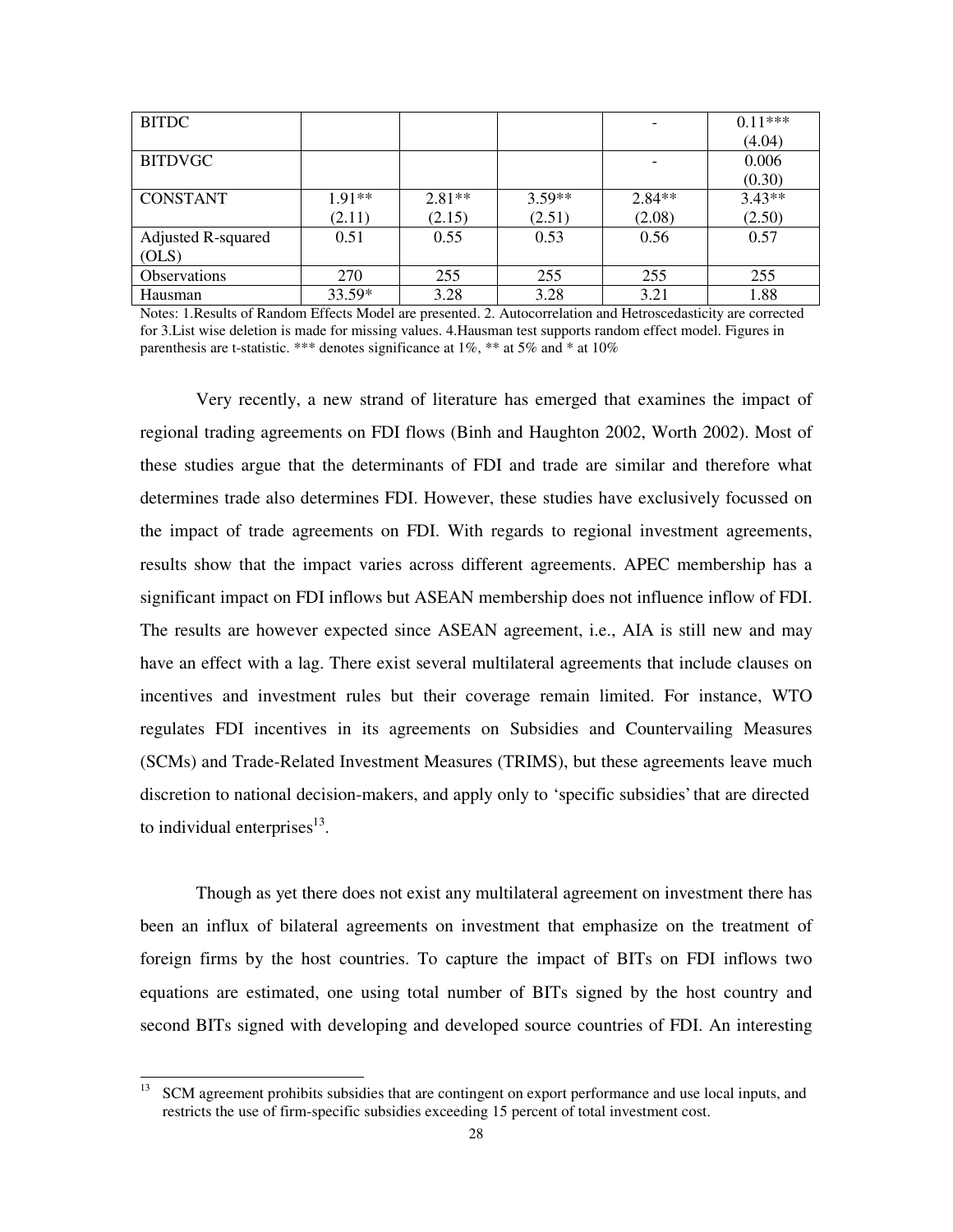| | | | | | |
|---|---|---|---|---|---|
| BITDC | | | | - | 0.11*** (4.04) |
| BITDVGC | | | | - | 0.006 (0.30) |
| CONSTANT | 1.91** (2.11) | 2.81** (2.15) | 3.59** (2.51) | 2.84** (2.08) | 3.43** (2.50) |
| Adjusted R-squared (OLS) | 0.51 | 0.55 | 0.53 | 0.56 | 0.57 |
| Observations | 270 | 255 | 255 | 255 | 255 |
| Hausman | 33.59* | 3.28 | 3.28 | 3.21 | 1.88 |

Notes: 1.Results of Random Effects Model are presented. 2. Autocorrelation and Hetroscedasticity are corrected for 3.List wise deletion is made for missing values. 4.Hausman test supports random effect model. Figures in parenthesis are t-statistic. *** denotes significance at 1%, ** at 5% and * at 10%

Very recently, a new strand of literature has emerged that examines the impact of regional trading agreements on FDI flows (Binh and Haughton 2002, Worth 2002). Most of these studies argue that the determinants of FDI and trade are similar and therefore what determines trade also determines FDI. However, these studies have exclusively focussed on the impact of trade agreements on FDI. With regards to regional investment agreements, results show that the impact varies across different agreements. APEC membership has a significant impact on FDI inflows but ASEAN membership does not influence inflow of FDI. The results are however expected since ASEAN agreement, i.e., AIA is still new and may have an effect with a lag. There exist several multilateral agreements that include clauses on incentives and investment rules but their coverage remain limited. For instance, WTO regulates FDI incentives in its agreements on Subsidies and Countervailing Measures (SCMs) and Trade-Related Investment Measures (TRIMS), but these agreements leave much discretion to national decision-makers, and apply only to 'specific subsidies' that are directed to individual enterprises[13].

Though as yet there does not exist any multilateral agreement on investment there has been an influx of bilateral agreements on investment that emphasize on the treatment of foreign firms by the host countries. To capture the impact of BITs on FDI inflows two equations are estimated, one using total number of BITs signed by the host country and second BITs signed with developing and developed source countries of FDI. An interesting

[13] SCM agreement prohibits subsidies that are contingent on export performance and use local inputs, and restricts the use of firm-specific subsidies exceeding 15 percent of total investment cost.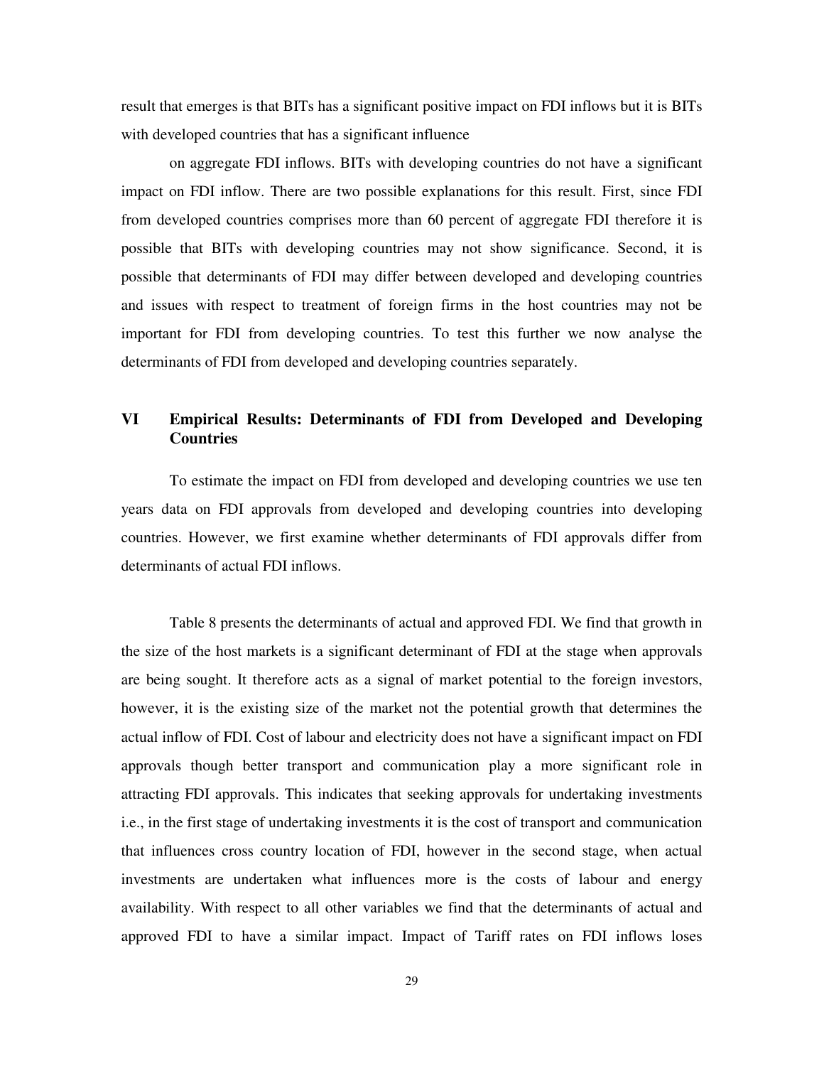result that emerges is that BITs has a significant positive impact on FDI inflows but it is BITs with developed countries that has a significant influence

on aggregate FDI inflows. BITs with developing countries do not have a significant impact on FDI inflow. There are two possible explanations for this result. First, since FDI from developed countries comprises more than 60 percent of aggregate FDI therefore it is possible that BITs with developing countries may not show significance. Second, it is possible that determinants of FDI may differ between developed and developing countries and issues with respect to treatment of foreign firms in the host countries may not be important for FDI from developing countries. To test this further we now analyse the determinants of FDI from developed and developing countries separately.

## VI Empirical Results: Determinants of FDI from Developed and Developing Countries

To estimate the impact on FDI from developed and developing countries we use ten years data on FDI approvals from developed and developing countries into developing countries. However, we first examine whether determinants of FDI approvals differ from determinants of actual FDI inflows.

Table 8 presents the determinants of actual and approved FDI. We find that growth in the size of the host markets is a significant determinant of FDI at the stage when approvals are being sought. It therefore acts as a signal of market potential to the foreign investors, however, it is the existing size of the market not the potential growth that determines the actual inflow of FDI. Cost of labour and electricity does not have a significant impact on FDI approvals though better transport and communication play a more significant role in attracting FDI approvals. This indicates that seeking approvals for undertaking investments i.e., in the first stage of undertaking investments it is the cost of transport and communication that influences cross country location of FDI, however in the second stage, when actual investments are undertaken what influences more is the costs of labour and energy availability. With respect to all other variables we find that the determinants of actual and approved FDI to have a similar impact. Impact of Tariff rates on FDI inflows loses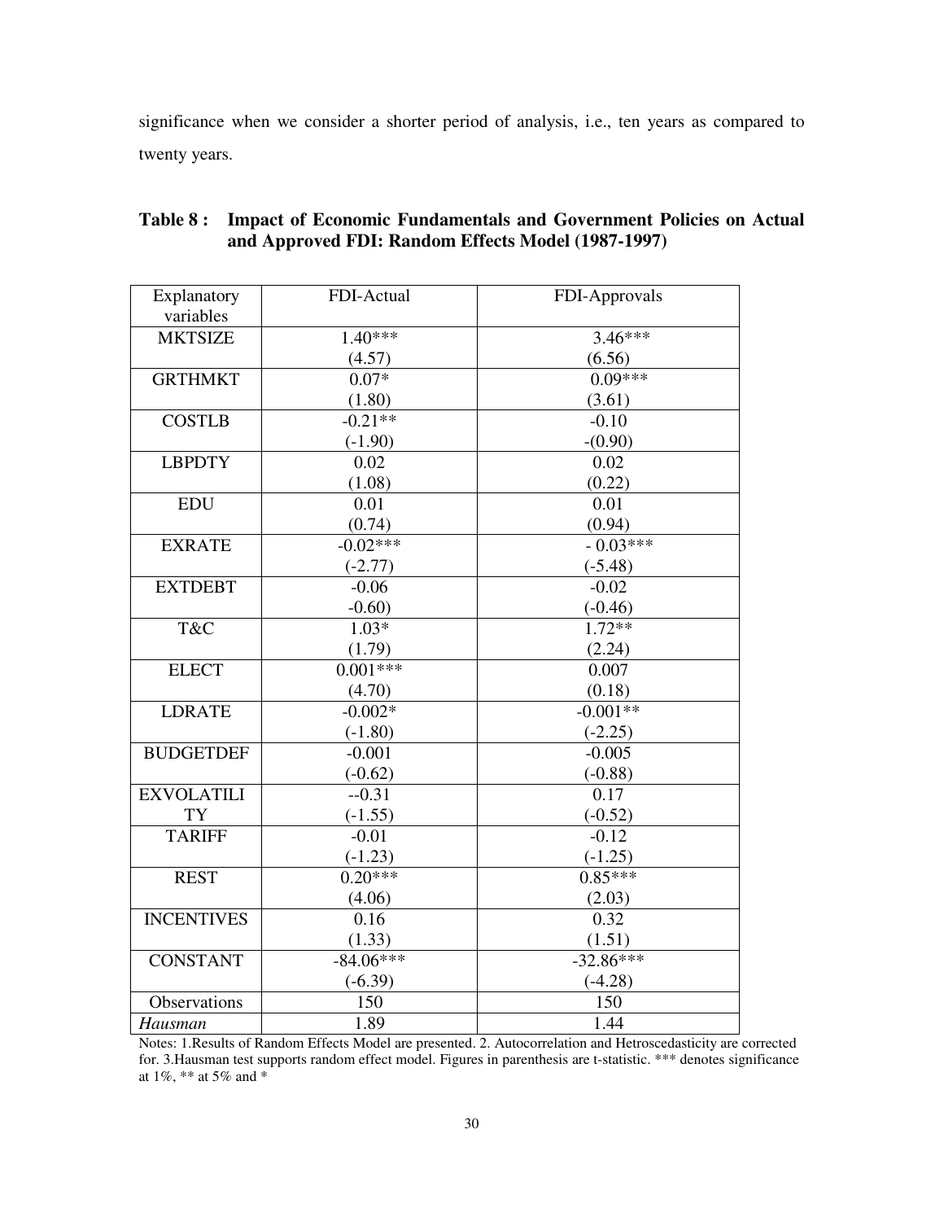significance when we consider a shorter period of analysis, i.e., ten years as compared to twenty years.

**Table 8 : Impact of Economic Fundamentals and Government Policies on Actual and Approved FDI: Random Effects Model (1987-1997)**

| Explanatory variables | FDI-Actual | FDI-Approvals |
|---|---|---|
| MKTSIZE | 1.40***<br>(4.57) | 3.46***<br>(6.56) |
| GRTHMKT | 0.07*<br>(1.80) | 0.09***<br>(3.61) |
| COSTLB | -0.21**<br>(-1.90) | -0.10<br>-(0.90) |
| LBPDTY | 0.02<br>(1.08) | 0.02<br>(0.22) |
| EDU | 0.01<br>(0.74) | 0.01<br>(0.94) |
| EXRATE | -0.02***<br>(-2.77) | - 0.03***<br>(-5.48) |
| EXTDEBT | -0.06<br>-0.60) | -0.02<br>(-0.46) |
| T&C | 1.03*<br>(1.79) | 1.72**<br>(2.24) |
| ELECT | 0.001***<br>(4.70) | 0.007<br>(0.18) |
| LDRATE | -0.002*<br>(-1.80) | -0.001**<br>(-2.25) |
| BUDGETDEF | -0.001<br>(-0.62) | -0.005<br>(-0.88) |
| EXVOLATILITY | --0.31<br>(-1.55) | 0.17<br>(-0.52) |
| TARIFF | -0.01<br>(-1.23) | -0.12<br>(-1.25) |
| REST | 0.20***<br>(4.06) | 0.85***<br>(2.03) |
| INCENTIVES | 0.16<br>(1.33) | 0.32<br>(1.51) |
| CONSTANT | -84.06***<br>(-6.39) | -32.86***<br>(-4.28) |
| Observations | 150 | 150 |
| *Hausman* | 1.89 | 1.44 |

Notes: 1.Results of Random Effects Model are presented. 2. Autocorrelation and Hetroscedasticity are corrected for. 3.Hausman test supports random effect model. Figures in parenthesis are t-statistic. *** denotes significance at 1%, ** at 5% and *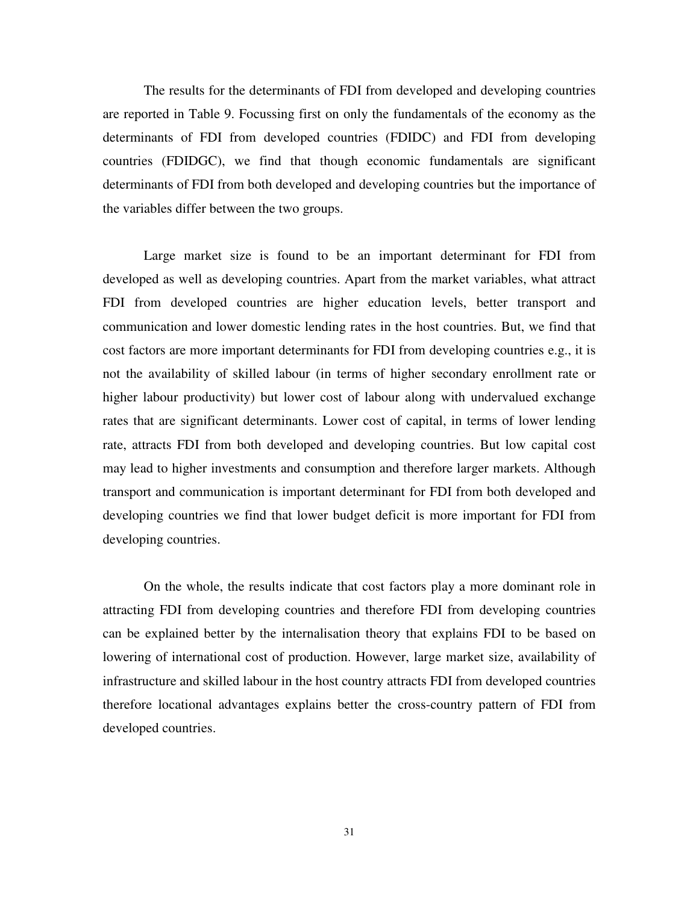The results for the determinants of FDI from developed and developing countries are reported in Table 9. Focussing first on only the fundamentals of the economy as the determinants of FDI from developed countries (FDIDC) and FDI from developing countries (FDIDGC), we find that though economic fundamentals are significant determinants of FDI from both developed and developing countries but the importance of the variables differ between the two groups.

Large market size is found to be an important determinant for FDI from developed as well as developing countries. Apart from the market variables, what attract FDI from developed countries are higher education levels, better transport and communication and lower domestic lending rates in the host countries. But, we find that cost factors are more important determinants for FDI from developing countries e.g., it is not the availability of skilled labour (in terms of higher secondary enrollment rate or higher labour productivity) but lower cost of labour along with undervalued exchange rates that are significant determinants. Lower cost of capital, in terms of lower lending rate, attracts FDI from both developed and developing countries. But low capital cost may lead to higher investments and consumption and therefore larger markets. Although transport and communication is important determinant for FDI from both developed and developing countries we find that lower budget deficit is more important for FDI from developing countries.

On the whole, the results indicate that cost factors play a more dominant role in attracting FDI from developing countries and therefore FDI from developing countries can be explained better by the internalisation theory that explains FDI to be based on lowering of international cost of production. However, large market size, availability of infrastructure and skilled labour in the host country attracts FDI from developed countries therefore locational advantages explains better the cross-country pattern of FDI from developed countries.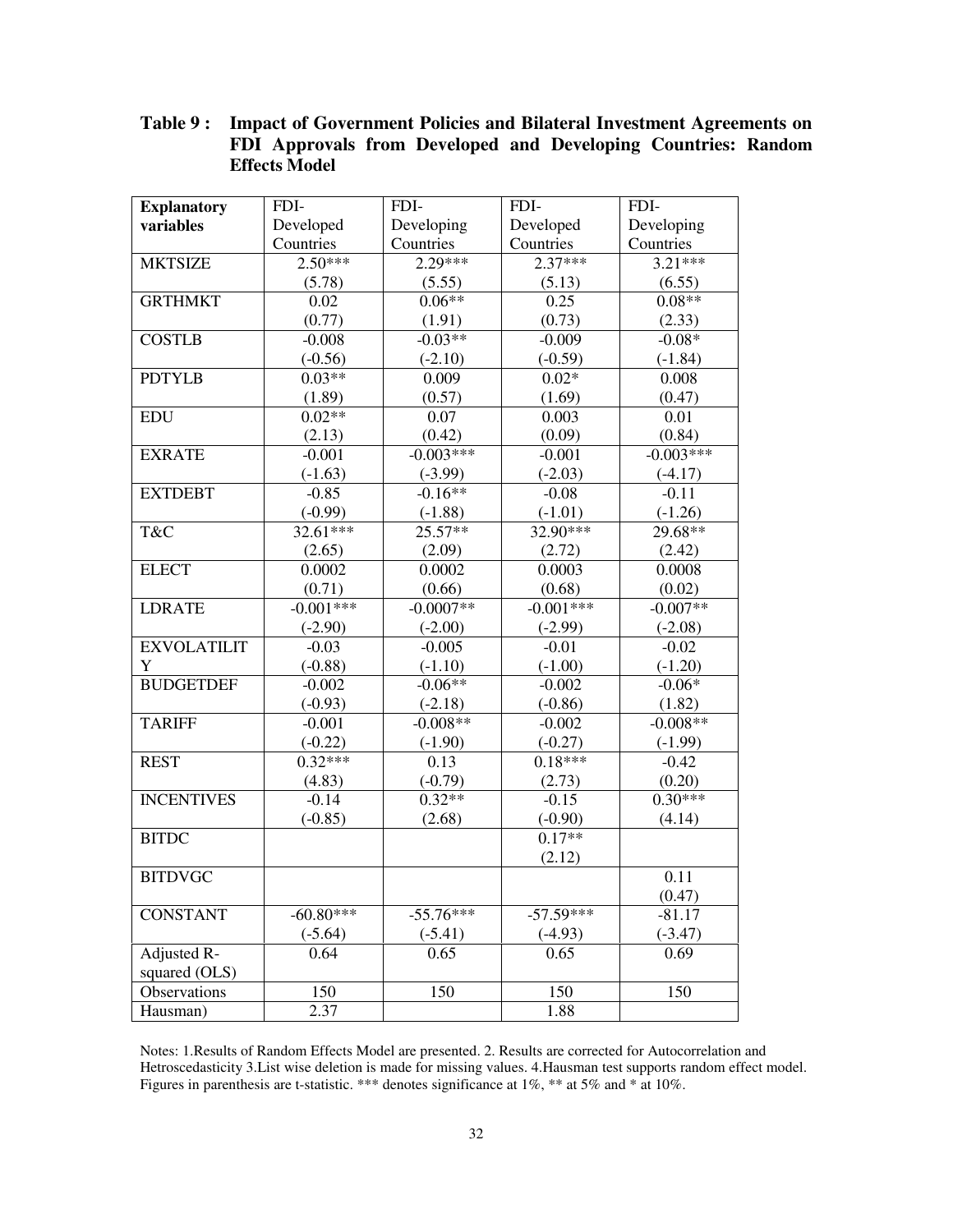**Table 9 : Impact of Government Policies and Bilateral Investment Agreements on FDI Approvals from Developed and Developing Countries: Random Effects Model**

| Explanatory variables | FDI-Developed Countries | FDI-Developing Countries | FDI-Developed Countries | FDI-Developing Countries |
|---|---|---|---|---|
| MKTSIZE | 2.50***<br>(5.78) | 2.29***<br>(5.55) | 2.37***<br>(5.13) | 3.21***<br>(6.55) |
| GRTHMKT | 0.02<br>(0.77) | 0.06**<br>(1.91) | 0.25<br>(0.73) | 0.08**<br>(2.33) |
| COSTLB | -0.008<br>(-0.56) | -0.03**<br>(-2.10) | -0.009<br>(-0.59) | -0.08*<br>(-1.84) |
| PDTYLB | 0.03**<br>(1.89) | 0.009<br>(0.57) | 0.02*<br>(1.69) | 0.008<br>(0.47) |
| EDU | 0.02**<br>(2.13) | 0.07<br>(0.42) | 0.003<br>(0.09) | 0.01<br>(0.84) |
| EXRATE | -0.001<br>(-1.63) | -0.003***<br>(-3.99) | -0.001<br>(-2.03) | -0.003***<br>(-4.17) |
| EXTDEBT | -0.85<br>(-0.99) | -0.16**<br>(-1.88) | -0.08<br>(-1.01) | -0.11<br>(-1.26) |
| T&C | 32.61***<br>(2.65) | 25.57**<br>(2.09) | 32.90***<br>(2.72) | 29.68**<br>(2.42) |
| ELECT | 0.0002<br>(0.71) | 0.0002<br>(0.66) | 0.0003<br>(0.68) | 0.0008<br>(0.02) |
| LDRATE | -0.001***<br>(-2.90) | -0.0007**<br>(-2.00) | -0.001***<br>(-2.99) | -0.007**<br>(-2.08) |
| EXVOLATILITY | -0.03<br>(-0.88) | -0.005<br>(-1.10) | -0.01<br>(-1.00) | -0.02<br>(-1.20) |
| BUDGETDEF | -0.002<br>(-0.93) | -0.06**<br>(-2.18) | -0.002<br>(-0.86) | -0.06*<br>(1.82) |
| TARIFF | -0.001<br>(-0.22) | -0.008**<br>(-1.90) | -0.002<br>(-0.27) | -0.008**<br>(-1.99) |
| REST | 0.32***<br>(4.83) | 0.13<br>(-0.79) | 0.18***<br>(2.73) | -0.42<br>(0.20) |
| INCENTIVES | -0.14<br>(-0.85) | 0.32**<br>(2.68) | -0.15<br>(-0.90) | 0.30***<br>(4.14) |
| BITDC | | | 0.17**<br>(2.12) | |
| BITDVGC | | | | 0.11<br>(0.47) |
| CONSTANT | -60.80***<br>(-5.64) | -55.76***<br>(-5.41) | -57.59***<br>(-4.93) | -81.17<br>(-3.47) |
| Adjusted R-squared (OLS) | 0.64 | 0.65 | 0.65 | 0.69 |
| Observations | 150 | 150 | 150 | 150 |
| Hausman) | 2.37 | | 1.88 | |

Notes: 1.Results of Random Effects Model are presented. 2. Results are corrected for Autocorrelation and Hetroscedasticity 3.List wise deletion is made for missing values. 4.Hausman test supports random effect model. Figures in parenthesis are t-statistic. *** denotes significance at 1%, ** at 5% and * at 10%.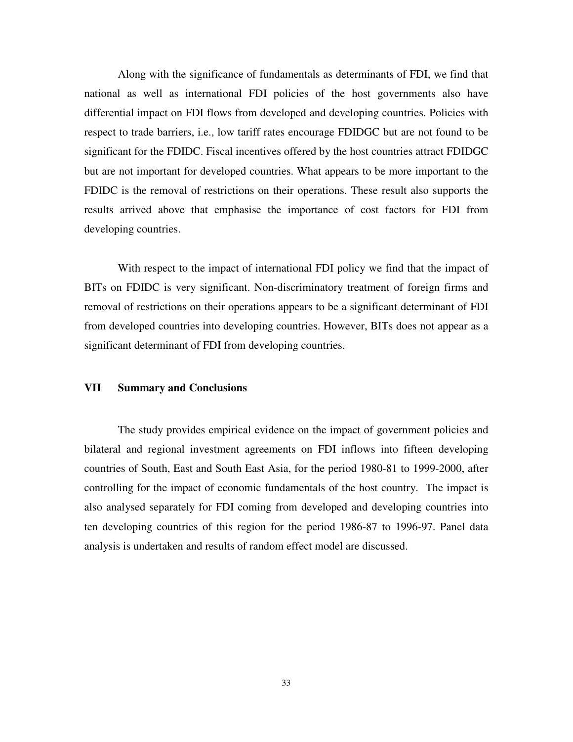Along with the significance of fundamentals as determinants of FDI, we find that national as well as international FDI policies of the host governments also have differential impact on FDI flows from developed and developing countries. Policies with respect to trade barriers, i.e., low tariff rates encourage FDIDGC but are not found to be significant for the FDIDC. Fiscal incentives offered by the host countries attract FDIDGC but are not important for developed countries. What appears to be more important to the FDIDC is the removal of restrictions on their operations. These result also supports the results arrived above that emphasise the importance of cost factors for FDI from developing countries.

With respect to the impact of international FDI policy we find that the impact of BITs on FDIDC is very significant. Non-discriminatory treatment of foreign firms and removal of restrictions on their operations appears to be a significant determinant of FDI from developed countries into developing countries. However, BITs does not appear as a significant determinant of FDI from developing countries.

## VII Summary and Conclusions

The study provides empirical evidence on the impact of government policies and bilateral and regional investment agreements on FDI inflows into fifteen developing countries of South, East and South East Asia, for the period 1980-81 to 1999-2000, after controlling for the impact of economic fundamentals of the host country. The impact is also analysed separately for FDI coming from developed and developing countries into ten developing countries of this region for the period 1986-87 to 1996-97. Panel data analysis is undertaken and results of random effect model are discussed.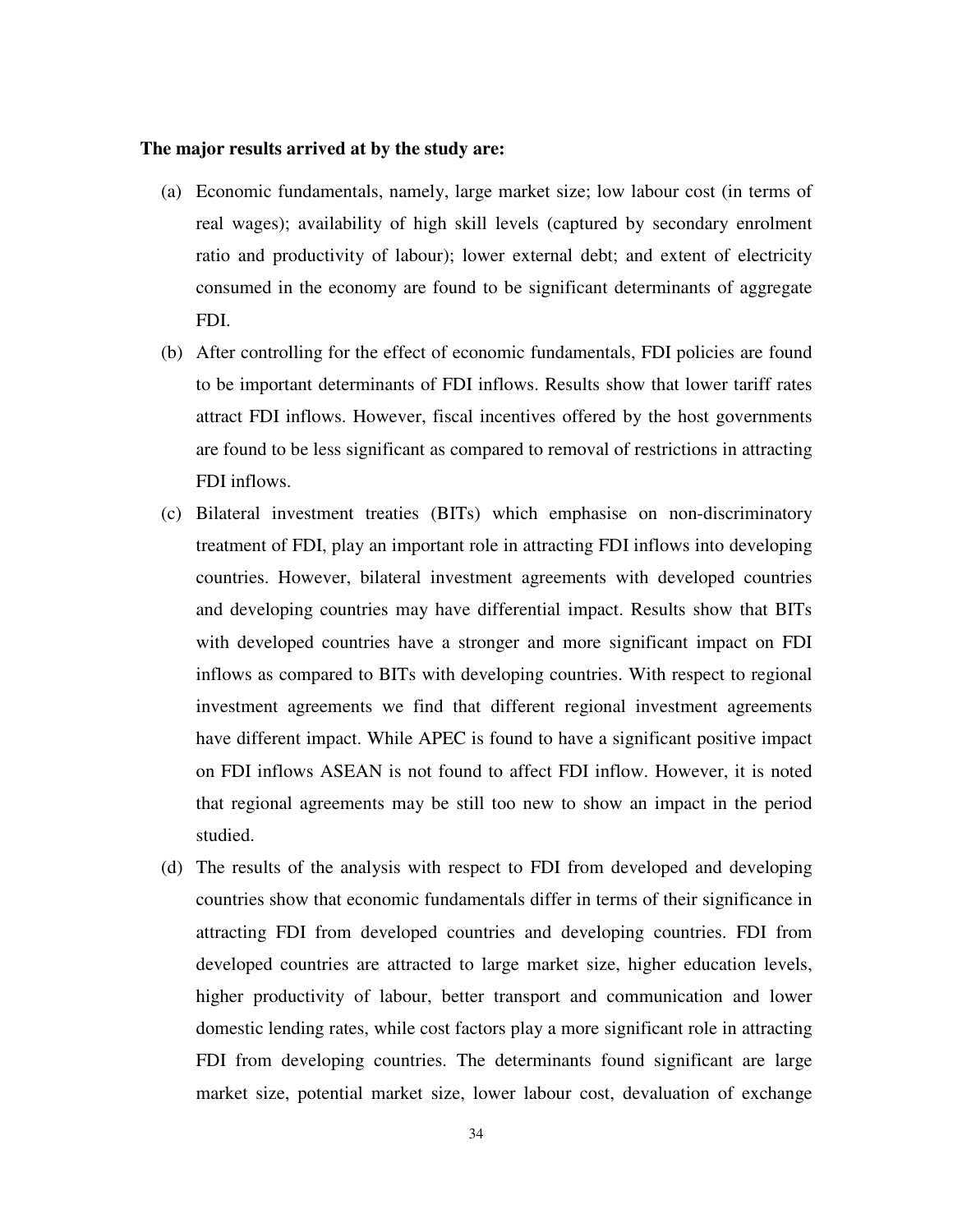**The major results arrived at by the study are:**

(a) Economic fundamentals, namely, large market size; low labour cost (in terms of real wages); availability of high skill levels (captured by secondary enrolment ratio and productivity of labour); lower external debt; and extent of electricity consumed in the economy are found to be significant determinants of aggregate FDI.

(b) After controlling for the effect of economic fundamentals, FDI policies are found to be important determinants of FDI inflows. Results show that lower tariff rates attract FDI inflows. However, fiscal incentives offered by the host governments are found to be less significant as compared to removal of restrictions in attracting FDI inflows.

(c) Bilateral investment treaties (BITs) which emphasise on non-discriminatory treatment of FDI, play an important role in attracting FDI inflows into developing countries. However, bilateral investment agreements with developed countries and developing countries may have differential impact. Results show that BITs with developed countries have a stronger and more significant impact on FDI inflows as compared to BITs with developing countries. With respect to regional investment agreements we find that different regional investment agreements have different impact. While APEC is found to have a significant positive impact on FDI inflows ASEAN is not found to affect FDI inflow. However, it is noted that regional agreements may be still too new to show an impact in the period studied.

(d) The results of the analysis with respect to FDI from developed and developing countries show that economic fundamentals differ in terms of their significance in attracting FDI from developed countries and developing countries. FDI from developed countries are attracted to large market size, higher education levels, higher productivity of labour, better transport and communication and lower domestic lending rates, while cost factors play a more significant role in attracting FDI from developing countries. The determinants found significant are large market size, potential market size, lower labour cost, devaluation of exchange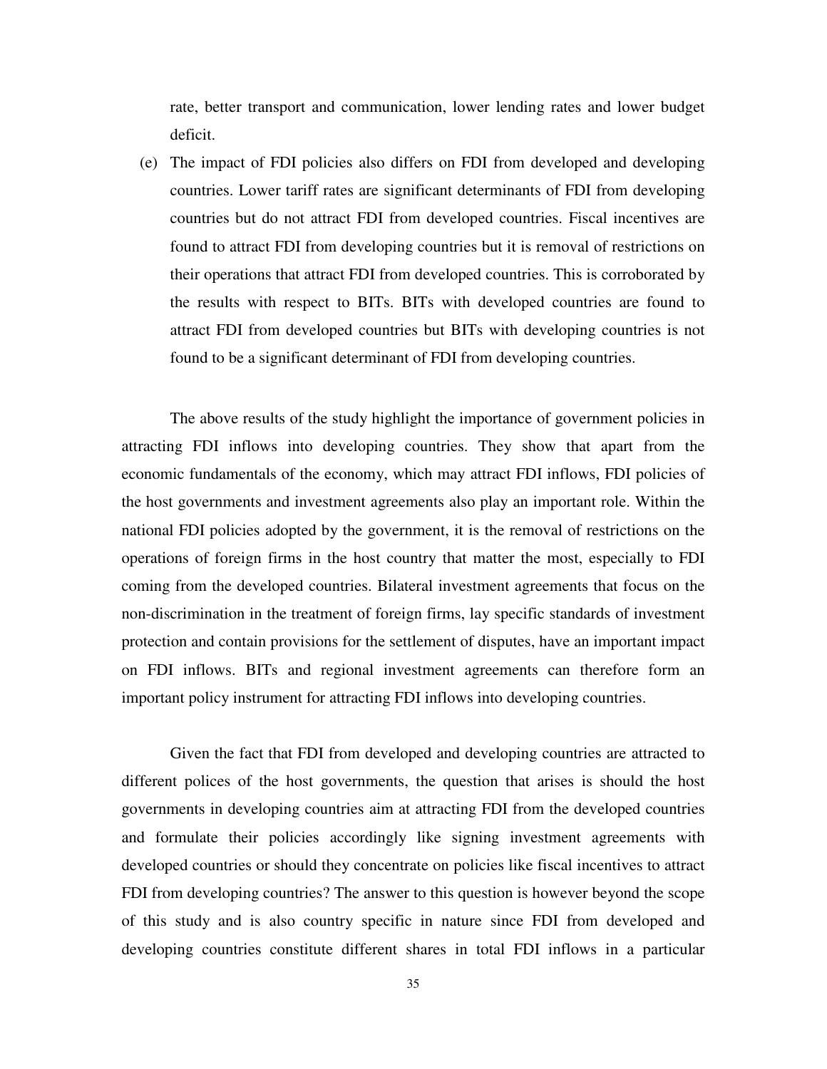rate, better transport and communication, lower lending rates and lower budget deficit.

(e) The impact of FDI policies also differs on FDI from developed and developing countries. Lower tariff rates are significant determinants of FDI from developing countries but do not attract FDI from developed countries. Fiscal incentives are found to attract FDI from developing countries but it is removal of restrictions on their operations that attract FDI from developed countries. This is corroborated by the results with respect to BITs. BITs with developed countries are found to attract FDI from developed countries but BITs with developing countries is not found to be a significant determinant of FDI from developing countries.

The above results of the study highlight the importance of government policies in attracting FDI inflows into developing countries. They show that apart from the economic fundamentals of the economy, which may attract FDI inflows, FDI policies of the host governments and investment agreements also play an important role. Within the national FDI policies adopted by the government, it is the removal of restrictions on the operations of foreign firms in the host country that matter the most, especially to FDI coming from the developed countries. Bilateral investment agreements that focus on the non-discrimination in the treatment of foreign firms, lay specific standards of investment protection and contain provisions for the settlement of disputes, have an important impact on FDI inflows. BITs and regional investment agreements can therefore form an important policy instrument for attracting FDI inflows into developing countries.

Given the fact that FDI from developed and developing countries are attracted to different polices of the host governments, the question that arises is should the host governments in developing countries aim at attracting FDI from the developed countries and formulate their policies accordingly like signing investment agreements with developed countries or should they concentrate on policies like fiscal incentives to attract FDI from developing countries? The answer to this question is however beyond the scope of this study and is also country specific in nature since FDI from developed and developing countries constitute different shares in total FDI inflows in a particular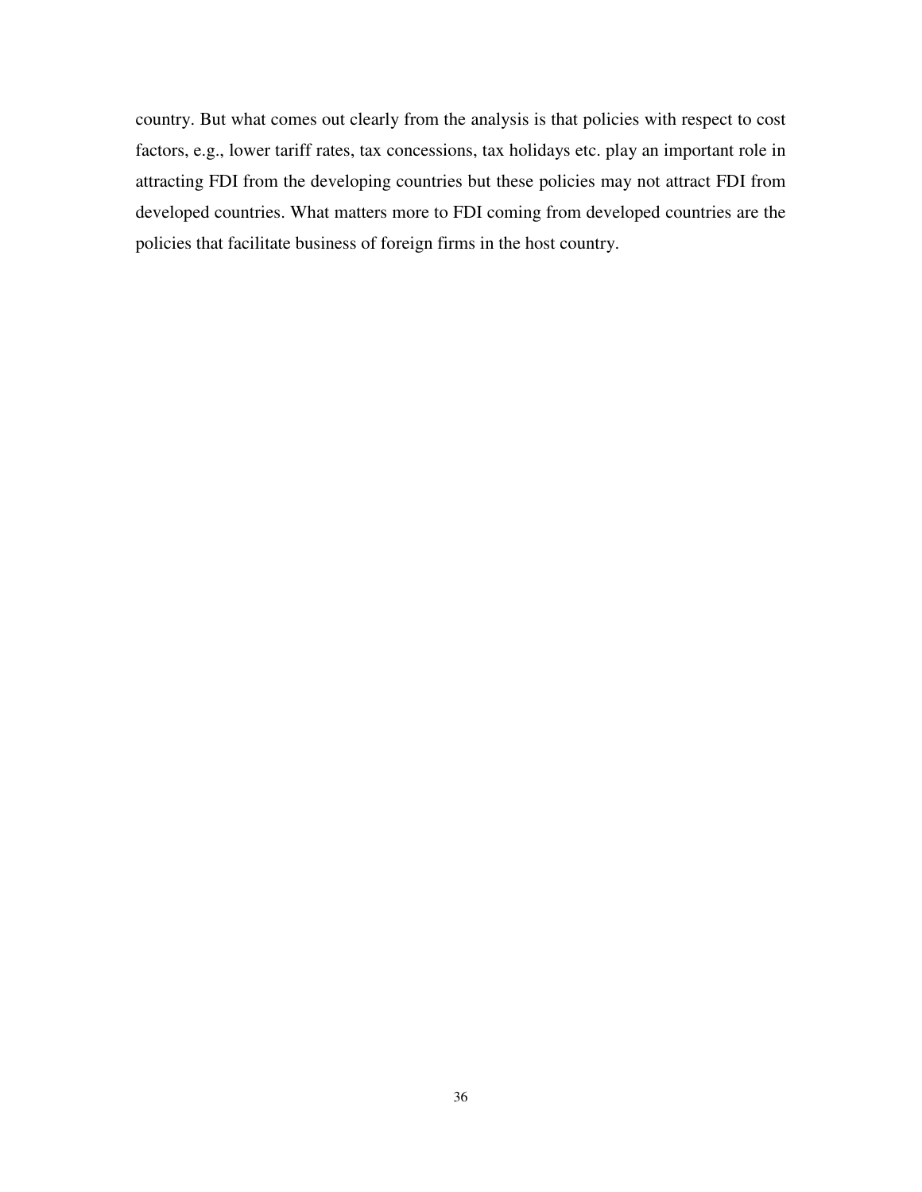country. But what comes out clearly from the analysis is that policies with respect to cost factors, e.g., lower tariff rates, tax concessions, tax holidays etc. play an important role in attracting FDI from the developing countries but these policies may not attract FDI from developed countries. What matters more to FDI coming from developed countries are the policies that facilitate business of foreign firms in the host country.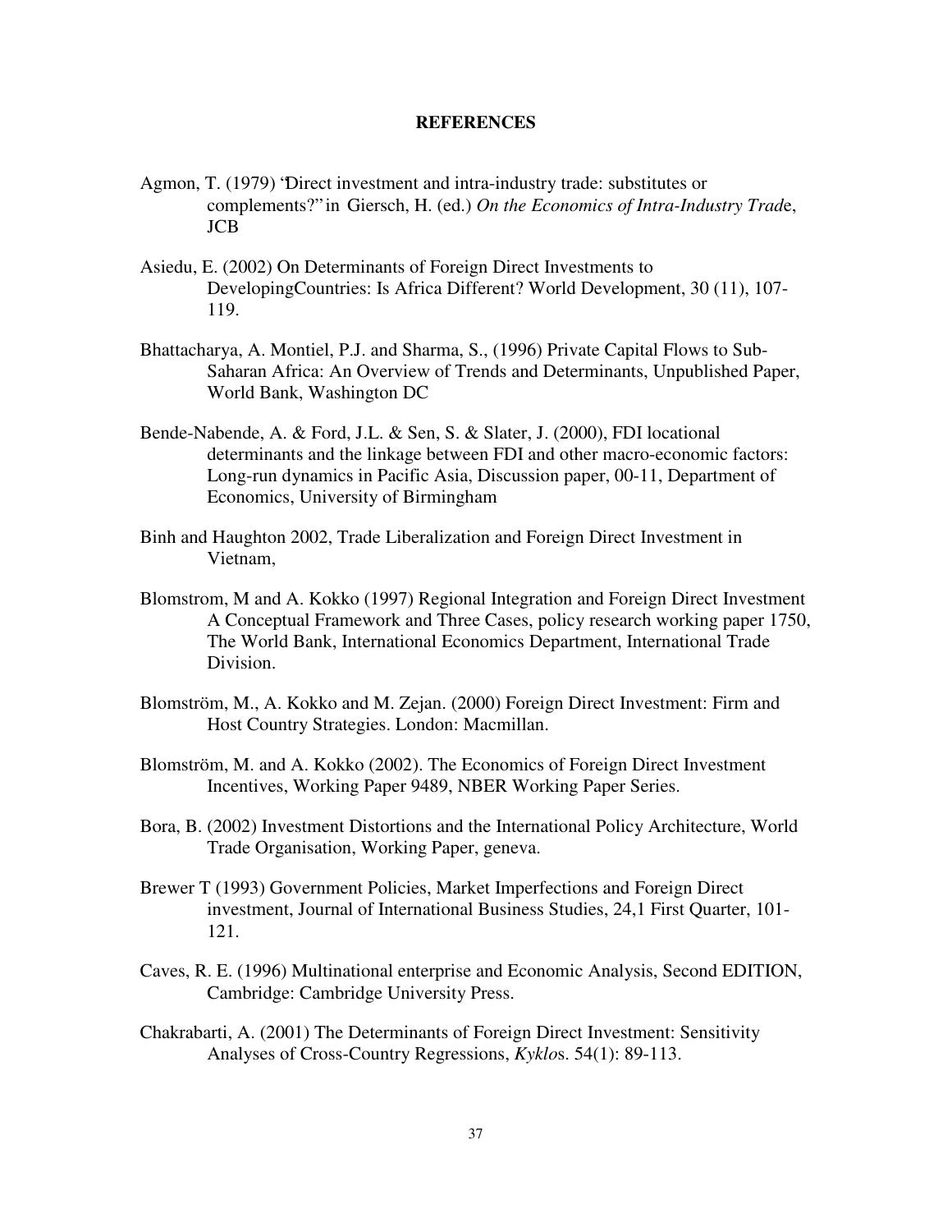**REFERENCES**

Agmon, T. (1979) "Direct investment and intra-industry trade: substitutes or complements?" in Giersch, H. (ed.) *On the Economics of Intra-Industry Trad*e, JCB

Asiedu, E. (2002) On Determinants of Foreign Direct Investments to DevelopingCountries: Is Africa Different? World Development, 30 (11), 107-119.

Bhattacharya, A. Montiel, P.J. and Sharma, S., (1996) Private Capital Flows to Sub-Saharan Africa: An Overview of Trends and Determinants, Unpublished Paper, World Bank, Washington DC

Bende-Nabende, A. & Ford, J.L. & Sen, S. & Slater, J. (2000), FDI locational determinants and the linkage between FDI and other macro-economic factors: Long-run dynamics in Pacific Asia, Discussion paper, 00-11, Department of Economics, University of Birmingham

Binh and Haughton 2002, Trade Liberalization and Foreign Direct Investment in Vietnam,

Blomstrom, M and A. Kokko (1997) Regional Integration and Foreign Direct Investment A Conceptual Framework and Three Cases, policy research working paper 1750, The World Bank, International Economics Department, International Trade Division.

Blomström, M., A. Kokko and M. Zejan. (2000) Foreign Direct Investment: Firm and Host Country Strategies. London: Macmillan.

Blomström, M. and A. Kokko (2002). The Economics of Foreign Direct Investment Incentives, Working Paper 9489, NBER Working Paper Series.

Bora, B. (2002) Investment Distortions and the International Policy Architecture, World Trade Organisation, Working Paper, geneva.

Brewer T (1993) Government Policies, Market Imperfections and Foreign Direct investment, Journal of International Business Studies, 24,1 First Quarter, 101-121.

Caves, R. E. (1996) Multinational enterprise and Economic Analysis, Second EDITION, Cambridge: Cambridge University Press.

Chakrabarti, A. (2001) The Determinants of Foreign Direct Investment: Sensitivity Analyses of Cross-Country Regressions, *Kyklo*s. 54(1): 89-113.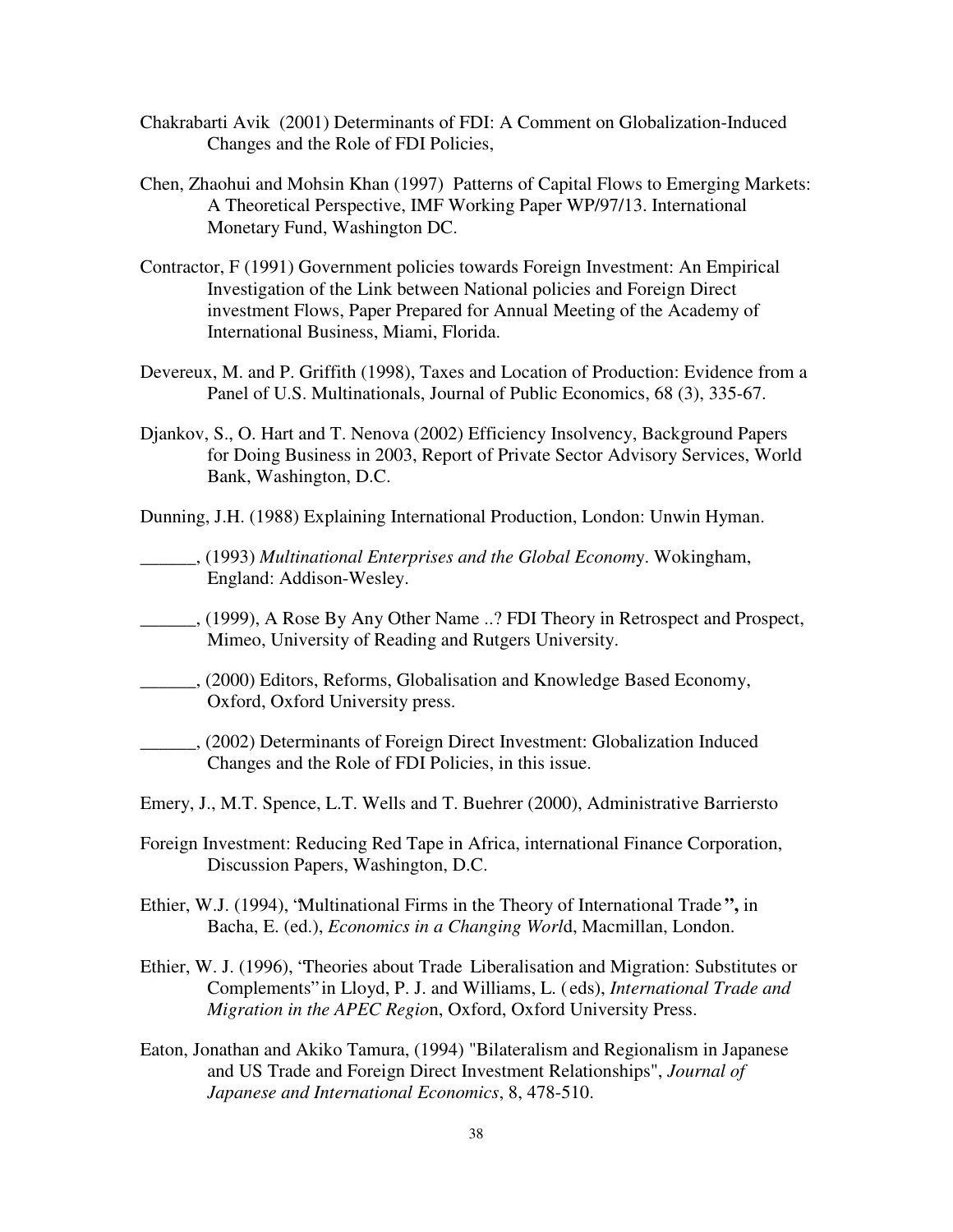Chakrabarti Avik (2001) Determinants of FDI: A Comment on Globalization-Induced Changes and the Role of FDI Policies,

Chen, Zhaohui and Mohsin Khan (1997) Patterns of Capital Flows to Emerging Markets: A Theoretical Perspective, IMF Working Paper WP/97/13. International Monetary Fund, Washington DC.

Contractor, F (1991) Government policies towards Foreign Investment: An Empirical Investigation of the Link between National policies and Foreign Direct investment Flows, Paper Prepared for Annual Meeting of the Academy of International Business, Miami, Florida.

Devereux, M. and P. Griffith (1998), Taxes and Location of Production: Evidence from a Panel of U.S. Multinationals, Journal of Public Economics, 68 (3), 335-67.

Djankov, S., O. Hart and T. Nenova (2002) Efficiency Insolvency, Background Papers for Doing Business in 2003, Report of Private Sector Advisory Services, World Bank, Washington, D.C.

Dunning, J.H. (1988) Explaining International Production, London: Unwin Hyman.

______, (1993) *Multinational Enterprises and the Global Economy*. Wokingham, England: Addison-Wesley.

______, (1999), A Rose By Any Other Name ..? FDI Theory in Retrospect and Prospect, Mimeo, University of Reading and Rutgers University.

______, (2000) Editors, Reforms, Globalisation and Knowledge Based Economy, Oxford, Oxford University press.

______, (2002) Determinants of Foreign Direct Investment: Globalization Induced Changes and the Role of FDI Policies, in this issue.

Emery, J., M.T. Spence, L.T. Wells and T. Buehrer (2000), Administrative Barriersto

Foreign Investment: Reducing Red Tape in Africa, international Finance Corporation, Discussion Papers, Washington, D.C.

Ethier, W.J. (1994), "Multinational Firms in the Theory of International Trade**",** in Bacha, E. (ed.), *Economics in a Changing World*, Macmillan, London.

Ethier, W. J. (1996), "Theories about Trade Liberalisation and Migration: Substitutes or Complements" in Lloyd, P. J. and Williams, L. (eds), *International Trade and Migration in the APEC Region*, Oxford, Oxford University Press.

Eaton, Jonathan and Akiko Tamura, (1994) "Bilateralism and Regionalism in Japanese and US Trade and Foreign Direct Investment Relationships", *Journal of Japanese and International Economics*, 8, 478-510.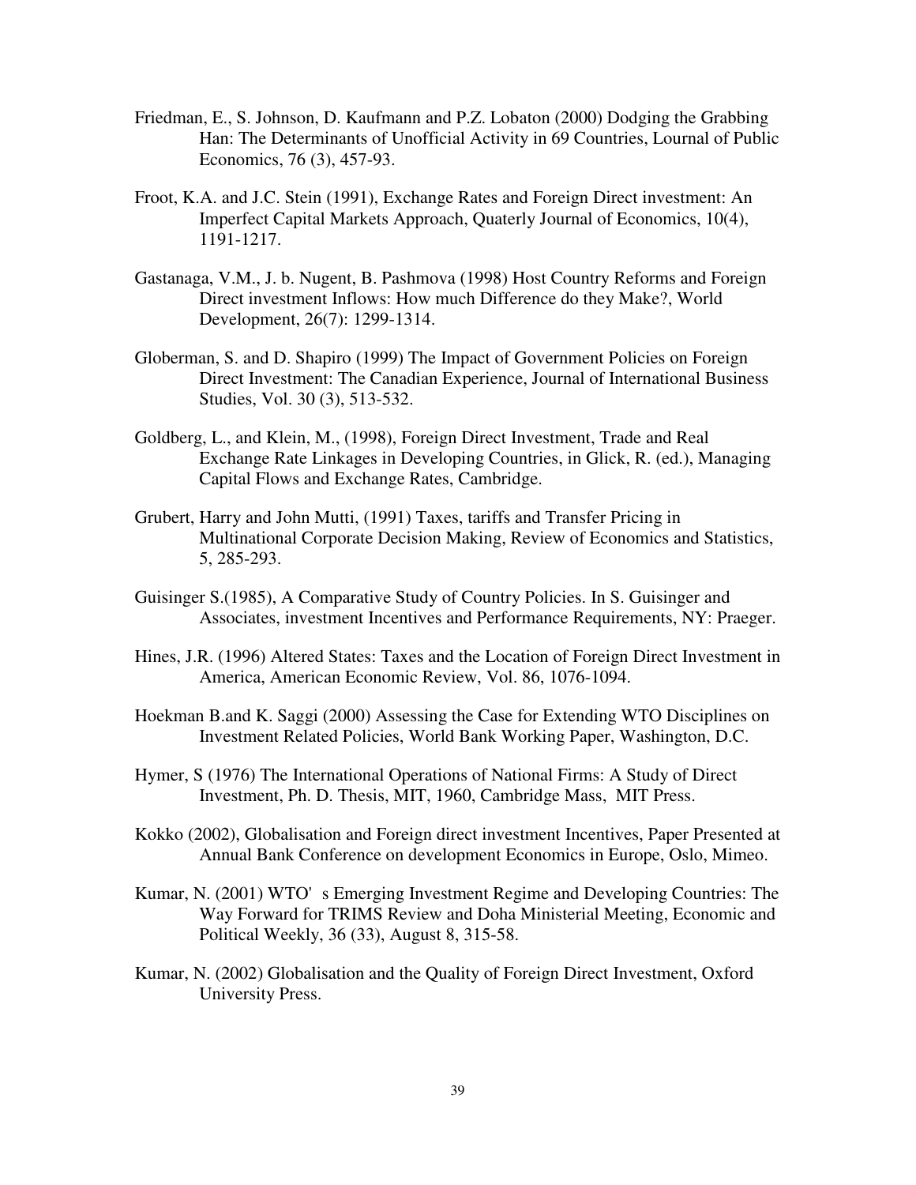Friedman, E., S. Johnson, D. Kaufmann and P.Z. Lobaton (2000) Dodging the Grabbing Han: The Determinants of Unofficial Activity in 69 Countries, Lournal of Public Economics, 76 (3), 457-93.

Froot, K.A. and J.C. Stein (1991), Exchange Rates and Foreign Direct investment: An Imperfect Capital Markets Approach, Quaterly Journal of Economics, 10(4), 1191-1217.

Gastanaga, V.M., J. b. Nugent, B. Pashmova (1998) Host Country Reforms and Foreign Direct investment Inflows: How much Difference do they Make?, World Development, 26(7): 1299-1314.

Globerman, S. and D. Shapiro (1999) The Impact of Government Policies on Foreign Direct Investment: The Canadian Experience, Journal of International Business Studies, Vol. 30 (3), 513-532.

Goldberg, L., and Klein, M., (1998), Foreign Direct Investment, Trade and Real Exchange Rate Linkages in Developing Countries, in Glick, R. (ed.), Managing Capital Flows and Exchange Rates, Cambridge.

Grubert, Harry and John Mutti, (1991) Taxes, tariffs and Transfer Pricing in Multinational Corporate Decision Making, Review of Economics and Statistics, 5, 285-293.

Guisinger S.(1985), A Comparative Study of Country Policies. In S. Guisinger and Associates, investment Incentives and Performance Requirements, NY: Praeger.

Hines, J.R. (1996) Altered States: Taxes and the Location of Foreign Direct Investment in America, American Economic Review, Vol. 86, 1076-1094.

Hoekman B.and K. Saggi (2000) Assessing the Case for Extending WTO Disciplines on Investment Related Policies, World Bank Working Paper, Washington, D.C.

Hymer, S (1976) The International Operations of National Firms: A Study of Direct Investment, Ph. D. Thesis, MIT, 1960, Cambridge Mass, MIT Press.

Kokko (2002), Globalisation and Foreign direct investment Incentives, Paper Presented at Annual Bank Conference on development Economics in Europe, Oslo, Mimeo.

Kumar, N. (2001) WTO' s Emerging Investment Regime and Developing Countries: The Way Forward for TRIMS Review and Doha Ministerial Meeting, Economic and Political Weekly, 36 (33), August 8, 315-58.

Kumar, N. (2002) Globalisation and the Quality of Foreign Direct Investment, Oxford University Press.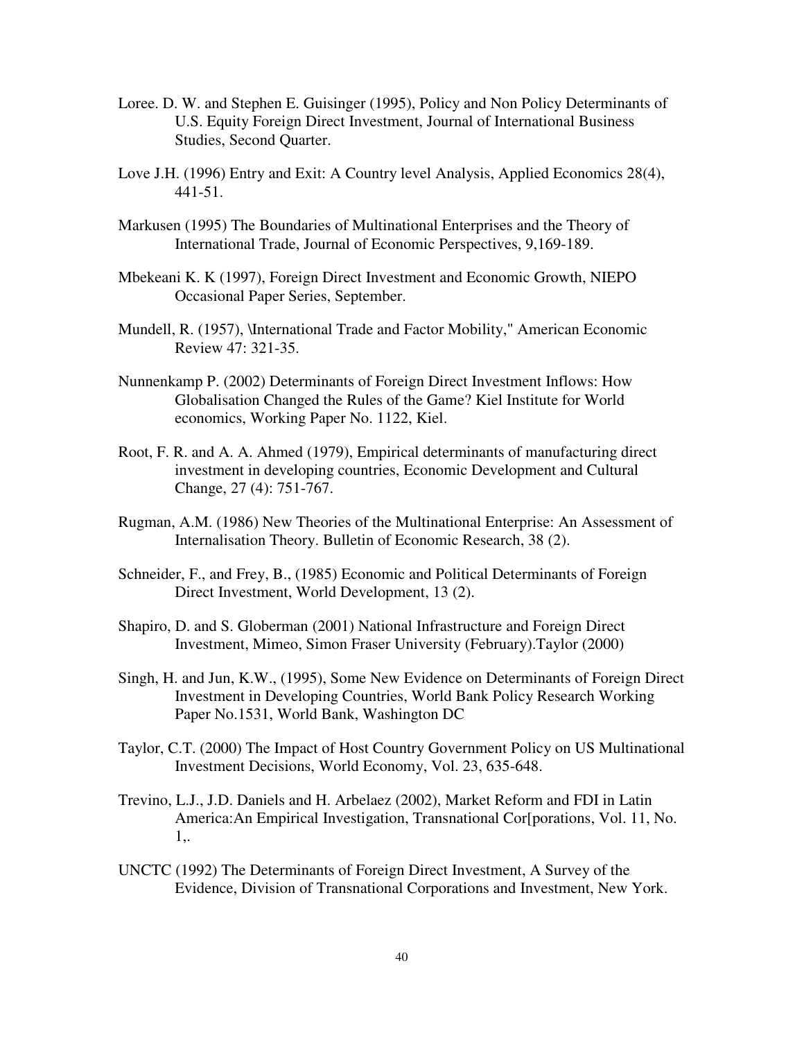Loree. D. W. and Stephen E. Guisinger (1995), Policy and Non Policy Determinants of U.S. Equity Foreign Direct Investment, Journal of International Business Studies, Second Quarter.

Love J.H. (1996) Entry and Exit: A Country level Analysis, Applied Economics 28(4), 441-51.

Markusen (1995) The Boundaries of Multinational Enterprises and the Theory of International Trade, Journal of Economic Perspectives, 9,169-189.

Mbekeani K. K (1997), Foreign Direct Investment and Economic Growth, NIEPO Occasional Paper Series, September.

Mundell, R. (1957), \International Trade and Factor Mobility," American Economic Review 47: 321-35.

Nunnenkamp P. (2002) Determinants of Foreign Direct Investment Inflows: How Globalisation Changed the Rules of the Game? Kiel Institute for World economics, Working Paper No. 1122, Kiel.

Root, F. R. and A. A. Ahmed (1979), Empirical determinants of manufacturing direct investment in developing countries, Economic Development and Cultural Change, 27 (4): 751-767.

Rugman, A.M. (1986) New Theories of the Multinational Enterprise: An Assessment of Internalisation Theory. Bulletin of Economic Research, 38 (2).

Schneider, F., and Frey, B., (1985) Economic and Political Determinants of Foreign Direct Investment, World Development, 13 (2).

Shapiro, D. and S. Globerman (2001) National Infrastructure and Foreign Direct Investment, Mimeo, Simon Fraser University (February).Taylor (2000)

Singh, H. and Jun, K.W., (1995), Some New Evidence on Determinants of Foreign Direct Investment in Developing Countries, World Bank Policy Research Working Paper No.1531, World Bank, Washington DC

Taylor, C.T. (2000) The Impact of Host Country Government Policy on US Multinational Investment Decisions, World Economy, Vol. 23, 635-648.

Trevino, L.J., J.D. Daniels and H. Arbelaez (2002), Market Reform and FDI in Latin America:An Empirical Investigation, Transnational Cor[porations, Vol. 11, No. 1,.

UNCTC (1992) The Determinants of Foreign Direct Investment, A Survey of the Evidence, Division of Transnational Corporations and Investment, New York.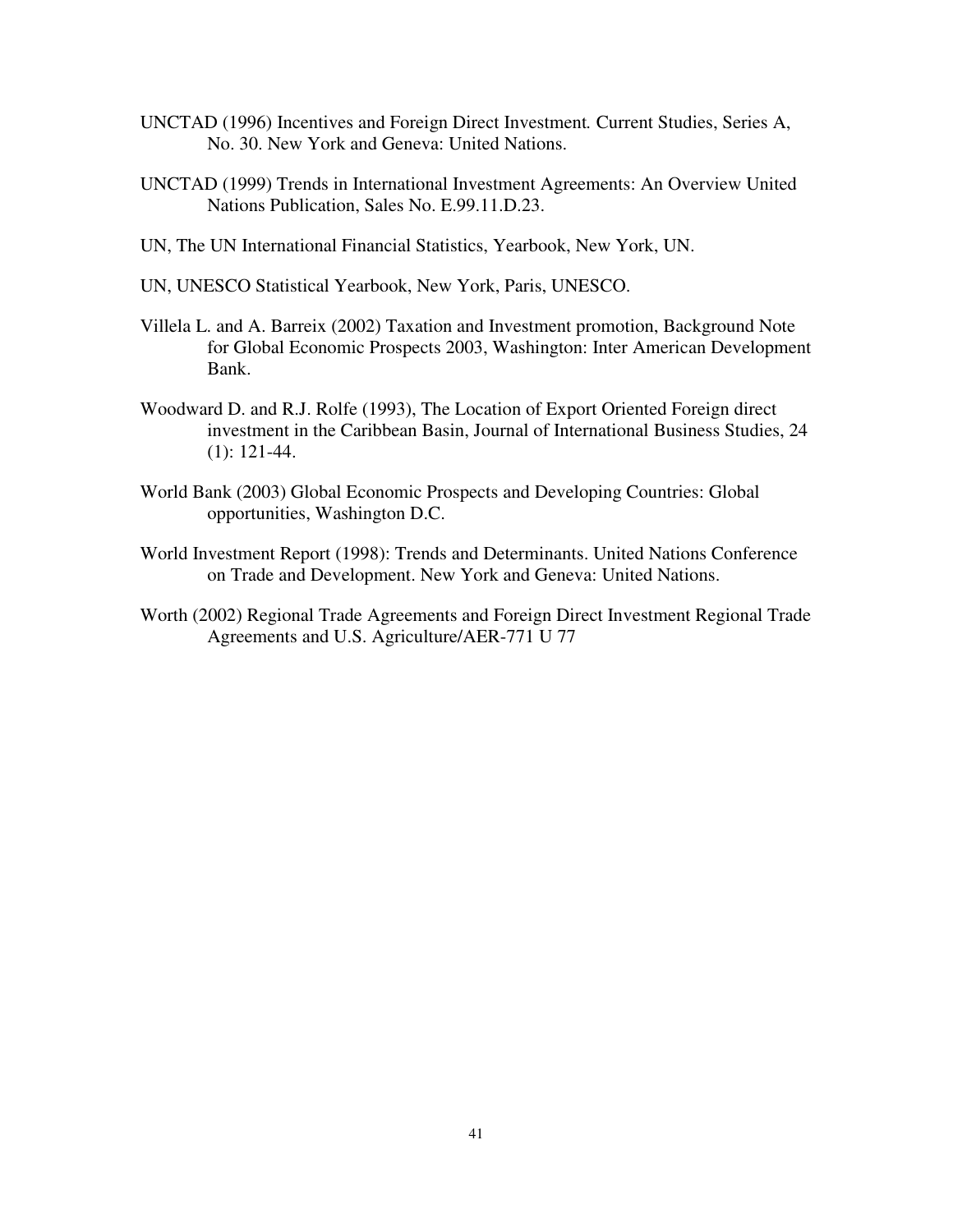UNCTAD (1996) Incentives and Foreign Direct Investment*.* Current Studies, Series A, No. 30. New York and Geneva: United Nations.

UNCTAD (1999) Trends in International Investment Agreements: An Overview United Nations Publication, Sales No. E.99.11.D.23.

UN, The UN International Financial Statistics, Yearbook, New York, UN.

UN, UNESCO Statistical Yearbook, New York, Paris, UNESCO.

Villela L. and A. Barreix (2002) Taxation and Investment promotion, Background Note for Global Economic Prospects 2003, Washington: Inter American Development Bank.

Woodward D. and R.J. Rolfe (1993), The Location of Export Oriented Foreign direct investment in the Caribbean Basin, Journal of International Business Studies, 24 (1): 121-44.

World Bank (2003) Global Economic Prospects and Developing Countries: Global opportunities, Washington D.C.

World Investment Report (1998): Trends and Determinants. United Nations Conference on Trade and Development. New York and Geneva: United Nations.

Worth (2002) Regional Trade Agreements and Foreign Direct Investment Regional Trade Agreements and U.S. Agriculture/AER-771 U 77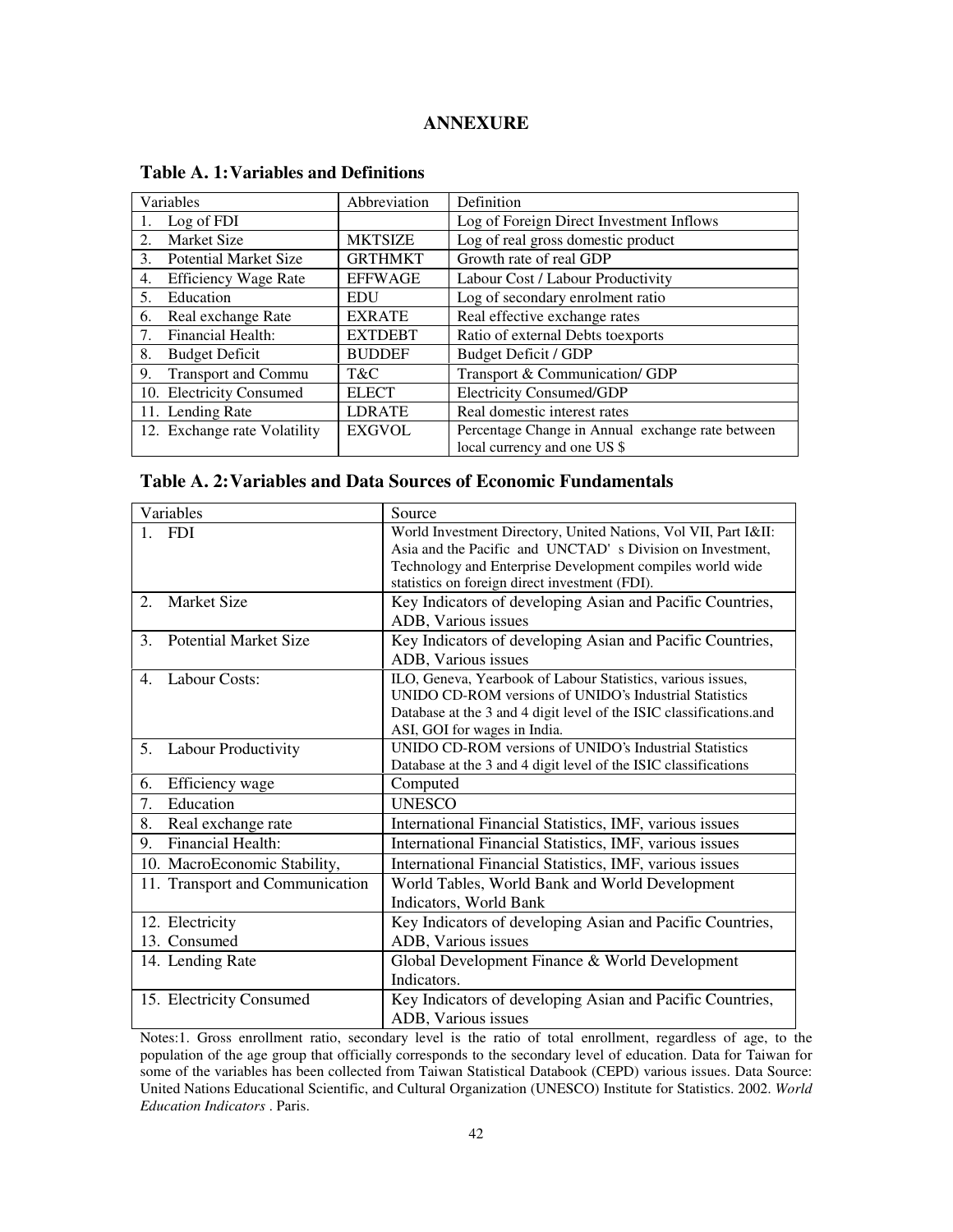# ANNEXURE

## Table A. 1: Variables and Definitions

| Variables | Abbreviation | Definition |
|---|---|---|
| 1. Log of FDI | | Log of Foreign Direct Investment Inflows |
| 2. Market Size | MKTSIZE | Log of real gross domestic product |
| 3. Potential Market Size | GRTHMKT | Growth rate of real GDP |
| 4. Efficiency Wage Rate | EFFWAGE | Labour Cost / Labour Productivity |
| 5. Education | EDU | Log of secondary enrolment ratio |
| 6. Real exchange Rate | EXRATE | Real effective exchange rates |
| 7. Financial Health: | EXTDEBT | Ratio of external Debts toexports |
| 8. Budget Deficit | BUDDEF | Budget Deficit / GDP |
| 9. Transport and Commu | T&C | Transport & Communication/ GDP |
| 10. Electricity Consumed | ELECT | Electricity Consumed/GDP |
| 11. Lending Rate | LDRATE | Real domestic interest rates |
| 12. Exchange rate Volatility | EXGVOL | Percentage Change in Annual exchange rate between local currency and one US $ |

## Table A. 2: Variables and Data Sources of Economic Fundamentals

| Variables | Source |
|---|---|
| 1. FDI | World Investment Directory, United Nations, Vol VII, Part I&II: Asia and the Pacific and UNCTAD' s Division on Investment, Technology and Enterprise Development compiles world wide statistics on foreign direct investment (FDI). |
| 2. Market Size | Key Indicators of developing Asian and Pacific Countries, ADB, Various issues |
| 3. Potential Market Size | Key Indicators of developing Asian and Pacific Countries, ADB, Various issues |
| 4. Labour Costs: | ILO, Geneva, Yearbook of Labour Statistics, various issues, UNIDO CD-ROM versions of UNIDO's Industrial Statistics Database at the 3 and 4 digit level of the ISIC classifications.and ASI, GOI for wages in India. |
| 5. Labour Productivity | UNIDO CD-ROM versions of UNIDO's Industrial Statistics Database at the 3 and 4 digit level of the ISIC classifications |
| 6. Efficiency wage | Computed |
| 7. Education | UNESCO |
| 8. Real exchange rate | International Financial Statistics, IMF, various issues |
| 9. Financial Health: | International Financial Statistics, IMF, various issues |
| 10. MacroEconomic Stability, | International Financial Statistics, IMF, various issues |
| 11. Transport and Communication | World Tables, World Bank and World Development Indicators, World Bank |
| 12. Electricity 13. Consumed | Key Indicators of developing Asian and Pacific Countries, ADB, Various issues |
| 14. Lending Rate | Global Development Finance & World Development Indicators. |
| 15. Electricity Consumed | Key Indicators of developing Asian and Pacific Countries, ADB, Various issues |

Notes:1. Gross enrollment ratio, secondary level is the ratio of total enrollment, regardless of age, to the population of the age group that officially corresponds to the secondary level of education. Data for Taiwan for some of the variables has been collected from Taiwan Statistical Databook (CEPD) various issues. Data Source: United Nations Educational Scientific, and Cultural Organization (UNESCO) Institute for Statistics. 2002. *World Education Indicators* . Paris.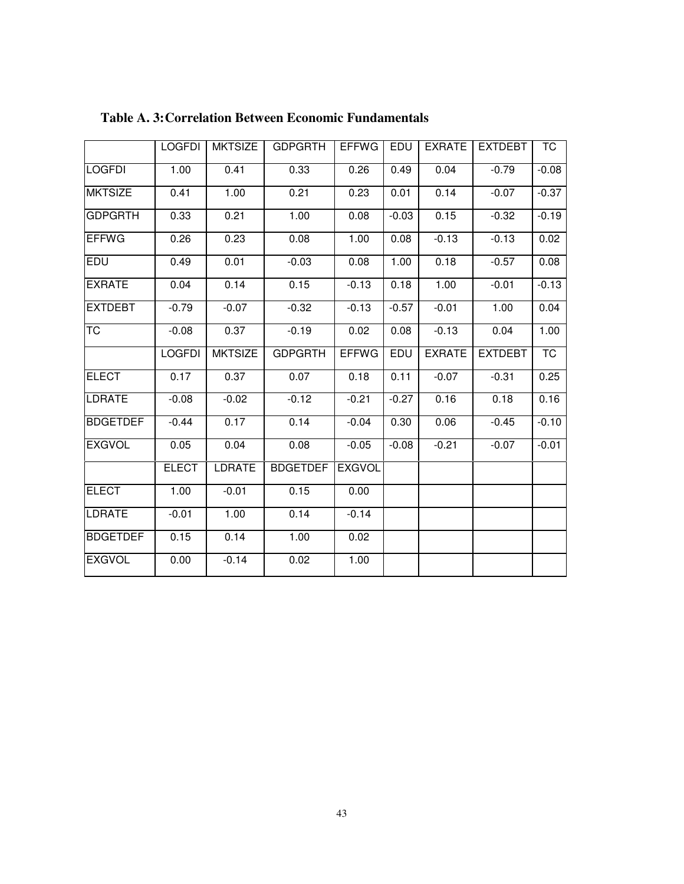**Table A. 3: Correlation Between Economic Fundamentals**

| | LOGFDI | MKTSIZE | GDPGRTH | EFFWG | EDU | EXRATE | EXTDEBT | TC |
|---|---|---|---|---|---|---|---|---|
| LOGFDI | 1.00 | 0.41 | 0.33 | 0.26 | 0.49 | 0.04 | -0.79 | -0.08 |
| MKTSIZE | 0.41 | 1.00 | 0.21 | 0.23 | 0.01 | 0.14 | -0.07 | -0.37 |
| GDPGRTH | 0.33 | 0.21 | 1.00 | 0.08 | -0.03 | 0.15 | -0.32 | -0.19 |
| EFFWG | 0.26 | 0.23 | 0.08 | 1.00 | 0.08 | -0.13 | -0.13 | 0.02 |
| EDU | 0.49 | 0.01 | -0.03 | 0.08 | 1.00 | 0.18 | -0.57 | 0.08 |
| EXRATE | 0.04 | 0.14 | 0.15 | -0.13 | 0.18 | 1.00 | -0.01 | -0.13 |
| EXTDEBT | -0.79 | -0.07 | -0.32 | -0.13 | -0.57 | -0.01 | 1.00 | 0.04 |
| TC | -0.08 | 0.37 | -0.19 | 0.02 | 0.08 | -0.13 | 0.04 | 1.00 |
| | LOGFDI | MKTSIZE | GDPGRTH | EFFWG | EDU | EXRATE | EXTDEBT | TC |
| ELECT | 0.17 | 0.37 | 0.07 | 0.18 | 0.11 | -0.07 | -0.31 | 0.25 |
| LDRATE | -0.08 | -0.02 | -0.12 | -0.21 | -0.27 | 0.16 | 0.18 | 0.16 |
| BDGETDEF | -0.44 | 0.17 | 0.14 | -0.04 | 0.30 | 0.06 | -0.45 | -0.10 |
| EXGVOL | 0.05 | 0.04 | 0.08 | -0.05 | -0.08 | -0.21 | -0.07 | -0.01 |
| | ELECT | LDRATE | BDGETDEF | EXGVOL | | | | |
| ELECT | 1.00 | -0.01 | 0.15 | 0.00 | | | | |
| LDRATE | -0.01 | 1.00 | 0.14 | -0.14 | | | | |
| BDGETDEF | 0.15 | 0.14 | 1.00 | 0.02 | | | | |
| EXGVOL | 0.00 | -0.14 | 0.02 | 1.00 | | | | |